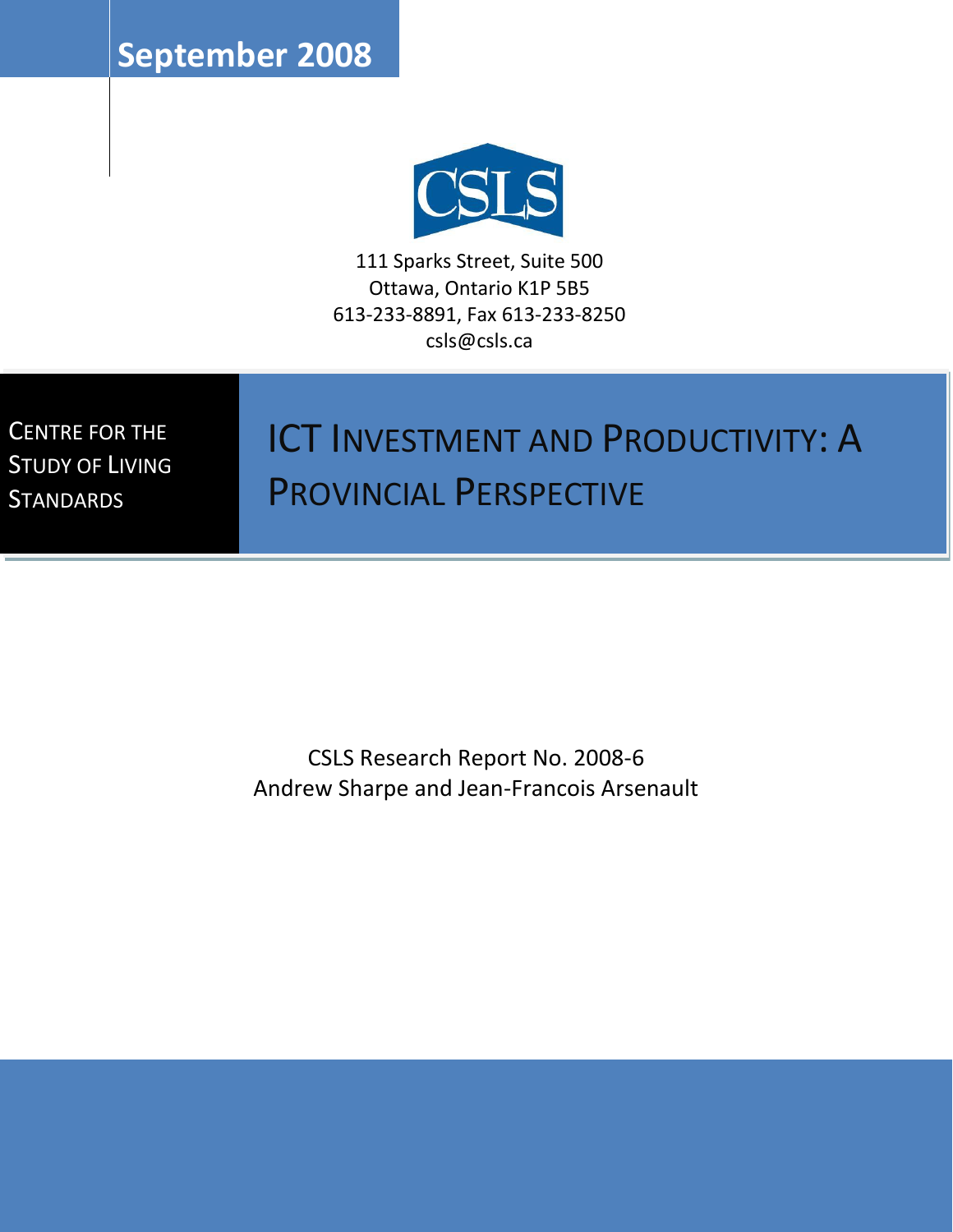September 2008

111 Sparks Street, Suite 500
Ottawa, Ontario K1P 5B5
613-233-8891, Fax 613-233-8250
csls@csls.ca

CENTRE FOR THE STUDY OF LIVING STANDARDS

# ICT INVESTMENT AND PRODUCTIVITY: A PROVINCIAL PERSPECTIVE

CSLS Research Report No. 2008-6
Andrew Sharpe and Jean-Francois Arsenault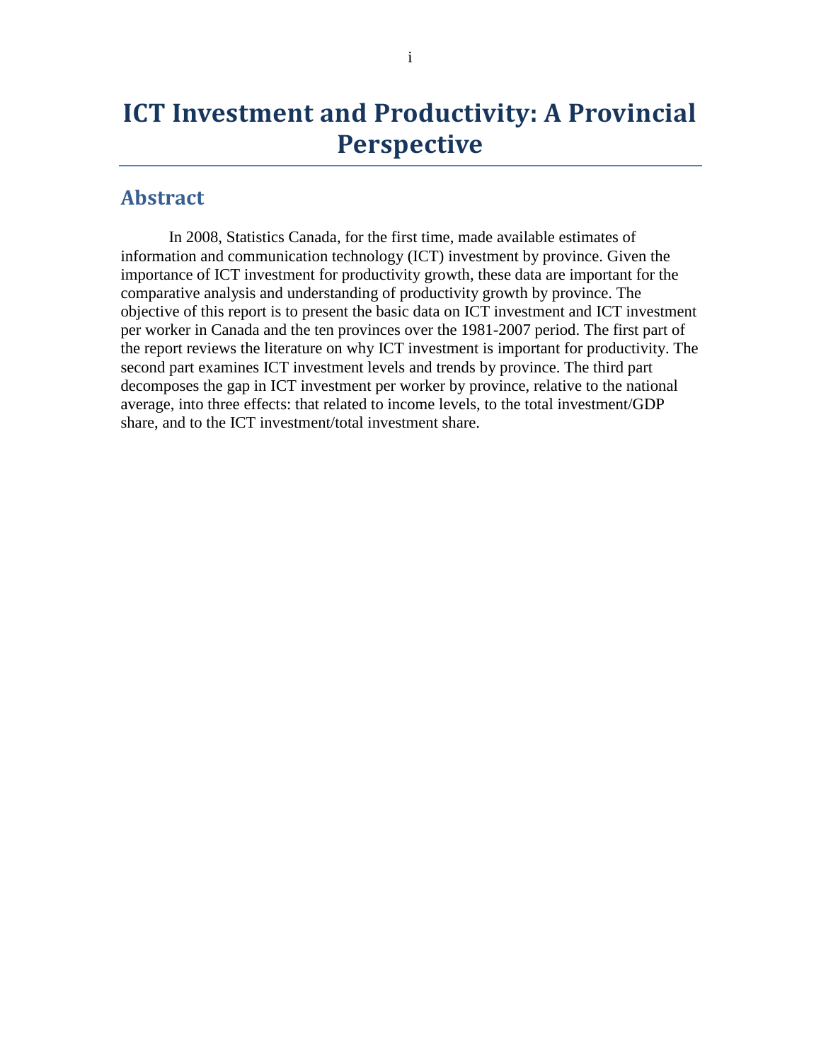# ICT Investment and Productivity: A Provincial Perspective

## Abstract

In 2008, Statistics Canada, for the first time, made available estimates of information and communication technology (ICT) investment by province. Given the importance of ICT investment for productivity growth, these data are important for the comparative analysis and understanding of productivity growth by province. The objective of this report is to present the basic data on ICT investment and ICT investment per worker in Canada and the ten provinces over the 1981-2007 period. The first part of the report reviews the literature on why ICT investment is important for productivity. The second part examines ICT investment levels and trends by province. The third part decomposes the gap in ICT investment per worker by province, relative to the national average, into three effects: that related to income levels, to the total investment/GDP share, and to the ICT investment/total investment share.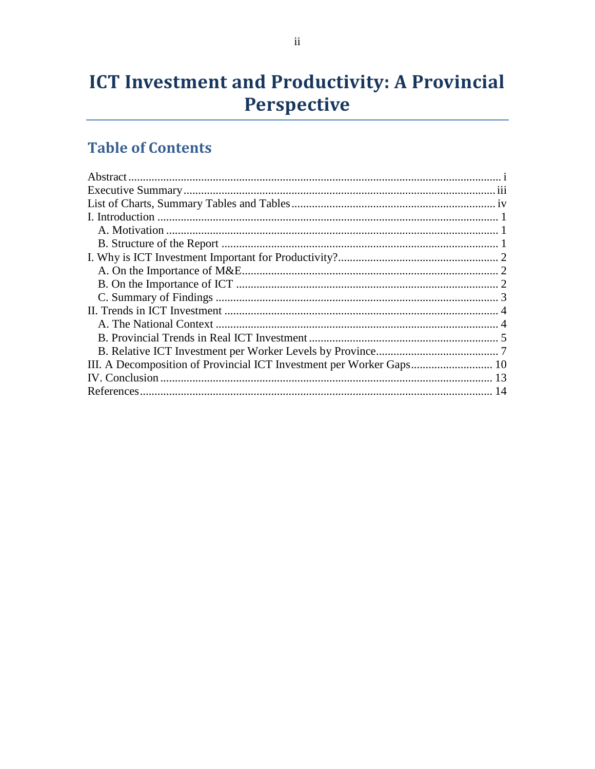# ICT Investment and Productivity: A Provincial Perspective

## Table of Contents

Abstract ..... i
Executive Summary ..... iii
List of Charts, Summary Tables and Tables ..... iv
I. Introduction ..... 1
  A. Motivation ..... 1
  B. Structure of the Report ..... 1
I. Why is ICT Investment Important for Productivity? ..... 2
  A. On the Importance of M&E ..... 2
  B. On the Importance of ICT ..... 2
  C. Summary of Findings ..... 3
II. Trends in ICT Investment ..... 4
  A. The National Context ..... 4
  B. Provincial Trends in Real ICT Investment ..... 5
  B. Relative ICT Investment per Worker Levels by Province ..... 7
III. A Decomposition of Provincial ICT Investment per Worker Gaps ..... 10
IV. Conclusion ..... 13
References ..... 14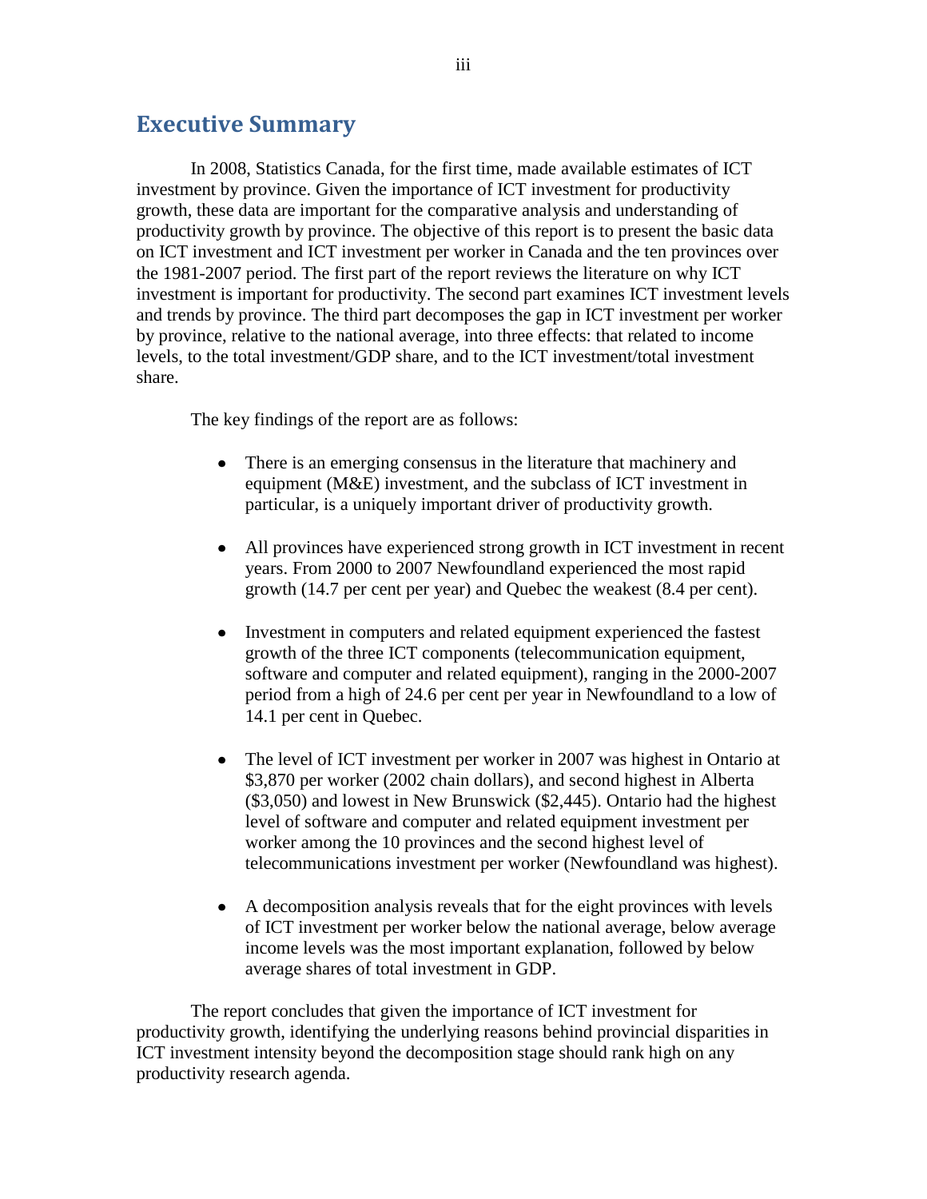## Executive Summary

In 2008, Statistics Canada, for the first time, made available estimates of ICT investment by province. Given the importance of ICT investment for productivity growth, these data are important for the comparative analysis and understanding of productivity growth by province. The objective of this report is to present the basic data on ICT investment and ICT investment per worker in Canada and the ten provinces over the 1981-2007 period. The first part of the report reviews the literature on why ICT investment is important for productivity. The second part examines ICT investment levels and trends by province. The third part decomposes the gap in ICT investment per worker by province, relative to the national average, into three effects: that related to income levels, to the total investment/GDP share, and to the ICT investment/total investment share.

The key findings of the report are as follows:

- There is an emerging consensus in the literature that machinery and equipment (M&E) investment, and the subclass of ICT investment in particular, is a uniquely important driver of productivity growth.

- All provinces have experienced strong growth in ICT investment in recent years. From 2000 to 2007 Newfoundland experienced the most rapid growth (14.7 per cent per year) and Quebec the weakest (8.4 per cent).

- Investment in computers and related equipment experienced the fastest growth of the three ICT components (telecommunication equipment, software and computer and related equipment), ranging in the 2000-2007 period from a high of 24.6 per cent per year in Newfoundland to a low of 14.1 per cent in Quebec.

- The level of ICT investment per worker in 2007 was highest in Ontario at $3,870 per worker (2002 chain dollars), and second highest in Alberta ($3,050) and lowest in New Brunswick ($2,445). Ontario had the highest level of software and computer and related equipment investment per worker among the 10 provinces and the second highest level of telecommunications investment per worker (Newfoundland was highest).

- A decomposition analysis reveals that for the eight provinces with levels of ICT investment per worker below the national average, below average income levels was the most important explanation, followed by below average shares of total investment in GDP.

The report concludes that given the importance of ICT investment for productivity growth, identifying the underlying reasons behind provincial disparities in ICT investment intensity beyond the decomposition stage should rank high on any productivity research agenda.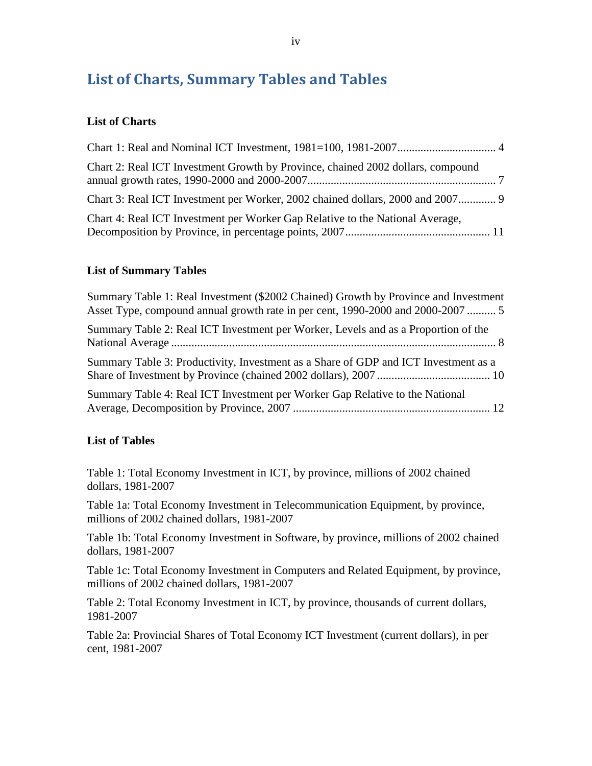# List of Charts, Summary Tables and Tables

### List of Charts

Chart 1: Real and Nominal ICT Investment, 1981=100, 1981-2007.................................. 4

Chart 2: Real ICT Investment Growth by Province, chained 2002 dollars, compound annual growth rates, 1990-2000 and 2000-2007................................................................. 7

Chart 3: Real ICT Investment per Worker, 2002 chained dollars, 2000 and 2007............. 9

Chart 4: Real ICT Investment per Worker Gap Relative to the National Average, Decomposition by Province, in percentage points, 2007................................................. 11

### List of Summary Tables

Summary Table 1: Real Investment ($2002 Chained) Growth by Province and Investment Asset Type, compound annual growth rate in per cent, 1990-2000 and 2000-2007 .......... 5

Summary Table 2: Real ICT Investment per Worker, Levels and as a Proportion of the National Average ................................................................................................................ 8

Summary Table 3: Productivity, Investment as a Share of GDP and ICT Investment as a Share of Investment by Province (chained 2002 dollars), 2007 ....................................... 10

Summary Table 4: Real ICT Investment per Worker Gap Relative to the National Average, Decomposition by Province, 2007 .................................................................... 12

### List of Tables

Table 1: Total Economy Investment in ICT, by province, millions of 2002 chained dollars, 1981-2007

Table 1a: Total Economy Investment in Telecommunication Equipment, by province, millions of 2002 chained dollars, 1981-2007

Table 1b: Total Economy Investment in Software, by province, millions of 2002 chained dollars, 1981-2007

Table 1c: Total Economy Investment in Computers and Related Equipment, by province, millions of 2002 chained dollars, 1981-2007

Table 2: Total Economy Investment in ICT, by province, thousands of current dollars, 1981-2007

Table 2a: Provincial Shares of Total Economy ICT Investment (current dollars), in per cent, 1981-2007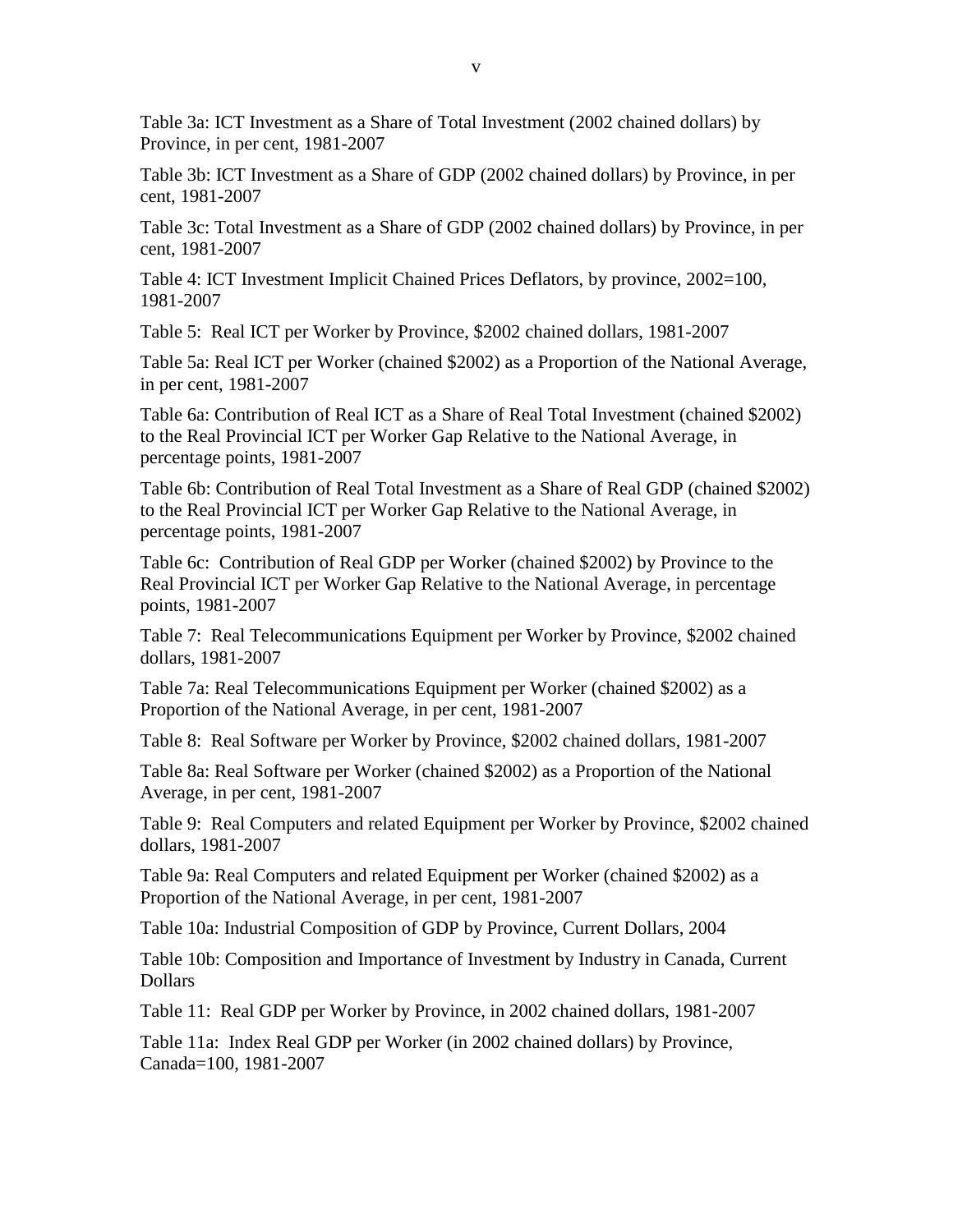Table 3a: ICT Investment as a Share of Total Investment (2002 chained dollars) by Province, in per cent, 1981-2007

Table 3b: ICT Investment as a Share of GDP (2002 chained dollars) by Province, in per cent, 1981-2007

Table 3c: Total Investment as a Share of GDP (2002 chained dollars) by Province, in per cent, 1981-2007

Table 4: ICT Investment Implicit Chained Prices Deflators, by province, 2002=100, 1981-2007

Table 5: Real ICT per Worker by Province, $2002 chained dollars, 1981-2007

Table 5a: Real ICT per Worker (chained $2002) as a Proportion of the National Average, in per cent, 1981-2007

Table 6a: Contribution of Real ICT as a Share of Real Total Investment (chained $2002) to the Real Provincial ICT per Worker Gap Relative to the National Average, in percentage points, 1981-2007

Table 6b: Contribution of Real Total Investment as a Share of Real GDP (chained $2002) to the Real Provincial ICT per Worker Gap Relative to the National Average, in percentage points, 1981-2007

Table 6c: Contribution of Real GDP per Worker (chained $2002) by Province to the Real Provincial ICT per Worker Gap Relative to the National Average, in percentage points, 1981-2007

Table 7: Real Telecommunications Equipment per Worker by Province, $2002 chained dollars, 1981-2007

Table 7a: Real Telecommunications Equipment per Worker (chained $2002) as a Proportion of the National Average, in per cent, 1981-2007

Table 8: Real Software per Worker by Province, $2002 chained dollars, 1981-2007

Table 8a: Real Software per Worker (chained $2002) as a Proportion of the National Average, in per cent, 1981-2007

Table 9: Real Computers and related Equipment per Worker by Province, $2002 chained dollars, 1981-2007

Table 9a: Real Computers and related Equipment per Worker (chained $2002) as a Proportion of the National Average, in per cent, 1981-2007

Table 10a: Industrial Composition of GDP by Province, Current Dollars, 2004

Table 10b: Composition and Importance of Investment by Industry in Canada, Current Dollars

Table 11: Real GDP per Worker by Province, in 2002 chained dollars, 1981-2007

Table 11a: Index Real GDP per Worker (in 2002 chained dollars) by Province, Canada=100, 1981-2007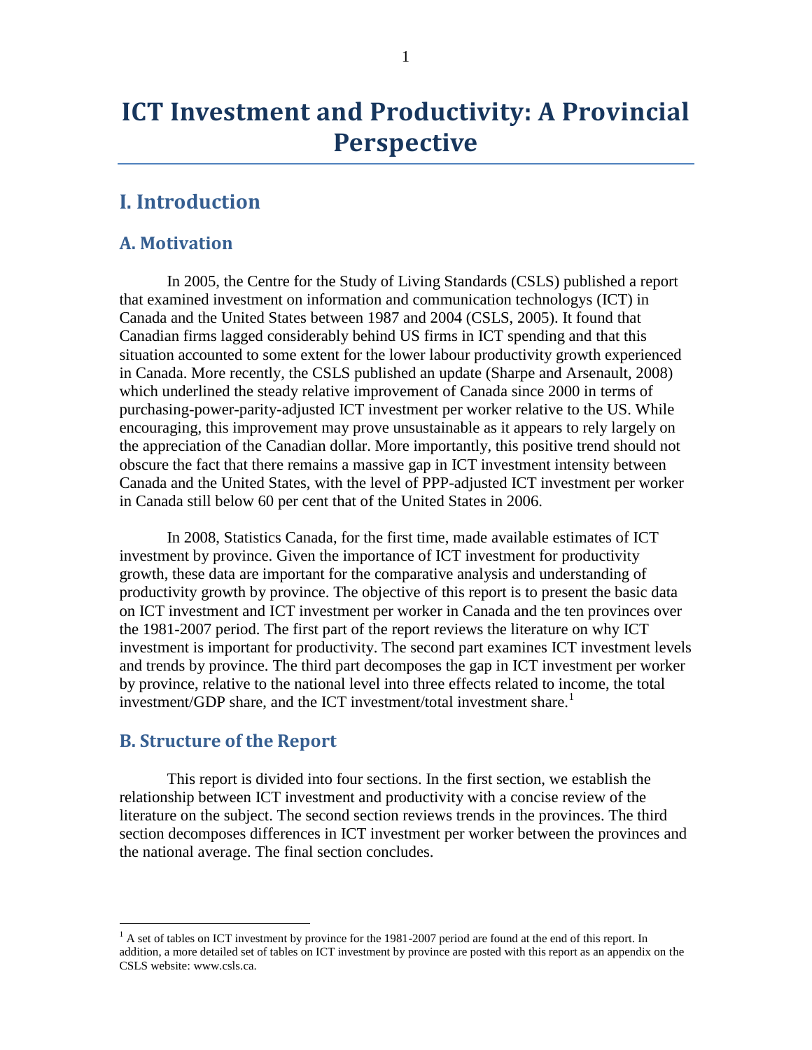# ICT Investment and Productivity: A Provincial Perspective

## I. Introduction

### A. Motivation

In 2005, the Centre for the Study of Living Standards (CSLS) published a report that examined investment on information and communication technologys (ICT) in Canada and the United States between 1987 and 2004 (CSLS, 2005). It found that Canadian firms lagged considerably behind US firms in ICT spending and that this situation accounted to some extent for the lower labour productivity growth experienced in Canada. More recently, the CSLS published an update (Sharpe and Arsenault, 2008) which underlined the steady relative improvement of Canada since 2000 in terms of purchasing-power-parity-adjusted ICT investment per worker relative to the US. While encouraging, this improvement may prove unsustainable as it appears to rely largely on the appreciation of the Canadian dollar. More importantly, this positive trend should not obscure the fact that there remains a massive gap in ICT investment intensity between Canada and the United States, with the level of PPP-adjusted ICT investment per worker in Canada still below 60 per cent that of the United States in 2006.

In 2008, Statistics Canada, for the first time, made available estimates of ICT investment by province. Given the importance of ICT investment for productivity growth, these data are important for the comparative analysis and understanding of productivity growth by province. The objective of this report is to present the basic data on ICT investment and ICT investment per worker in Canada and the ten provinces over the 1981-2007 period. The first part of the report reviews the literature on why ICT investment is important for productivity. The second part examines ICT investment levels and trends by province. The third part decomposes the gap in ICT investment per worker by province, relative to the national level into three effects related to income, the total investment/GDP share, and the ICT investment/total investment share.[1]

### B. Structure of the Report

This report is divided into four sections. In the first section, we establish the relationship between ICT investment and productivity with a concise review of the literature on the subject. The second section reviews trends in the provinces. The third section decomposes differences in ICT investment per worker between the provinces and the national average. The final section concludes.

[1] A set of tables on ICT investment by province for the 1981-2007 period are found at the end of this report. In addition, a more detailed set of tables on ICT investment by province are posted with this report as an appendix on the CSLS website: www.csls.ca.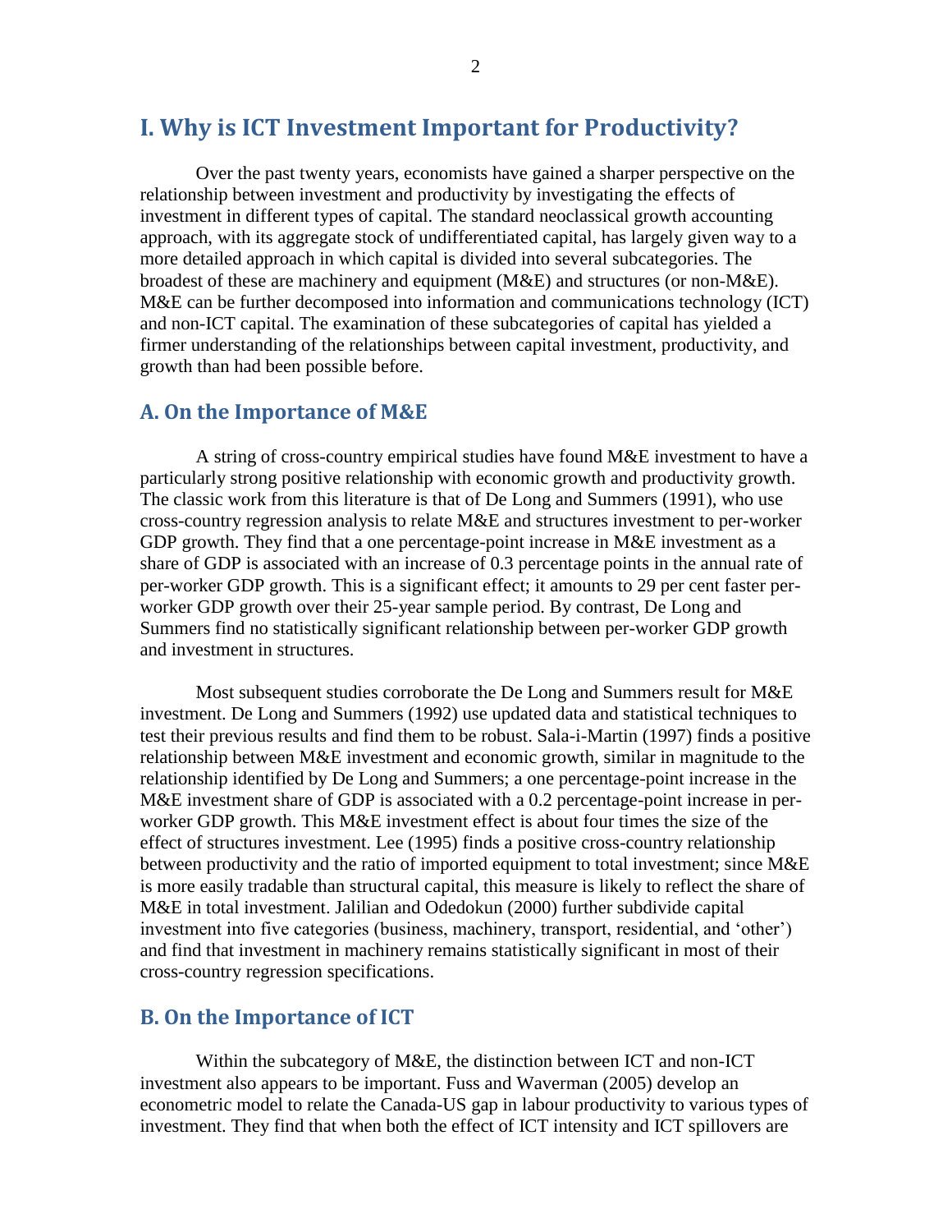# I. Why is ICT Investment Important for Productivity?

Over the past twenty years, economists have gained a sharper perspective on the relationship between investment and productivity by investigating the effects of investment in different types of capital. The standard neoclassical growth accounting approach, with its aggregate stock of undifferentiated capital, has largely given way to a more detailed approach in which capital is divided into several subcategories. The broadest of these are machinery and equipment (M&E) and structures (or non-M&E). M&E can be further decomposed into information and communications technology (ICT) and non-ICT capital. The examination of these subcategories of capital has yielded a firmer understanding of the relationships between capital investment, productivity, and growth than had been possible before.

## A. On the Importance of M&E

A string of cross-country empirical studies have found M&E investment to have a particularly strong positive relationship with economic growth and productivity growth. The classic work from this literature is that of De Long and Summers (1991), who use cross-country regression analysis to relate M&E and structures investment to per-worker GDP growth. They find that a one percentage-point increase in M&E investment as a share of GDP is associated with an increase of 0.3 percentage points in the annual rate of per-worker GDP growth. This is a significant effect; it amounts to 29 per cent faster per-worker GDP growth over their 25-year sample period. By contrast, De Long and Summers find no statistically significant relationship between per-worker GDP growth and investment in structures.

Most subsequent studies corroborate the De Long and Summers result for M&E investment. De Long and Summers (1992) use updated data and statistical techniques to test their previous results and find them to be robust. Sala-i-Martin (1997) finds a positive relationship between M&E investment and economic growth, similar in magnitude to the relationship identified by De Long and Summers; a one percentage-point increase in the M&E investment share of GDP is associated with a 0.2 percentage-point increase in per-worker GDP growth. This M&E investment effect is about four times the size of the effect of structures investment. Lee (1995) finds a positive cross-country relationship between productivity and the ratio of imported equipment to total investment; since M&E is more easily tradable than structural capital, this measure is likely to reflect the share of M&E in total investment. Jalilian and Odedokun (2000) further subdivide capital investment into five categories (business, machinery, transport, residential, and 'other') and find that investment in machinery remains statistically significant in most of their cross-country regression specifications.

## B. On the Importance of ICT

Within the subcategory of M&E, the distinction between ICT and non-ICT investment also appears to be important. Fuss and Waverman (2005) develop an econometric model to relate the Canada-US gap in labour productivity to various types of investment. They find that when both the effect of ICT intensity and ICT spillovers are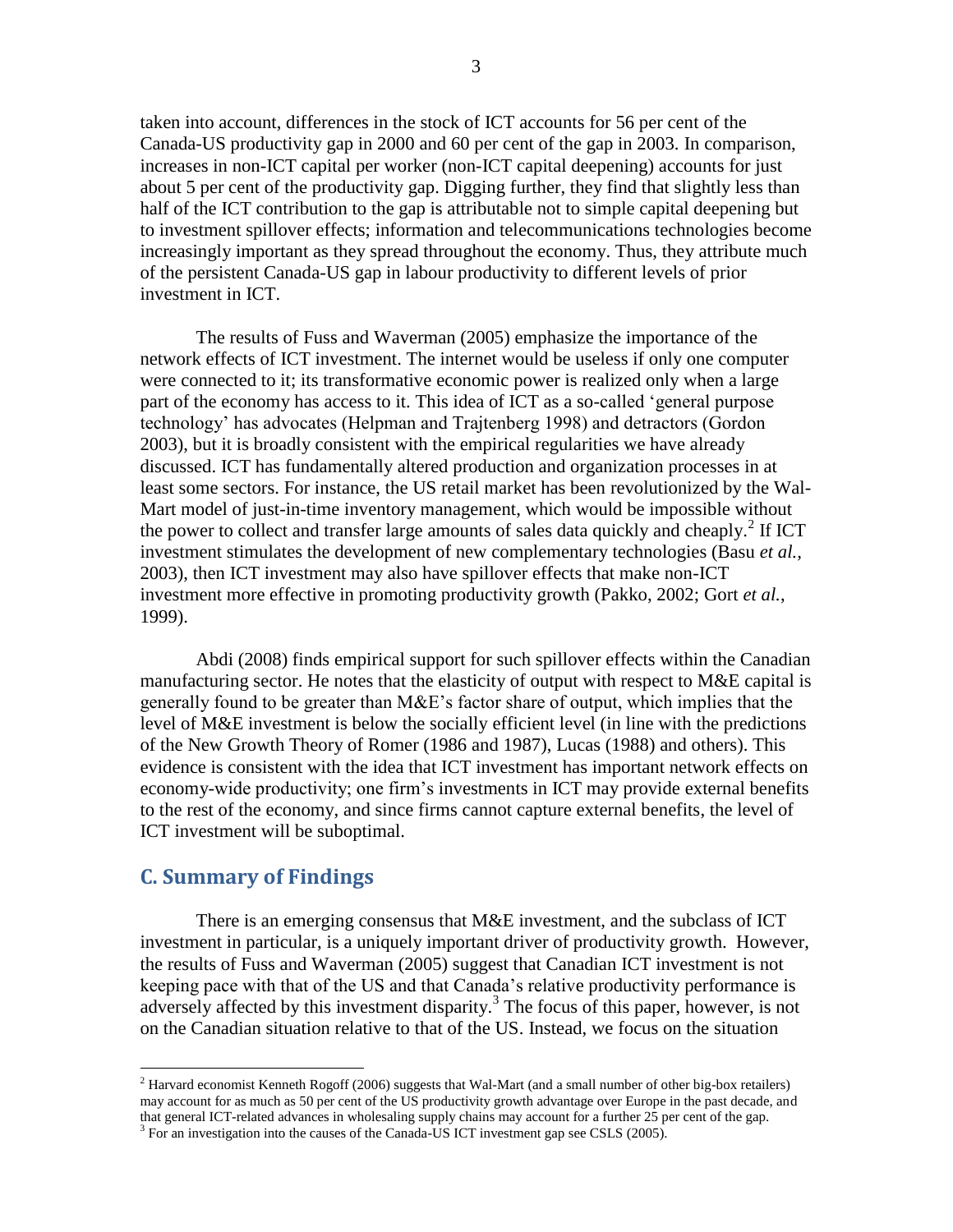taken into account, differences in the stock of ICT accounts for 56 per cent of the Canada-US productivity gap in 2000 and 60 per cent of the gap in 2003. In comparison, increases in non-ICT capital per worker (non-ICT capital deepening) accounts for just about 5 per cent of the productivity gap. Digging further, they find that slightly less than half of the ICT contribution to the gap is attributable not to simple capital deepening but to investment spillover effects; information and telecommunications technologies become increasingly important as they spread throughout the economy. Thus, they attribute much of the persistent Canada-US gap in labour productivity to different levels of prior investment in ICT.

The results of Fuss and Waverman (2005) emphasize the importance of the network effects of ICT investment. The internet would be useless if only one computer were connected to it; its transformative economic power is realized only when a large part of the economy has access to it. This idea of ICT as a so-called 'general purpose technology' has advocates (Helpman and Trajtenberg 1998) and detractors (Gordon 2003), but it is broadly consistent with the empirical regularities we have already discussed. ICT has fundamentally altered production and organization processes in at least some sectors. For instance, the US retail market has been revolutionized by the Wal-Mart model of just-in-time inventory management, which would be impossible without the power to collect and transfer large amounts of sales data quickly and cheaply.[2] If ICT investment stimulates the development of new complementary technologies (Basu *et al.*, 2003), then ICT investment may also have spillover effects that make non-ICT investment more effective in promoting productivity growth (Pakko, 2002; Gort *et al.*, 1999).

Abdi (2008) finds empirical support for such spillover effects within the Canadian manufacturing sector. He notes that the elasticity of output with respect to M&E capital is generally found to be greater than M&E's factor share of output, which implies that the level of M&E investment is below the socially efficient level (in line with the predictions of the New Growth Theory of Romer (1986 and 1987), Lucas (1988) and others). This evidence is consistent with the idea that ICT investment has important network effects on economy-wide productivity; one firm's investments in ICT may provide external benefits to the rest of the economy, and since firms cannot capture external benefits, the level of ICT investment will be suboptimal.

## C. Summary of Findings

There is an emerging consensus that M&E investment, and the subclass of ICT investment in particular, is a uniquely important driver of productivity growth. However, the results of Fuss and Waverman (2005) suggest that Canadian ICT investment is not keeping pace with that of the US and that Canada's relative productivity performance is adversely affected by this investment disparity.[3] The focus of this paper, however, is not on the Canadian situation relative to that of the US. Instead, we focus on the situation

---

[2] Harvard economist Kenneth Rogoff (2006) suggests that Wal-Mart (and a small number of other big-box retailers) may account for as much as 50 per cent of the US productivity growth advantage over Europe in the past decade, and that general ICT-related advances in wholesaling supply chains may account for a further 25 per cent of the gap.

[3] For an investigation into the causes of the Canada-US ICT investment gap see CSLS (2005).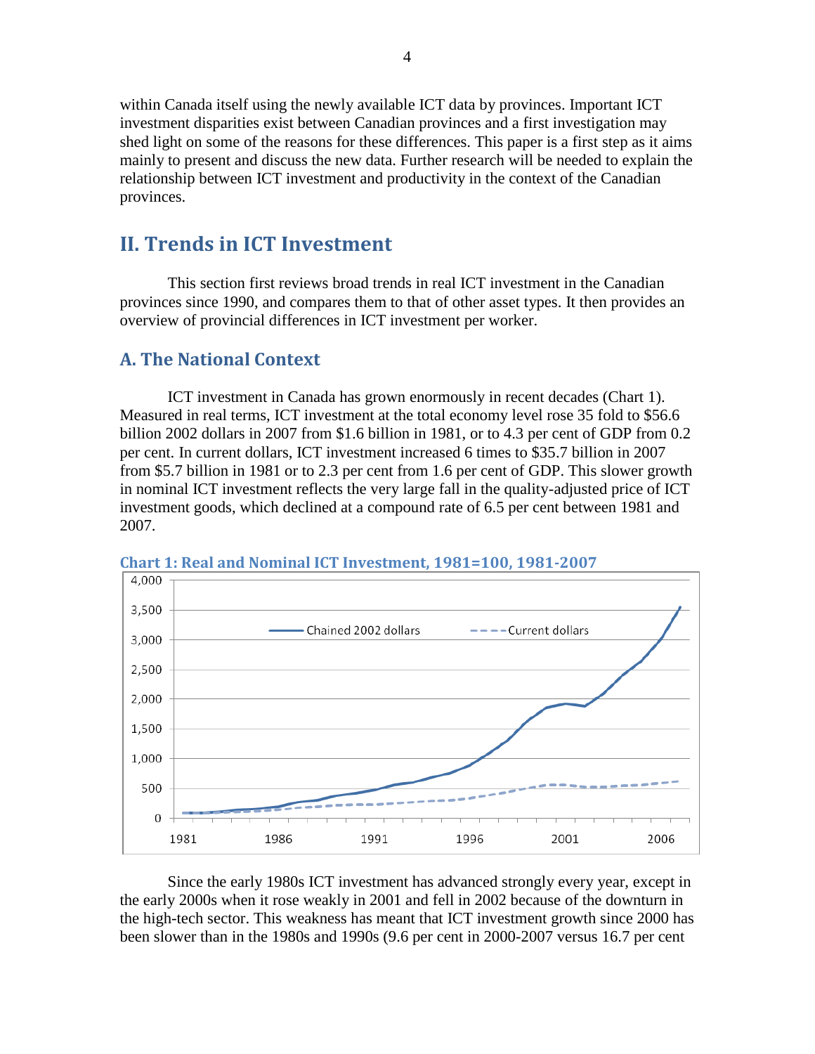within Canada itself using the newly available ICT data by provinces. Important ICT investment disparities exist between Canadian provinces and a first investigation may shed light on some of the reasons for these differences. This paper is a first step as it aims mainly to present and discuss the new data. Further research will be needed to explain the relationship between ICT investment and productivity in the context of the Canadian provinces.

## II. Trends in ICT Investment

This section first reviews broad trends in real ICT investment in the Canadian provinces since 1990, and compares them to that of other asset types. It then provides an overview of provincial differences in ICT investment per worker.

### A. The National Context

ICT investment in Canada has grown enormously in recent decades (Chart 1). Measured in real terms, ICT investment at the total economy level rose 35 fold to $56.6 billion 2002 dollars in 2007 from $1.6 billion in 1981, or to 4.3 per cent of GDP from 0.2 per cent. In current dollars, ICT investment increased 6 times to $35.7 billion in 2007 from $5.7 billion in 1981 or to 2.3 per cent from 1.6 per cent of GDP. This slower growth in nominal ICT investment reflects the very large fall in the quality-adjusted price of ICT investment goods, which declined at a compound rate of 6.5 per cent between 1981 and 2007.

**Chart 1: Real and Nominal ICT Investment, 1981=100, 1981-2007**

Since the early 1980s ICT investment has advanced strongly every year, except in the early 2000s when it rose weakly in 2001 and fell in 2002 because of the downturn in the high-tech sector. This weakness has meant that ICT investment growth since 2000 has been slower than in the 1980s and 1990s (9.6 per cent in 2000-2007 versus 16.7 per cent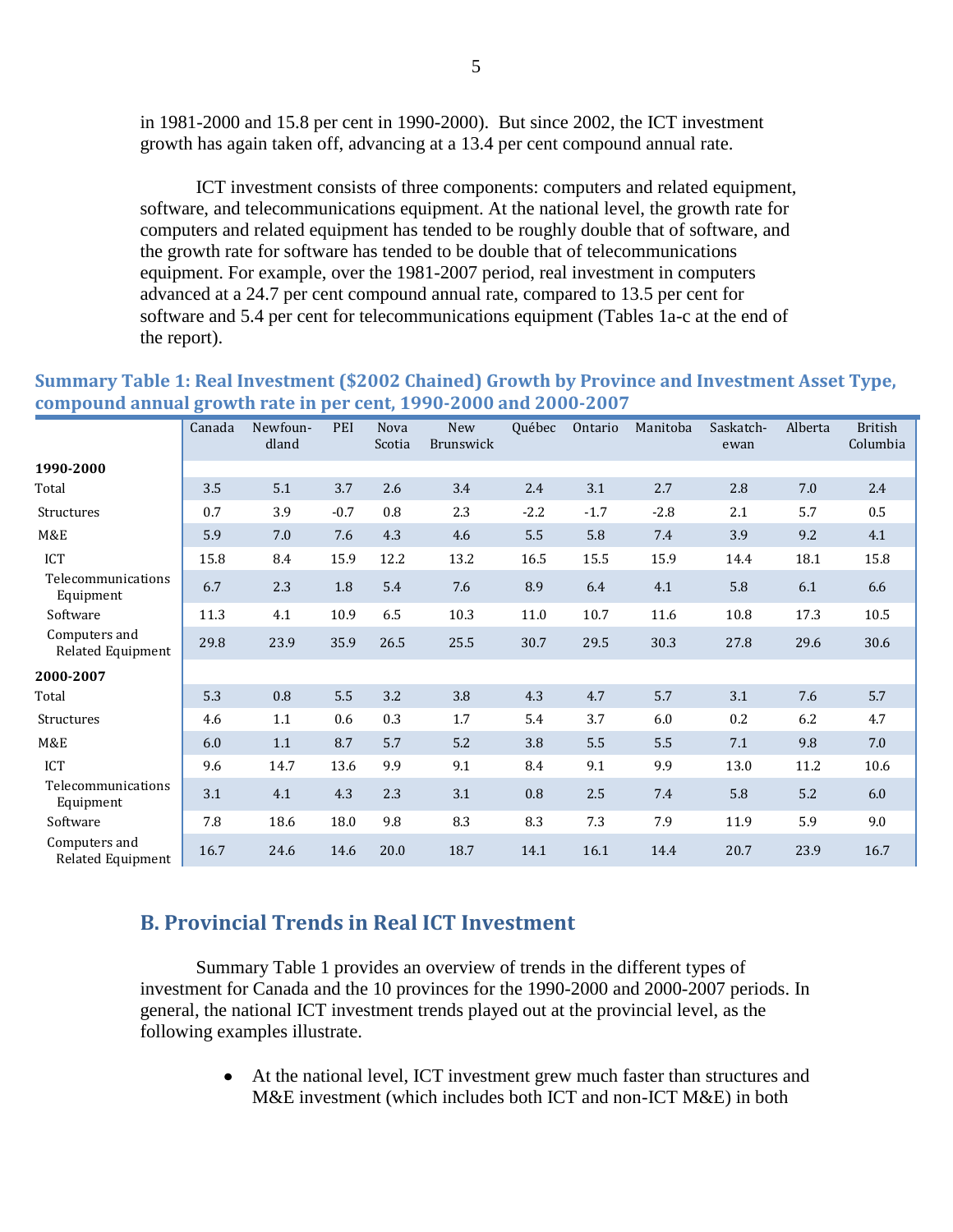in 1981-2000 and 15.8 per cent in 1990-2000). But since 2002, the ICT investment growth has again taken off, advancing at a 13.4 per cent compound annual rate.

ICT investment consists of three components: computers and related equipment, software, and telecommunications equipment. At the national level, the growth rate for computers and related equipment has tended to be roughly double that of software, and the growth rate for software has tended to be double that of telecommunications equipment. For example, over the 1981-2007 period, real investment in computers advanced at a 24.7 per cent compound annual rate, compared to 13.5 per cent for software and 5.4 per cent for telecommunications equipment (Tables 1a-c at the end of the report).

**Summary Table 1: Real Investment ($2002 Chained) Growth by Province and Investment Asset Type, compound annual growth rate in per cent, 1990-2000 and 2000-2007**

| | Canada | Newfoundland | PEI | Nova Scotia | New Brunswick | Québec | Ontario | Manitoba | Saskatchewan | Alberta | British Columbia |
|---|---|---|---|---|---|---|---|---|---|---|---|
| **1990-2000** | | | | | | | | | | | |
| Total | 3.5 | 5.1 | 3.7 | 2.6 | 3.4 | 2.4 | 3.1 | 2.7 | 2.8 | 7.0 | 2.4 |
| Structures | 0.7 | 3.9 | -0.7 | 0.8 | 2.3 | -2.2 | -1.7 | -2.8 | 2.1 | 5.7 | 0.5 |
| M&E | 5.9 | 7.0 | 7.6 | 4.3 | 4.6 | 5.5 | 5.8 | 7.4 | 3.9 | 9.2 | 4.1 |
| ICT | 15.8 | 8.4 | 15.9 | 12.2 | 13.2 | 16.5 | 15.5 | 15.9 | 14.4 | 18.1 | 15.8 |
| Telecommunications Equipment | 6.7 | 2.3 | 1.8 | 5.4 | 7.6 | 8.9 | 6.4 | 4.1 | 5.8 | 6.1 | 6.6 |
| Software | 11.3 | 4.1 | 10.9 | 6.5 | 10.3 | 11.0 | 10.7 | 11.6 | 10.8 | 17.3 | 10.5 |
| Computers and Related Equipment | 29.8 | 23.9 | 35.9 | 26.5 | 25.5 | 30.7 | 29.5 | 30.3 | 27.8 | 29.6 | 30.6 |
| **2000-2007** | | | | | | | | | | | |
| Total | 5.3 | 0.8 | 5.5 | 3.2 | 3.8 | 4.3 | 4.7 | 5.7 | 3.1 | 7.6 | 5.7 |
| Structures | 4.6 | 1.1 | 0.6 | 0.3 | 1.7 | 5.4 | 3.7 | 6.0 | 0.2 | 6.2 | 4.7 |
| M&E | 6.0 | 1.1 | 8.7 | 5.7 | 5.2 | 3.8 | 5.5 | 5.5 | 7.1 | 9.8 | 7.0 |
| ICT | 9.6 | 14.7 | 13.6 | 9.9 | 9.1 | 8.4 | 9.1 | 9.9 | 13.0 | 11.2 | 10.6 |
| Telecommunications Equipment | 3.1 | 4.1 | 4.3 | 2.3 | 3.1 | 0.8 | 2.5 | 7.4 | 5.8 | 5.2 | 6.0 |
| Software | 7.8 | 18.6 | 18.0 | 9.8 | 8.3 | 8.3 | 7.3 | 7.9 | 11.9 | 5.9 | 9.0 |
| Computers and Related Equipment | 16.7 | 24.6 | 14.6 | 20.0 | 18.7 | 14.1 | 16.1 | 14.4 | 20.7 | 23.9 | 16.7 |

## B. Provincial Trends in Real ICT Investment

Summary Table 1 provides an overview of trends in the different types of investment for Canada and the 10 provinces for the 1990-2000 and 2000-2007 periods. In general, the national ICT investment trends played out at the provincial level, as the following examples illustrate.

- At the national level, ICT investment grew much faster than structures and M&E investment (which includes both ICT and non-ICT M&E) in both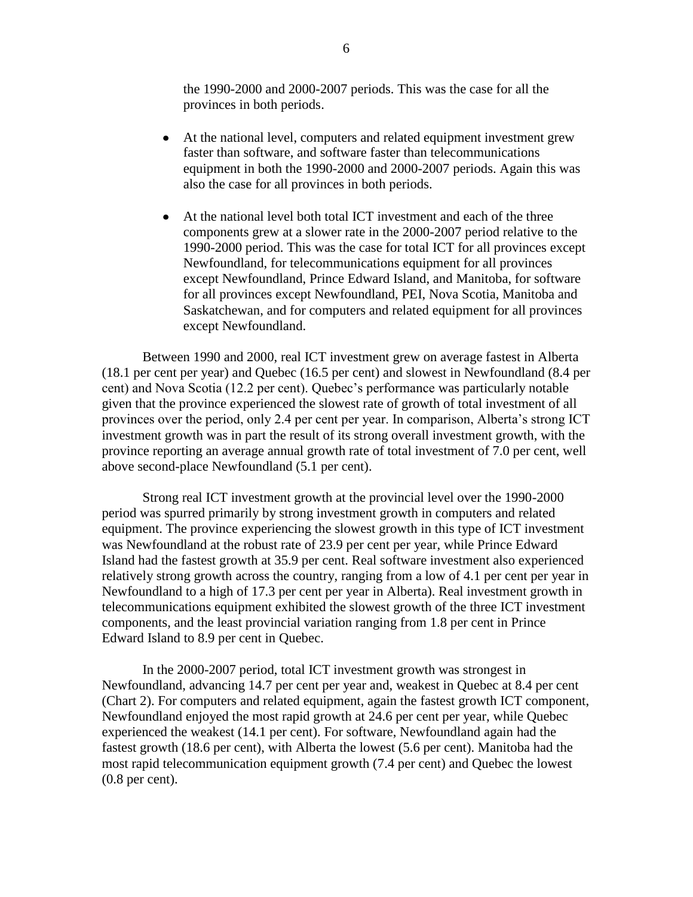the 1990-2000 and 2000-2007 periods. This was the case for all the provinces in both periods.

- At the national level, computers and related equipment investment grew faster than software, and software faster than telecommunications equipment in both the 1990-2000 and 2000-2007 periods. Again this was also the case for all provinces in both periods.

- At the national level both total ICT investment and each of the three components grew at a slower rate in the 2000-2007 period relative to the 1990-2000 period. This was the case for total ICT for all provinces except Newfoundland, for telecommunications equipment for all provinces except Newfoundland, Prince Edward Island, and Manitoba, for software for all provinces except Newfoundland, PEI, Nova Scotia, Manitoba and Saskatchewan, and for computers and related equipment for all provinces except Newfoundland.

Between 1990 and 2000, real ICT investment grew on average fastest in Alberta (18.1 per cent per year) and Quebec (16.5 per cent) and slowest in Newfoundland (8.4 per cent) and Nova Scotia (12.2 per cent). Quebec's performance was particularly notable given that the province experienced the slowest rate of growth of total investment of all provinces over the period, only 2.4 per cent per year. In comparison, Alberta's strong ICT investment growth was in part the result of its strong overall investment growth, with the province reporting an average annual growth rate of total investment of 7.0 per cent, well above second-place Newfoundland (5.1 per cent).

Strong real ICT investment growth at the provincial level over the 1990-2000 period was spurred primarily by strong investment growth in computers and related equipment. The province experiencing the slowest growth in this type of ICT investment was Newfoundland at the robust rate of 23.9 per cent per year, while Prince Edward Island had the fastest growth at 35.9 per cent. Real software investment also experienced relatively strong growth across the country, ranging from a low of 4.1 per cent per year in Newfoundland to a high of 17.3 per cent per year in Alberta). Real investment growth in telecommunications equipment exhibited the slowest growth of the three ICT investment components, and the least provincial variation ranging from 1.8 per cent in Prince Edward Island to 8.9 per cent in Quebec.

In the 2000-2007 period, total ICT investment growth was strongest in Newfoundland, advancing 14.7 per cent per year and, weakest in Quebec at 8.4 per cent (Chart 2). For computers and related equipment, again the fastest growth ICT component, Newfoundland enjoyed the most rapid growth at 24.6 per cent per year, while Quebec experienced the weakest (14.1 per cent). For software, Newfoundland again had the fastest growth (18.6 per cent), with Alberta the lowest (5.6 per cent). Manitoba had the most rapid telecommunication equipment growth (7.4 per cent) and Quebec the lowest (0.8 per cent).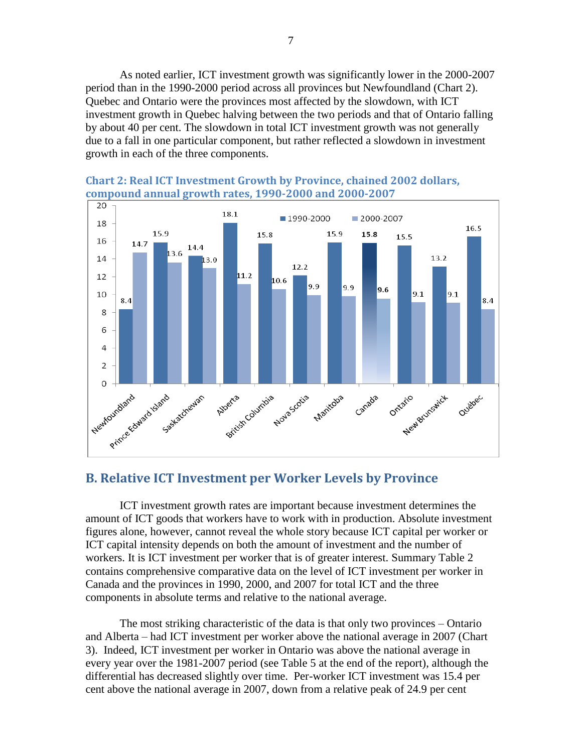As noted earlier, ICT investment growth was significantly lower in the 2000-2007 period than in the 1990-2000 period across all provinces but Newfoundland (Chart 2). Quebec and Ontario were the provinces most affected by the slowdown, with ICT investment growth in Quebec halving between the two periods and that of Ontario falling by about 40 per cent. The slowdown in total ICT investment growth was not generally due to a fall in one particular component, but rather reflected a slowdown in investment growth in each of the three components.

**Chart 2: Real ICT Investment Growth by Province, chained 2002 dollars, compound annual growth rates, 1990-2000 and 2000-2007**

| | 1990-2000 | 2000-2007 |
|---|---|---|
| Newfoundland | 8.4 | 14.7 |
| Prince Edward Island | 15.9 | 13.6 |
| Saskatchewan | 14.4 | 13.0 |
| Alberta | 18.1 | 11.2 |
| British Columbia | 15.8 | 10.6 |
| Nova Scotia | 12.2 | 9.9 |
| Manitoba | 15.9 | 9.9 |
| Canada | 15.8 | 9.6 |
| Ontario | 15.5 | 9.1 |
| New Brunswick | 13.2 | 9.1 |
| Québec | 16.5 | 8.4 |

## B. Relative ICT Investment per Worker Levels by Province

ICT investment growth rates are important because investment determines the amount of ICT goods that workers have to work with in production. Absolute investment figures alone, however, cannot reveal the whole story because ICT capital per worker or ICT capital intensity depends on both the amount of investment and the number of workers. It is ICT investment per worker that is of greater interest. Summary Table 2 contains comprehensive comparative data on the level of ICT investment per worker in Canada and the provinces in 1990, 2000, and 2007 for total ICT and the three components in absolute terms and relative to the national average.

The most striking characteristic of the data is that only two provinces – Ontario and Alberta – had ICT investment per worker above the national average in 2007 (Chart 3). Indeed, ICT investment per worker in Ontario was above the national average in every year over the 1981-2007 period (see Table 5 at the end of the report), although the differential has decreased slightly over time. Per-worker ICT investment was 15.4 per cent above the national average in 2007, down from a relative peak of 24.9 per cent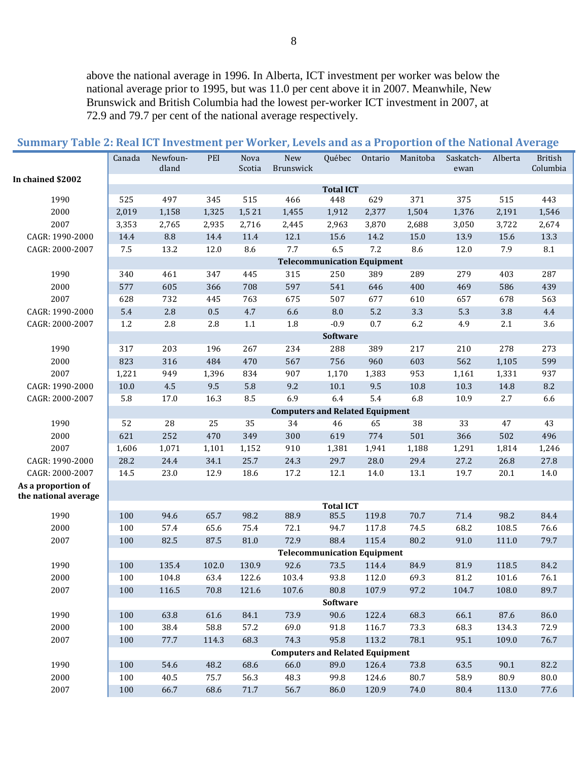above the national average in 1996. In Alberta, ICT investment per worker was below the national average prior to 1995, but was 11.0 per cent above it in 2007. Meanwhile, New Brunswick and British Columbia had the lowest per-worker ICT investment in 2007, at 72.9 and 79.7 per cent of the national average respectively.

**Summary Table 2: Real ICT Investment per Worker, Levels and as a Proportion of the National Average**

| | Canada | Newfoundland | PEI | Nova Scotia | New Brunswick | Québec | Ontario | Manitoba | Saskatchewan | Alberta | British Columbia |
|---|---|---|---|---|---|---|---|---|---|---|---|
| **In chained $2002** | | | | | | | | | | | |
| | | | | | | **Total ICT** | | | | | |
| 1990 | 525 | 497 | 345 | 515 | 466 | 448 | 629 | 371 | 375 | 515 | 443 |
| 2000 | 2,019 | 1,158 | 1,325 | 1,5 21 | 1,455 | 1,912 | 2,377 | 1,504 | 1,376 | 2,191 | 1,546 |
| 2007 | 3,353 | 2,765 | 2,935 | 2,716 | 2,445 | 2,963 | 3,870 | 2,688 | 3,050 | 3,722 | 2,674 |
| CAGR: 1990-2000 | 14.4 | 8.8 | 14.4 | 11.4 | 12.1 | 15.6 | 14.2 | 15.0 | 13.9 | 15.6 | 13.3 |
| CAGR: 2000-2007 | 7.5 | 13.2 | 12.0 | 8.6 | 7.7 | 6.5 | 7.2 | 8.6 | 12.0 | 7.9 | 8.1 |
| | | | | | | **Telecommunication Equipment** | | | | | |
| 1990 | 340 | 461 | 347 | 445 | 315 | 250 | 389 | 289 | 279 | 403 | 287 |
| 2000 | 577 | 605 | 366 | 708 | 597 | 541 | 646 | 400 | 469 | 586 | 439 |
| 2007 | 628 | 732 | 445 | 763 | 675 | 507 | 677 | 610 | 657 | 678 | 563 |
| CAGR: 1990-2000 | 5.4 | 2.8 | 0.5 | 4.7 | 6.6 | 8.0 | 5.2 | 3.3 | 5.3 | 3.8 | 4.4 |
| CAGR: 2000-2007 | 1.2 | 2.8 | 2.8 | 1.1 | 1.8 | -0.9 | 0.7 | 6.2 | 4.9 | 2.1 | 3.6 |
| | | | | | | **Software** | | | | | |
| 1990 | 317 | 203 | 196 | 267 | 234 | 288 | 389 | 217 | 210 | 278 | 273 |
| 2000 | 823 | 316 | 484 | 470 | 567 | 756 | 960 | 603 | 562 | 1,105 | 599 |
| 2007 | 1,221 | 949 | 1,396 | 834 | 907 | 1,170 | 1,383 | 953 | 1,161 | 1,331 | 937 |
| CAGR: 1990-2000 | 10.0 | 4.5 | 9.5 | 5.8 | 9.2 | 10.1 | 9.5 | 10.8 | 10.3 | 14.8 | 8.2 |
| CAGR: 2000-2007 | 5.8 | 17.0 | 16.3 | 8.5 | 6.9 | 6.4 | 5.4 | 6.8 | 10.9 | 2.7 | 6.6 |
| | | | | | | **Computers and Related Equipment** | | | | | |
| 1990 | 52 | 28 | 25 | 35 | 34 | 46 | 65 | 38 | 33 | 47 | 43 |
| 2000 | 621 | 252 | 470 | 349 | 300 | 619 | 774 | 501 | 366 | 502 | 496 |
| 2007 | 1,606 | 1,071 | 1,101 | 1,152 | 910 | 1,381 | 1,941 | 1,188 | 1,291 | 1,814 | 1,246 |
| CAGR: 1990-2000 | 28.2 | 24.4 | 34.1 | 25.7 | 24.3 | 29.7 | 28.0 | 29.4 | 27.2 | 26.8 | 27.8 |
| CAGR: 2000-2007 | 14.5 | 23.0 | 12.9 | 18.6 | 17.2 | 12.1 | 14.0 | 13.1 | 19.7 | 20.1 | 14.0 |
| **As a proportion of the national average** | | | | | | | | | | | |
| | | | | | | **Total ICT** | | | | | |
| 1990 | 100 | 94.6 | 65.7 | 98.2 | 88.9 | 85.5 | 119.8 | 70.7 | 71.4 | 98.2 | 84.4 |
| 2000 | 100 | 57.4 | 65.6 | 75.4 | 72.1 | 94.7 | 117.8 | 74.5 | 68.2 | 108.5 | 76.6 |
| 2007 | 100 | 82.5 | 87.5 | 81.0 | 72.9 | 88.4 | 115.4 | 80.2 | 91.0 | 111.0 | 79.7 |
| | | | | | | **Telecommunication Equipment** | | | | | |
| 1990 | 100 | 135.4 | 102.0 | 130.9 | 92.6 | 73.5 | 114.4 | 84.9 | 81.9 | 118.5 | 84.2 |
| 2000 | 100 | 104.8 | 63.4 | 122.6 | 103.4 | 93.8 | 112.0 | 69.3 | 81.2 | 101.6 | 76.1 |
| 2007 | 100 | 116.5 | 70.8 | 121.6 | 107.6 | 80.8 | 107.9 | 97.2 | 104.7 | 108.0 | 89.7 |
| | | | | | | **Software** | | | | | |
| 1990 | 100 | 63.8 | 61.6 | 84.1 | 73.9 | 90.6 | 122.4 | 68.3 | 66.1 | 87.6 | 86.0 |
| 2000 | 100 | 38.4 | 58.8 | 57.2 | 69.0 | 91.8 | 116.7 | 73.3 | 68.3 | 134.3 | 72.9 |
| 2007 | 100 | 77.7 | 114.3 | 68.3 | 74.3 | 95.8 | 113.2 | 78.1 | 95.1 | 109.0 | 76.7 |
| | | | | | | **Computers and Related Equipment** | | | | | |
| 1990 | 100 | 54.6 | 48.2 | 68.6 | 66.0 | 89.0 | 126.4 | 73.8 | 63.5 | 90.1 | 82.2 |
| 2000 | 100 | 40.5 | 75.7 | 56.3 | 48.3 | 99.8 | 124.6 | 80.7 | 58.9 | 80.9 | 80.0 |
| 2007 | 100 | 66.7 | 68.6 | 71.7 | 56.7 | 86.0 | 120.9 | 74.0 | 80.4 | 113.0 | 77.6 |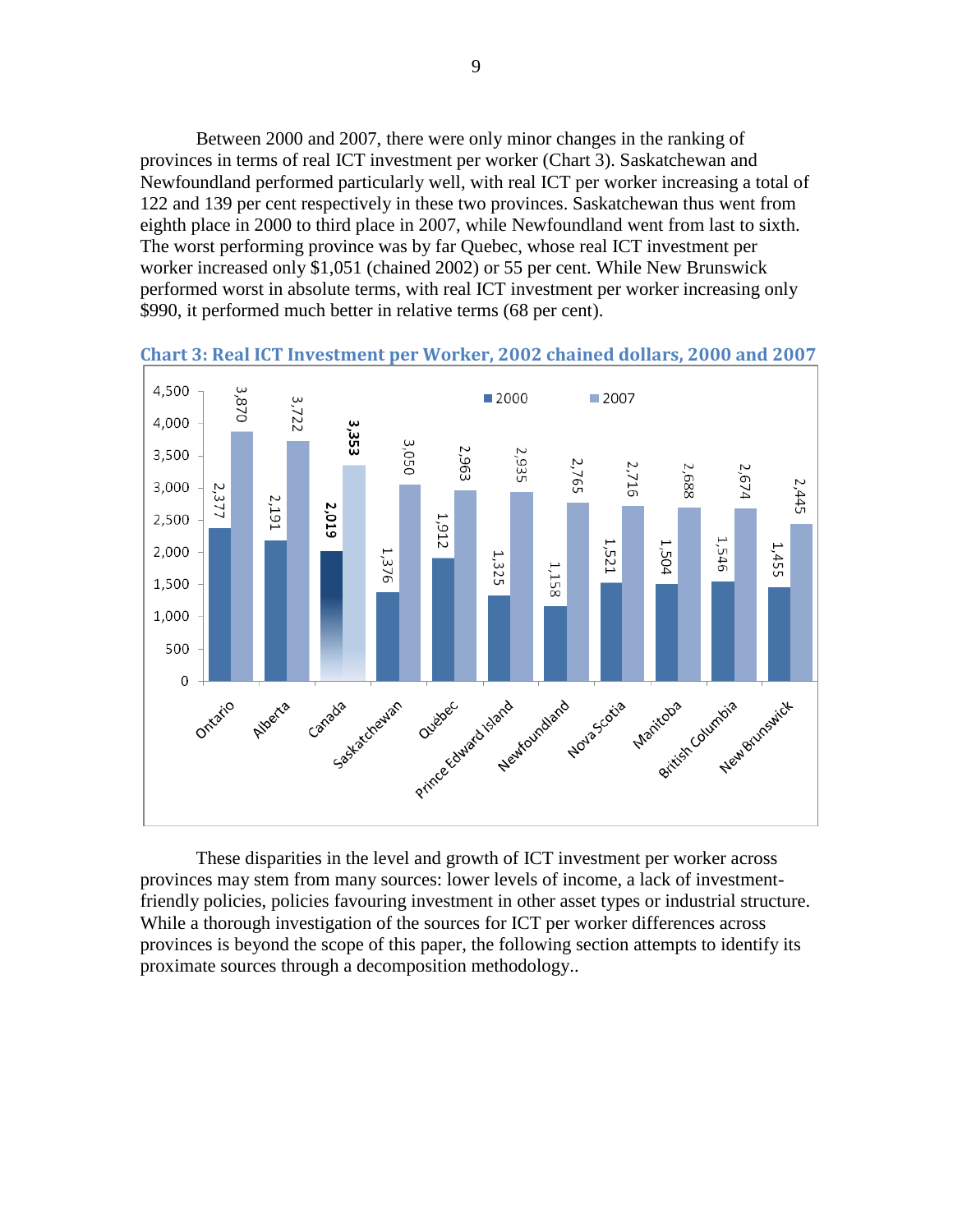Between 2000 and 2007, there were only minor changes in the ranking of provinces in terms of real ICT investment per worker (Chart 3). Saskatchewan and Newfoundland performed particularly well, with real ICT per worker increasing a total of 122 and 139 per cent respectively in these two provinces. Saskatchewan thus went from eighth place in 2000 to third place in 2007, while Newfoundland went from last to sixth. The worst performing province was by far Quebec, whose real ICT investment per worker increased only $1,051 (chained 2002) or 55 per cent. While New Brunswick performed worst in absolute terms, with real ICT investment per worker increasing only $990, it performed much better in relative terms (68 per cent).

**Chart 3: Real ICT Investment per Worker, 2002 chained dollars, 2000 and 2007**

| | 2000 | 2007 |
|---|---|---|
| Ontario | 2,377 | 3,870 |
| Alberta | 2,191 | 3,722 |
| Canada | 2,019 | 3,353 |
| Saskatchewan | 1,376 | 3,050 |
| Québec | 1,912 | 2,963 |
| Prince Edward Island | 1,325 | 2,935 |
| Newfoundland | 1,158 | 2,765 |
| Nova Scotia | 1,521 | 2,716 |
| Manitoba | 1,504 | 2,688 |
| British Columbia | 1,546 | 2,674 |
| New Brunswick | 1,455 | 2,445 |

These disparities in the level and growth of ICT investment per worker across provinces may stem from many sources: lower levels of income, a lack of investment-friendly policies, policies favouring investment in other asset types or industrial structure. While a thorough investigation of the sources for ICT per worker differences across provinces is beyond the scope of this paper, the following section attempts to identify its proximate sources through a decomposition methodology..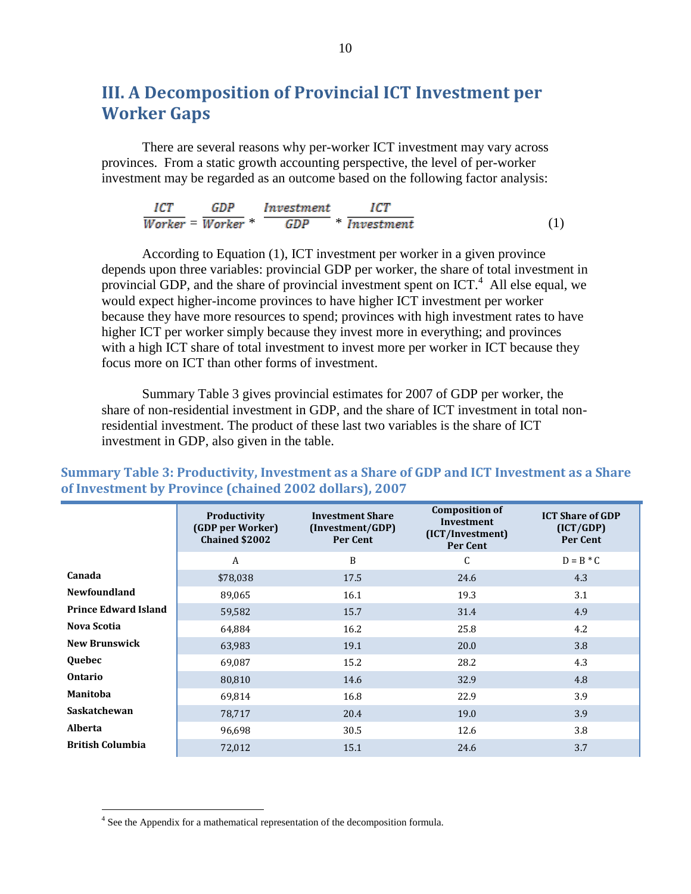## III. A Decomposition of Provincial ICT Investment per Worker Gaps

There are several reasons why per-worker ICT investment may vary across provinces. From a static growth accounting perspective, the level of per-worker investment may be regarded as an outcome based on the following factor analysis:

$$\frac{ICT}{Worker} = \frac{GDP}{Worker} * \frac{Investment}{GDP} * \frac{ICT}{Investment} \quad (1)$$

According to Equation (1), ICT investment per worker in a given province depends upon three variables: provincial GDP per worker, the share of total investment in provincial GDP, and the share of provincial investment spent on ICT.[4] All else equal, we would expect higher-income provinces to have higher ICT investment per worker because they have more resources to spend; provinces with high investment rates to have higher ICT per worker simply because they invest more in everything; and provinces with a high ICT share of total investment to invest more per worker in ICT because they focus more on ICT than other forms of investment.

Summary Table 3 gives provincial estimates for 2007 of GDP per worker, the share of non-residential investment in GDP, and the share of ICT investment in total non-residential investment. The product of these last two variables is the share of ICT investment in GDP, also given in the table.

**Summary Table 3: Productivity, Investment as a Share of GDP and ICT Investment as a Share of Investment by Province (chained 2002 dollars), 2007**

| | Productivity (GDP per Worker) Chained $2002 | Investment Share (Investment/GDP) Per Cent | Composition of Investment (ICT/Investment) Per Cent | ICT Share of GDP (ICT/GDP) Per Cent |
|---|---|---|---|---|
| | A | B | C | D = B * C |
| **Canada** | $78,038 | 17.5 | 24.6 | 4.3 |
| **Newfoundland** | 89,065 | 16.1 | 19.3 | 3.1 |
| **Prince Edward Island** | 59,582 | 15.7 | 31.4 | 4.9 |
| **Nova Scotia** | 64,884 | 16.2 | 25.8 | 4.2 |
| **New Brunswick** | 63,983 | 19.1 | 20.0 | 3.8 |
| **Quebec** | 69,087 | 15.2 | 28.2 | 4.3 |
| **Ontario** | 80,810 | 14.6 | 32.9 | 4.8 |
| **Manitoba** | 69,814 | 16.8 | 22.9 | 3.9 |
| **Saskatchewan** | 78,717 | 20.4 | 19.0 | 3.9 |
| **Alberta** | 96,698 | 30.5 | 12.6 | 3.8 |
| **British Columbia** | 72,012 | 15.1 | 24.6 | 3.7 |

[4] See the Appendix for a mathematical representation of the decomposition formula.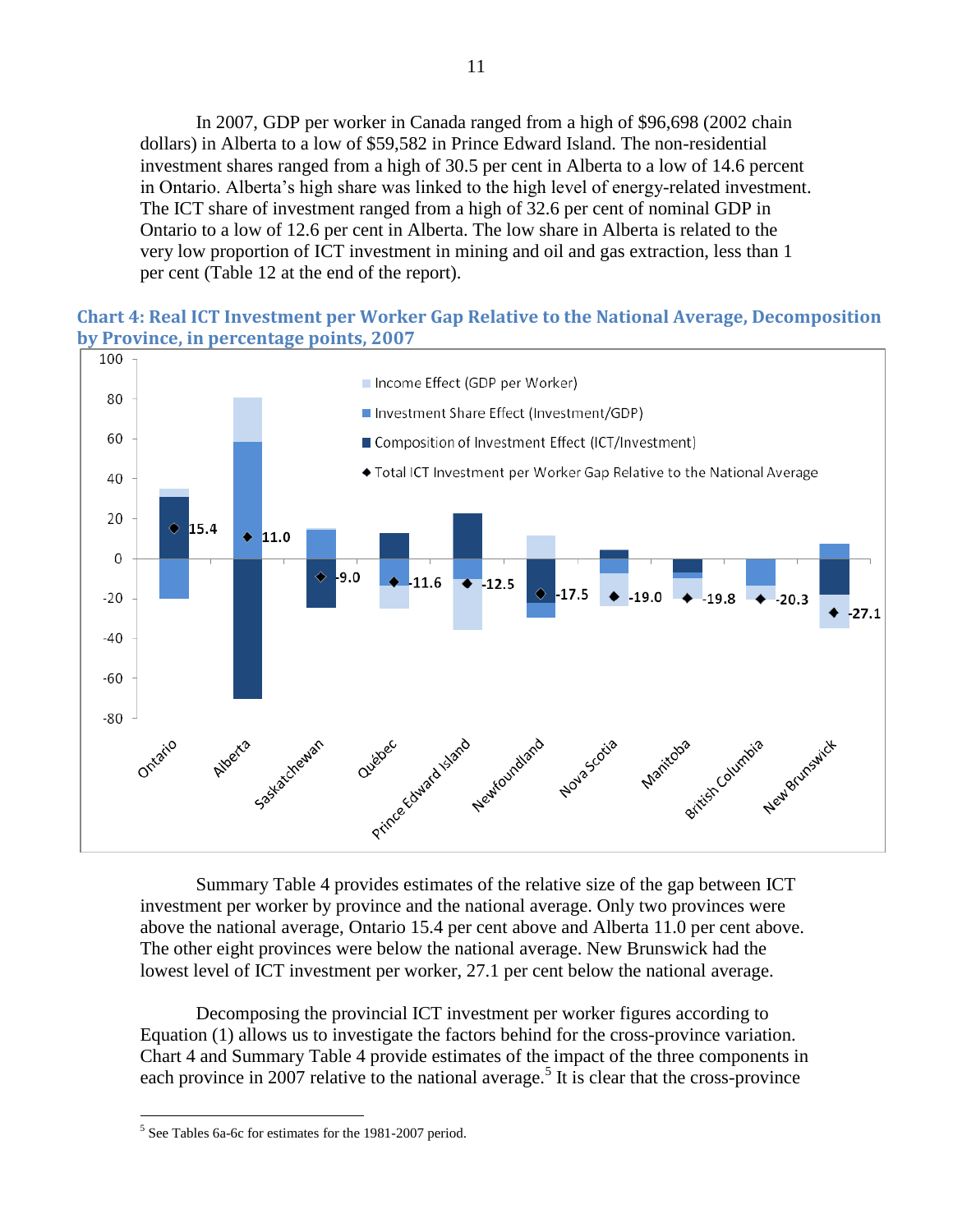In 2007, GDP per worker in Canada ranged from a high of $96,698 (2002 chain dollars) in Alberta to a low of $59,582 in Prince Edward Island. The non-residential investment shares ranged from a high of 30.5 per cent in Alberta to a low of 14.6 percent in Ontario. Alberta's high share was linked to the high level of energy-related investment. The ICT share of investment ranged from a high of 32.6 per cent of nominal GDP in Ontario to a low of 12.6 per cent in Alberta. The low share in Alberta is related to the very low proportion of ICT investment in mining and oil and gas extraction, less than 1 per cent (Table 12 at the end of the report).

**Chart 4: Real ICT Investment per Worker Gap Relative to the National Average, Decomposition by Province, in percentage points, 2007**

Summary Table 4 provides estimates of the relative size of the gap between ICT investment per worker by province and the national average. Only two provinces were above the national average, Ontario 15.4 per cent above and Alberta 11.0 per cent above. The other eight provinces were below the national average. New Brunswick had the lowest level of ICT investment per worker, 27.1 per cent below the national average.

Decomposing the provincial ICT investment per worker figures according to Equation (1) allows us to investigate the factors behind for the cross-province variation. Chart 4 and Summary Table 4 provide estimates of the impact of the three components in each province in 2007 relative to the national average.[5] It is clear that the cross-province

[5] See Tables 6a-6c for estimates for the 1981-2007 period.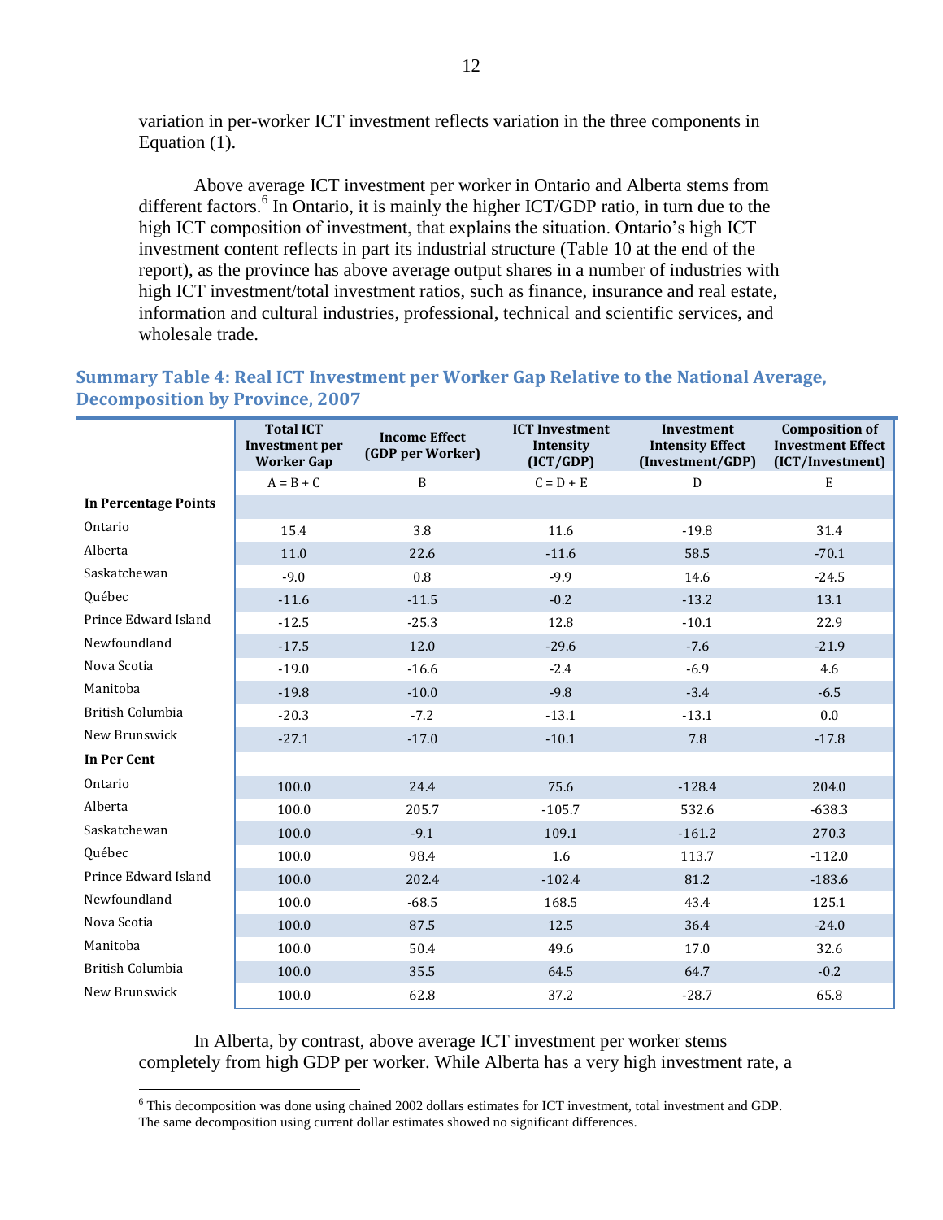variation in per-worker ICT investment reflects variation in the three components in Equation (1).

Above average ICT investment per worker in Ontario and Alberta stems from different factors.[6] In Ontario, it is mainly the higher ICT/GDP ratio, in turn due to the high ICT composition of investment, that explains the situation. Ontario's high ICT investment content reflects in part its industrial structure (Table 10 at the end of the report), as the province has above average output shares in a number of industries with high ICT investment/total investment ratios, such as finance, insurance and real estate, information and cultural industries, professional, technical and scientific services, and wholesale trade.

### Summary Table 4: Real ICT Investment per Worker Gap Relative to the National Average, Decomposition by Province, 2007

| | Total ICT Investment per Worker Gap | Income Effect (GDP per Worker) | ICT Investment Intensity (ICT/GDP) | Investment Intensity Effect (Investment/GDP) | Composition of Investment Effect (ICT/Investment) |
|---|---|---|---|---|---|
| | A = B + C | B | C = D + E | D | E |
| **In Percentage Points** | | | | | |
| Ontario | 15.4 | 3.8 | 11.6 | -19.8 | 31.4 |
| Alberta | 11.0 | 22.6 | -11.6 | 58.5 | -70.1 |
| Saskatchewan | -9.0 | 0.8 | -9.9 | 14.6 | -24.5 |
| Québec | -11.6 | -11.5 | -0.2 | -13.2 | 13.1 |
| Prince Edward Island | -12.5 | -25.3 | 12.8 | -10.1 | 22.9 |
| Newfoundland | -17.5 | 12.0 | -29.6 | -7.6 | -21.9 |
| Nova Scotia | -19.0 | -16.6 | -2.4 | -6.9 | 4.6 |
| Manitoba | -19.8 | -10.0 | -9.8 | -3.4 | -6.5 |
| British Columbia | -20.3 | -7.2 | -13.1 | -13.1 | 0.0 |
| New Brunswick | -27.1 | -17.0 | -10.1 | 7.8 | -17.8 |
| **In Per Cent** | | | | | |
| Ontario | 100.0 | 24.4 | 75.6 | -128.4 | 204.0 |
| Alberta | 100.0 | 205.7 | -105.7 | 532.6 | -638.3 |
| Saskatchewan | 100.0 | -9.1 | 109.1 | -161.2 | 270.3 |
| Québec | 100.0 | 98.4 | 1.6 | 113.7 | -112.0 |
| Prince Edward Island | 100.0 | 202.4 | -102.4 | 81.2 | -183.6 |
| Newfoundland | 100.0 | -68.5 | 168.5 | 43.4 | 125.1 |
| Nova Scotia | 100.0 | 87.5 | 12.5 | 36.4 | -24.0 |
| Manitoba | 100.0 | 50.4 | 49.6 | 17.0 | 32.6 |
| British Columbia | 100.0 | 35.5 | 64.5 | 64.7 | -0.2 |
| New Brunswick | 100.0 | 62.8 | 37.2 | -28.7 | 65.8 |

In Alberta, by contrast, above average ICT investment per worker stems completely from high GDP per worker. While Alberta has a very high investment rate, a

[6] This decomposition was done using chained 2002 dollars estimates for ICT investment, total investment and GDP. The same decomposition using current dollar estimates showed no significant differences.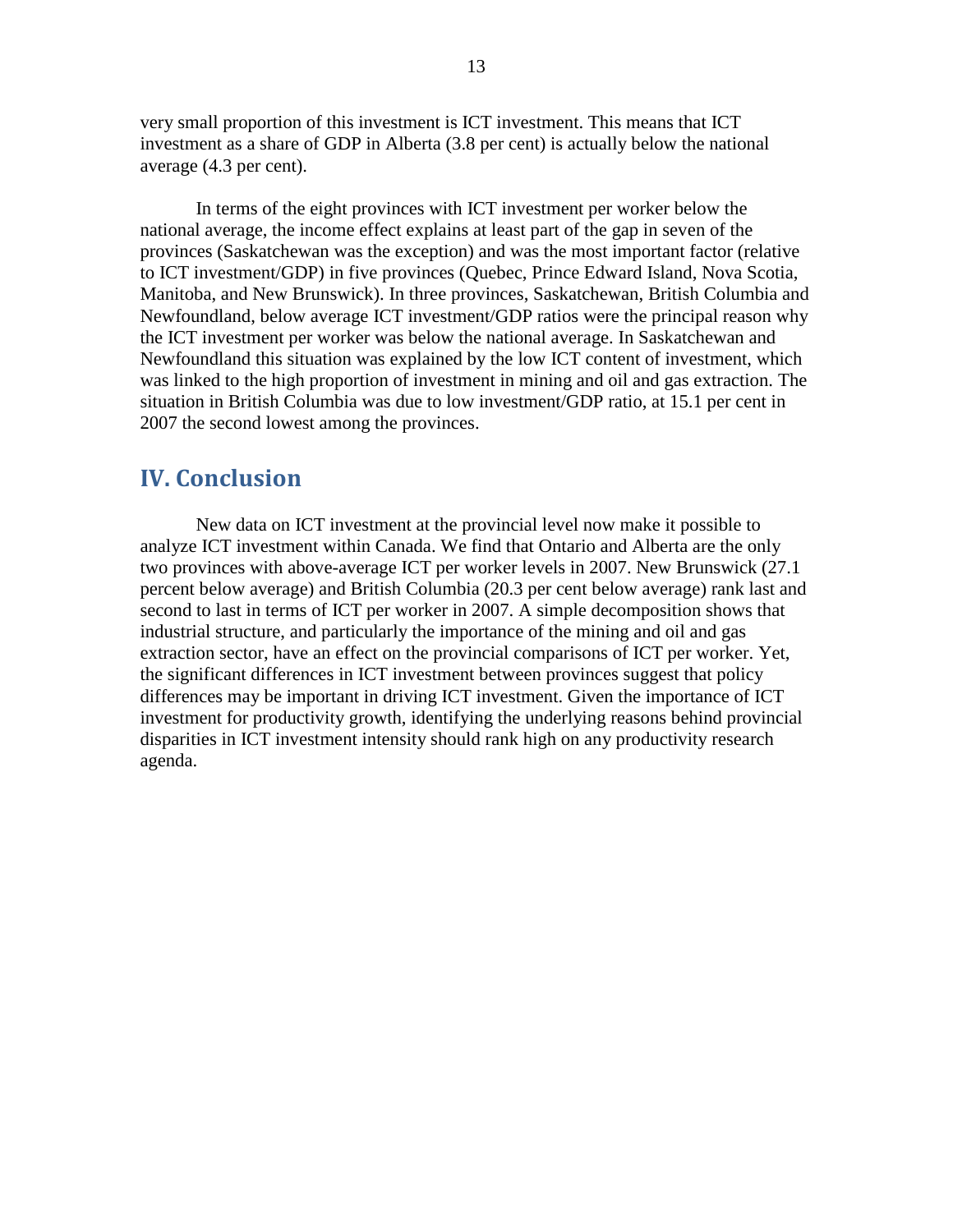very small proportion of this investment is ICT investment. This means that ICT investment as a share of GDP in Alberta (3.8 per cent) is actually below the national average (4.3 per cent).

In terms of the eight provinces with ICT investment per worker below the national average, the income effect explains at least part of the gap in seven of the provinces (Saskatchewan was the exception) and was the most important factor (relative to ICT investment/GDP) in five provinces (Quebec, Prince Edward Island, Nova Scotia, Manitoba, and New Brunswick). In three provinces, Saskatchewan, British Columbia and Newfoundland, below average ICT investment/GDP ratios were the principal reason why the ICT investment per worker was below the national average. In Saskatchewan and Newfoundland this situation was explained by the low ICT content of investment, which was linked to the high proportion of investment in mining and oil and gas extraction. The situation in British Columbia was due to low investment/GDP ratio, at 15.1 per cent in 2007 the second lowest among the provinces.

## IV. Conclusion

New data on ICT investment at the provincial level now make it possible to analyze ICT investment within Canada. We find that Ontario and Alberta are the only two provinces with above-average ICT per worker levels in 2007. New Brunswick (27.1 percent below average) and British Columbia (20.3 per cent below average) rank last and second to last in terms of ICT per worker in 2007. A simple decomposition shows that industrial structure, and particularly the importance of the mining and oil and gas extraction sector, have an effect on the provincial comparisons of ICT per worker. Yet, the significant differences in ICT investment between provinces suggest that policy differences may be important in driving ICT investment. Given the importance of ICT investment for productivity growth, identifying the underlying reasons behind provincial disparities in ICT investment intensity should rank high on any productivity research agenda.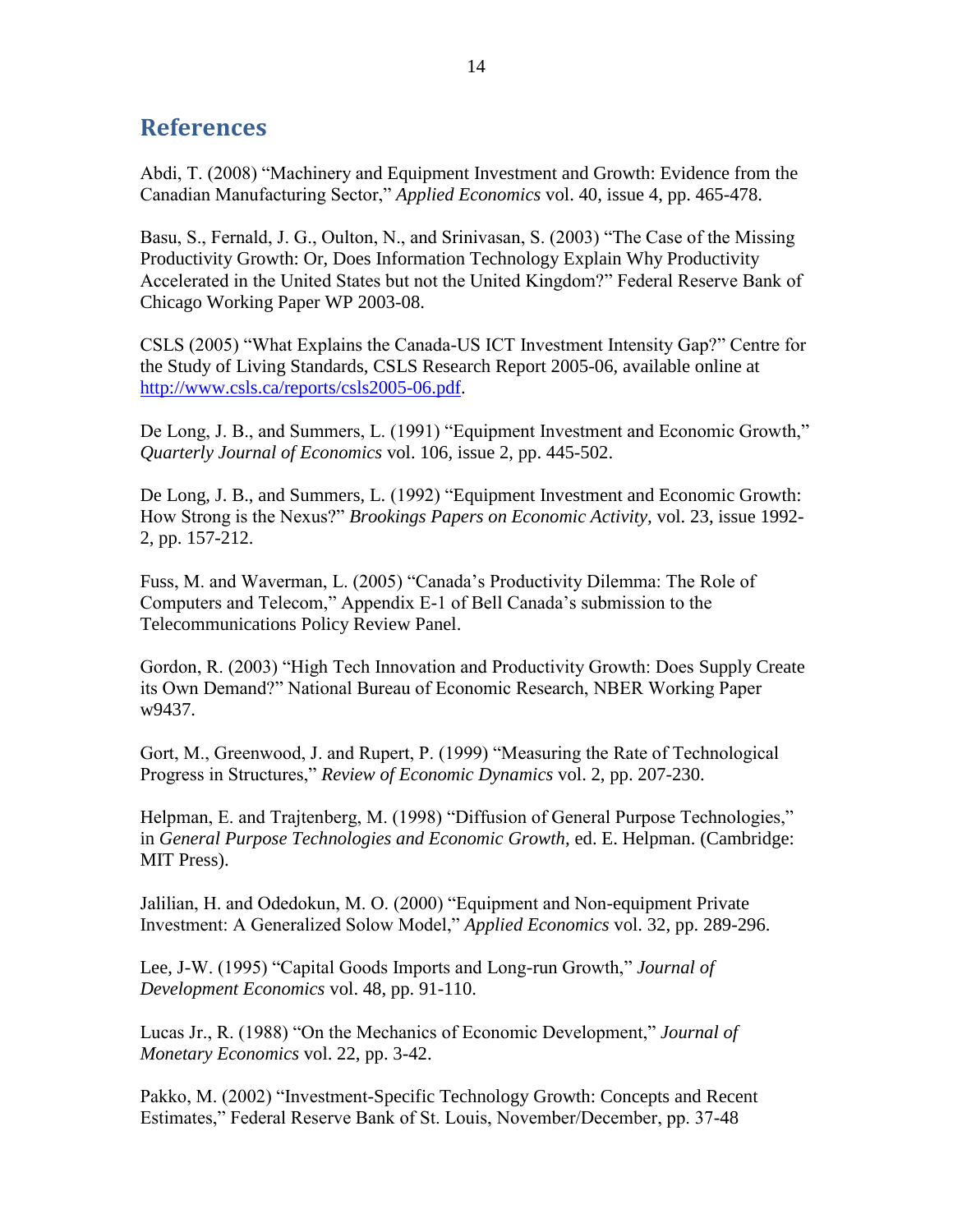## References

Abdi, T. (2008) "Machinery and Equipment Investment and Growth: Evidence from the Canadian Manufacturing Sector," *Applied Economics* vol. 40, issue 4, pp. 465-478.

Basu, S., Fernald, J. G., Oulton, N., and Srinivasan, S. (2003) "The Case of the Missing Productivity Growth: Or, Does Information Technology Explain Why Productivity Accelerated in the United States but not the United Kingdom?" Federal Reserve Bank of Chicago Working Paper WP 2003-08.

CSLS (2005) "What Explains the Canada-US ICT Investment Intensity Gap?" Centre for the Study of Living Standards, CSLS Research Report 2005-06, available online at http://www.csls.ca/reports/csls2005-06.pdf.

De Long, J. B., and Summers, L. (1991) "Equipment Investment and Economic Growth," *Quarterly Journal of Economics* vol. 106, issue 2, pp. 445-502.

De Long, J. B., and Summers, L. (1992) "Equipment Investment and Economic Growth: How Strong is the Nexus?" *Brookings Papers on Economic Activity,* vol. 23, issue 1992-2, pp. 157-212.

Fuss, M. and Waverman, L. (2005) "Canada's Productivity Dilemma: The Role of Computers and Telecom," Appendix E-1 of Bell Canada's submission to the Telecommunications Policy Review Panel.

Gordon, R. (2003) "High Tech Innovation and Productivity Growth: Does Supply Create its Own Demand?" National Bureau of Economic Research, NBER Working Paper w9437.

Gort, M., Greenwood, J. and Rupert, P. (1999) "Measuring the Rate of Technological Progress in Structures," *Review of Economic Dynamics* vol. 2, pp. 207-230.

Helpman, E. and Trajtenberg, M. (1998) "Diffusion of General Purpose Technologies," in *General Purpose Technologies and Economic Growth,* ed. E. Helpman. (Cambridge: MIT Press).

Jalilian, H. and Odedokun, M. O. (2000) "Equipment and Non-equipment Private Investment: A Generalized Solow Model," *Applied Economics* vol. 32, pp. 289-296.

Lee, J-W. (1995) "Capital Goods Imports and Long-run Growth," *Journal of Development Economics* vol. 48, pp. 91-110.

Lucas Jr., R. (1988) "On the Mechanics of Economic Development," *Journal of Monetary Economics* vol. 22, pp. 3-42.

Pakko, M. (2002) "Investment-Specific Technology Growth: Concepts and Recent Estimates," Federal Reserve Bank of St. Louis, November/December, pp. 37-48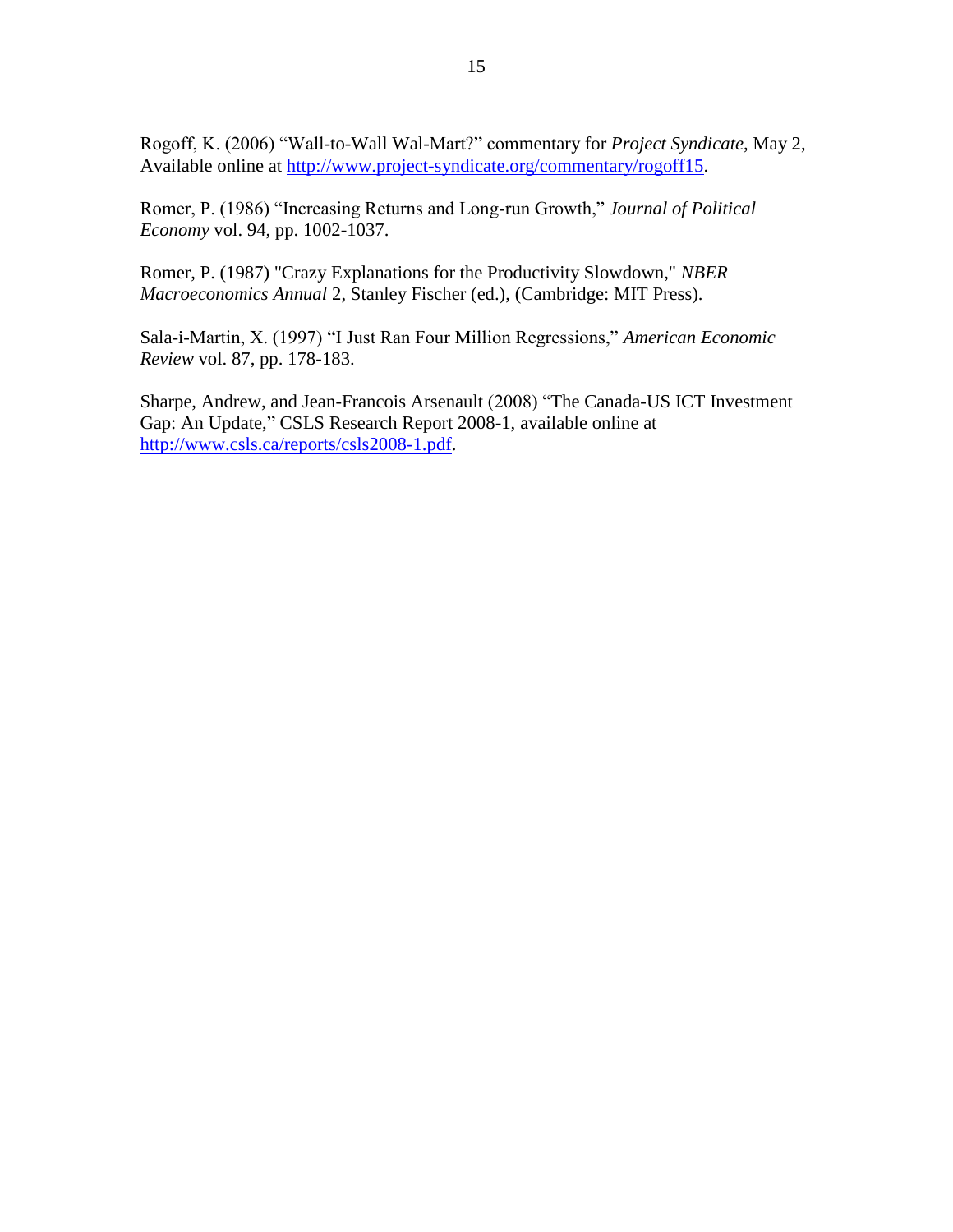Rogoff, K. (2006) "Wall-to-Wall Wal-Mart?" commentary for *Project Syndicate*, May 2, Available online at http://www.project-syndicate.org/commentary/rogoff15.

Romer, P. (1986) "Increasing Returns and Long-run Growth," *Journal of Political Economy* vol. 94, pp. 1002-1037.

Romer, P. (1987) "Crazy Explanations for the Productivity Slowdown," *NBER Macroeconomics Annual* 2, Stanley Fischer (ed.), (Cambridge: MIT Press).

Sala-i-Martin, X. (1997) "I Just Ran Four Million Regressions," *American Economic Review* vol. 87, pp. 178-183.

Sharpe, Andrew, and Jean-Francois Arsenault (2008) "The Canada-US ICT Investment Gap: An Update," CSLS Research Report 2008-1, available online at http://www.csls.ca/reports/csls2008-1.pdf.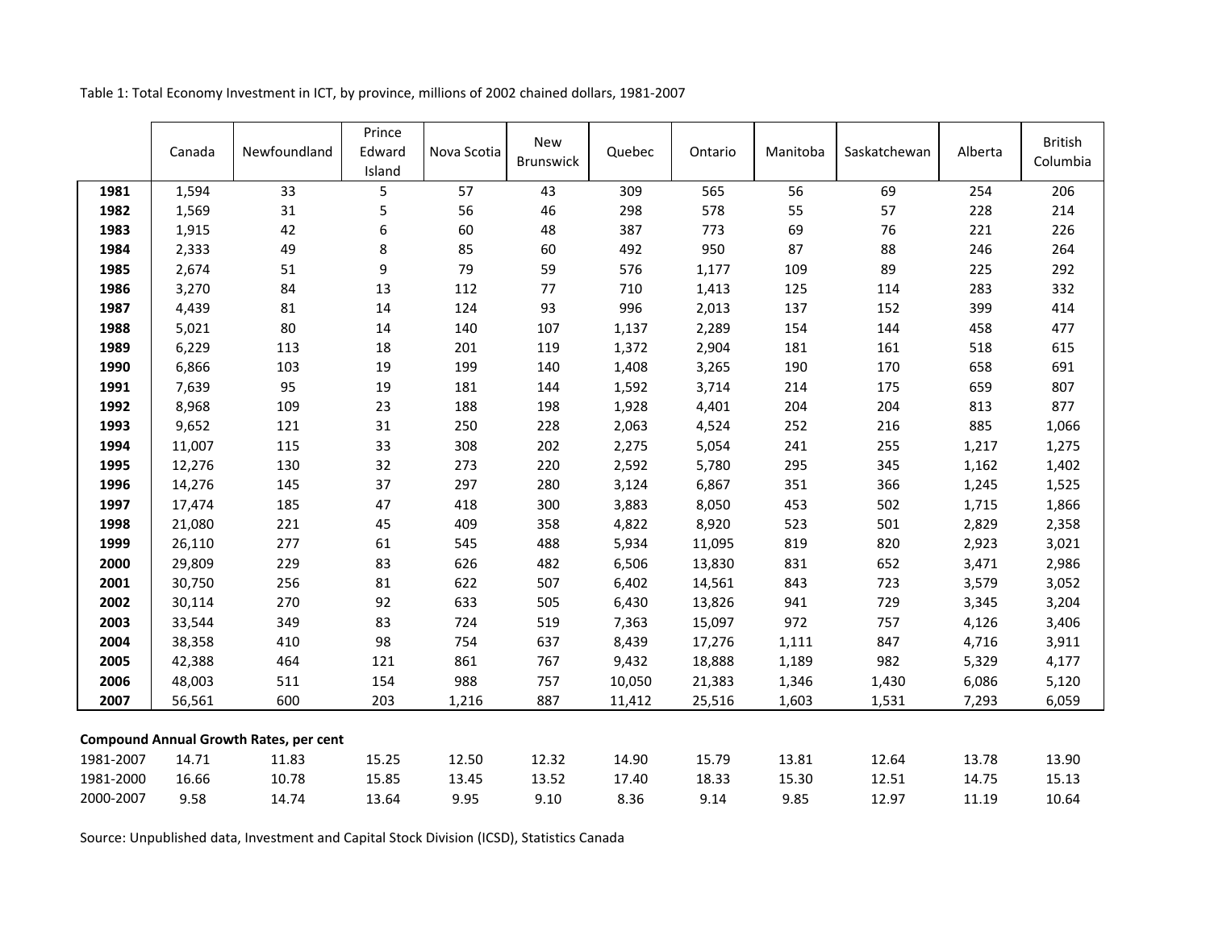Table 1: Total Economy Investment in ICT, by province, millions of 2002 chained dollars, 1981-2007

| | Canada | Newfoundland | Prince Edward Island | Nova Scotia | New Brunswick | Quebec | Ontario | Manitoba | Saskatchewan | Alberta | British Columbia |
|---|---|---|---|---|---|---|---|---|---|---|---|
| **1981** | 1,594 | 33 | 5 | 57 | 43 | 309 | 565 | 56 | 69 | 254 | 206 |
| **1982** | 1,569 | 31 | 5 | 56 | 46 | 298 | 578 | 55 | 57 | 228 | 214 |
| **1983** | 1,915 | 42 | 6 | 60 | 48 | 387 | 773 | 69 | 76 | 221 | 226 |
| **1984** | 2,333 | 49 | 8 | 85 | 60 | 492 | 950 | 87 | 88 | 246 | 264 |
| **1985** | 2,674 | 51 | 9 | 79 | 59 | 576 | 1,177 | 109 | 89 | 225 | 292 |
| **1986** | 3,270 | 84 | 13 | 112 | 77 | 710 | 1,413 | 125 | 114 | 283 | 332 |
| **1987** | 4,439 | 81 | 14 | 124 | 93 | 996 | 2,013 | 137 | 152 | 399 | 414 |
| **1988** | 5,021 | 80 | 14 | 140 | 107 | 1,137 | 2,289 | 154 | 144 | 458 | 477 |
| **1989** | 6,229 | 113 | 18 | 201 | 119 | 1,372 | 2,904 | 181 | 161 | 518 | 615 |
| **1990** | 6,866 | 103 | 19 | 199 | 140 | 1,408 | 3,265 | 190 | 170 | 658 | 691 |
| **1991** | 7,639 | 95 | 19 | 181 | 144 | 1,592 | 3,714 | 214 | 175 | 659 | 807 |
| **1992** | 8,968 | 109 | 23 | 188 | 198 | 1,928 | 4,401 | 204 | 204 | 813 | 877 |
| **1993** | 9,652 | 121 | 31 | 250 | 228 | 2,063 | 4,524 | 252 | 216 | 885 | 1,066 |
| **1994** | 11,007 | 115 | 33 | 308 | 202 | 2,275 | 5,054 | 241 | 255 | 1,217 | 1,275 |
| **1995** | 12,276 | 130 | 32 | 273 | 220 | 2,592 | 5,780 | 295 | 345 | 1,162 | 1,402 |
| **1996** | 14,276 | 145 | 37 | 297 | 280 | 3,124 | 6,867 | 351 | 366 | 1,245 | 1,525 |
| **1997** | 17,474 | 185 | 47 | 418 | 300 | 3,883 | 8,050 | 453 | 502 | 1,715 | 1,866 |
| **1998** | 21,080 | 221 | 45 | 409 | 358 | 4,822 | 8,920 | 523 | 501 | 2,829 | 2,358 |
| **1999** | 26,110 | 277 | 61 | 545 | 488 | 5,934 | 11,095 | 819 | 820 | 2,923 | 3,021 |
| **2000** | 29,809 | 229 | 83 | 626 | 482 | 6,506 | 13,830 | 831 | 652 | 3,471 | 2,986 |
| **2001** | 30,750 | 256 | 81 | 622 | 507 | 6,402 | 14,561 | 843 | 723 | 3,579 | 3,052 |
| **2002** | 30,114 | 270 | 92 | 633 | 505 | 6,430 | 13,826 | 941 | 729 | 3,345 | 3,204 |
| **2003** | 33,544 | 349 | 83 | 724 | 519 | 7,363 | 15,097 | 972 | 757 | 4,126 | 3,406 |
| **2004** | 38,358 | 410 | 98 | 754 | 637 | 8,439 | 17,276 | 1,111 | 847 | 4,716 | 3,911 |
| **2005** | 42,388 | 464 | 121 | 861 | 767 | 9,432 | 18,888 | 1,189 | 982 | 5,329 | 4,177 |
| **2006** | 48,003 | 511 | 154 | 988 | 757 | 10,050 | 21,383 | 1,346 | 1,430 | 6,086 | 5,120 |
| **2007** | 56,561 | 600 | 203 | 1,216 | 887 | 11,412 | 25,516 | 1,603 | 1,531 | 7,293 | 6,059 |
| **Compound Annual Growth Rates, per cent** | | | | | | | | | | | |
| 1981-2007 | 14.71 | 11.83 | 15.25 | 12.50 | 12.32 | 14.90 | 15.79 | 13.81 | 12.64 | 13.78 | 13.90 |
| 1981-2000 | 16.66 | 10.78 | 15.85 | 13.45 | 13.52 | 17.40 | 18.33 | 15.30 | 12.51 | 14.75 | 15.13 |
| 2000-2007 | 9.58 | 14.74 | 13.64 | 9.95 | 9.10 | 8.36 | 9.14 | 9.85 | 12.97 | 11.19 | 10.64 |

Source: Unpublished data, Investment and Capital Stock Division (ICSD), Statistics Canada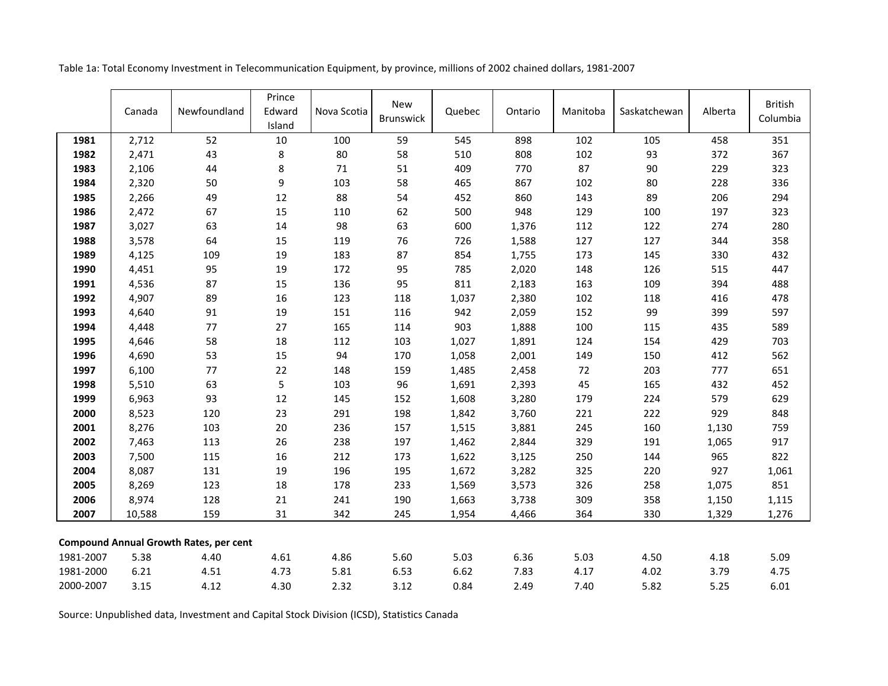Table 1a: Total Economy Investment in Telecommunication Equipment, by province, millions of 2002 chained dollars, 1981-2007

| | Canada | Newfoundland | Prince Edward Island | Nova Scotia | New Brunswick | Quebec | Ontario | Manitoba | Saskatchewan | Alberta | British Columbia |
|---|---|---|---|---|---|---|---|---|---|---|---|
| **1981** | 2,712 | 52 | 10 | 100 | 59 | 545 | 898 | 102 | 105 | 458 | 351 |
| **1982** | 2,471 | 43 | 8 | 80 | 58 | 510 | 808 | 102 | 93 | 372 | 367 |
| **1983** | 2,106 | 44 | 8 | 71 | 51 | 409 | 770 | 87 | 90 | 229 | 323 |
| **1984** | 2,320 | 50 | 9 | 103 | 58 | 465 | 867 | 102 | 80 | 228 | 336 |
| **1985** | 2,266 | 49 | 12 | 88 | 54 | 452 | 860 | 143 | 89 | 206 | 294 |
| **1986** | 2,472 | 67 | 15 | 110 | 62 | 500 | 948 | 129 | 100 | 197 | 323 |
| **1987** | 3,027 | 63 | 14 | 98 | 63 | 600 | 1,376 | 112 | 122 | 274 | 280 |
| **1988** | 3,578 | 64 | 15 | 119 | 76 | 726 | 1,588 | 127 | 127 | 344 | 358 |
| **1989** | 4,125 | 109 | 19 | 183 | 87 | 854 | 1,755 | 173 | 145 | 330 | 432 |
| **1990** | 4,451 | 95 | 19 | 172 | 95 | 785 | 2,020 | 148 | 126 | 515 | 447 |
| **1991** | 4,536 | 87 | 15 | 136 | 95 | 811 | 2,183 | 163 | 109 | 394 | 488 |
| **1992** | 4,907 | 89 | 16 | 123 | 118 | 1,037 | 2,380 | 102 | 118 | 416 | 478 |
| **1993** | 4,640 | 91 | 19 | 151 | 116 | 942 | 2,059 | 152 | 99 | 399 | 597 |
| **1994** | 4,448 | 77 | 27 | 165 | 114 | 903 | 1,888 | 100 | 115 | 435 | 589 |
| **1995** | 4,646 | 58 | 18 | 112 | 103 | 1,027 | 1,891 | 124 | 154 | 429 | 703 |
| **1996** | 4,690 | 53 | 15 | 94 | 170 | 1,058 | 2,001 | 149 | 150 | 412 | 562 |
| **1997** | 6,100 | 77 | 22 | 148 | 159 | 1,485 | 2,458 | 72 | 203 | 777 | 651 |
| **1998** | 5,510 | 63 | 5 | 103 | 96 | 1,691 | 2,393 | 45 | 165 | 432 | 452 |
| **1999** | 6,963 | 93 | 12 | 145 | 152 | 1,608 | 3,280 | 179 | 224 | 579 | 629 |
| **2000** | 8,523 | 120 | 23 | 291 | 198 | 1,842 | 3,760 | 221 | 222 | 929 | 848 |
| **2001** | 8,276 | 103 | 20 | 236 | 157 | 1,515 | 3,881 | 245 | 160 | 1,130 | 759 |
| **2002** | 7,463 | 113 | 26 | 238 | 197 | 1,462 | 2,844 | 329 | 191 | 1,065 | 917 |
| **2003** | 7,500 | 115 | 16 | 212 | 173 | 1,622 | 3,125 | 250 | 144 | 965 | 822 |
| **2004** | 8,087 | 131 | 19 | 196 | 195 | 1,672 | 3,282 | 325 | 220 | 927 | 1,061 |
| **2005** | 8,269 | 123 | 18 | 178 | 233 | 1,569 | 3,573 | 326 | 258 | 1,075 | 851 |
| **2006** | 8,974 | 128 | 21 | 241 | 190 | 1,663 | 3,738 | 309 | 358 | 1,150 | 1,115 |
| **2007** | 10,588 | 159 | 31 | 342 | 245 | 1,954 | 4,466 | 364 | 330 | 1,329 | 1,276 |
| **Compound Annual Growth Rates, per cent** | | | | | | | | | | | |
| 1981-2007 | 5.38 | 4.40 | 4.61 | 4.86 | 5.60 | 5.03 | 6.36 | 5.03 | 4.50 | 4.18 | 5.09 |
| 1981-2000 | 6.21 | 4.51 | 4.73 | 5.81 | 6.53 | 6.62 | 7.83 | 4.17 | 4.02 | 3.79 | 4.75 |
| 2000-2007 | 3.15 | 4.12 | 4.30 | 2.32 | 3.12 | 0.84 | 2.49 | 7.40 | 5.82 | 5.25 | 6.01 |

Source: Unpublished data, Investment and Capital Stock Division (ICSD), Statistics Canada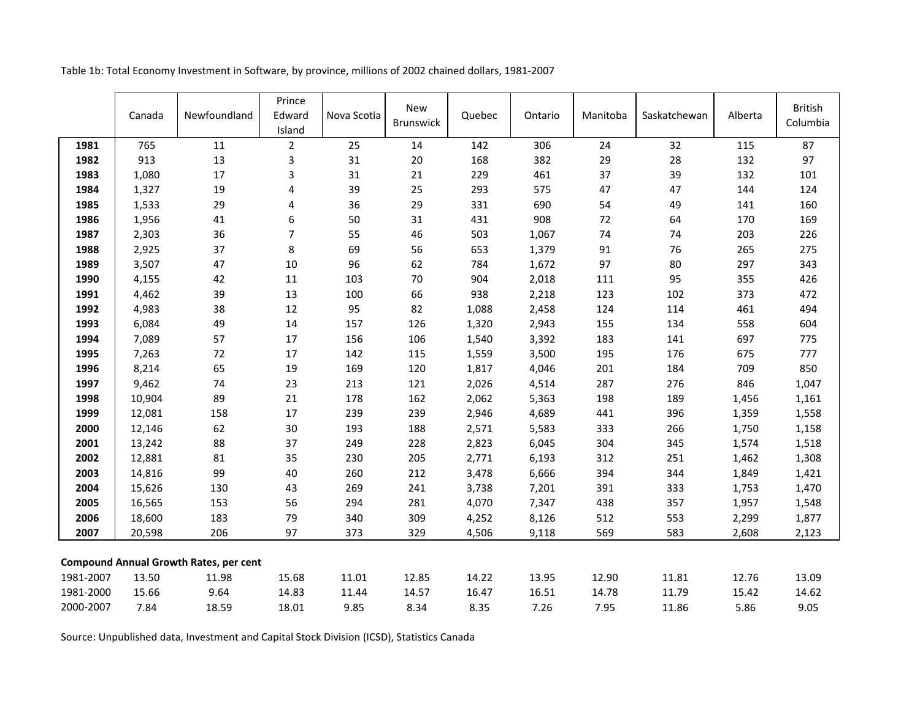Table 1b: Total Economy Investment in Software, by province, millions of 2002 chained dollars, 1981-2007

| | Canada | Newfoundland | Prince Edward Island | Nova Scotia | New Brunswick | Quebec | Ontario | Manitoba | Saskatchewan | Alberta | British Columbia |
|---|---|---|---|---|---|---|---|---|---|---|---|
| **1981** | 765 | 11 | 2 | 25 | 14 | 142 | 306 | 24 | 32 | 115 | 87 |
| **1982** | 913 | 13 | 3 | 31 | 20 | 168 | 382 | 29 | 28 | 132 | 97 |
| **1983** | 1,080 | 17 | 3 | 31 | 21 | 229 | 461 | 37 | 39 | 132 | 101 |
| **1984** | 1,327 | 19 | 4 | 39 | 25 | 293 | 575 | 47 | 47 | 144 | 124 |
| **1985** | 1,533 | 29 | 4 | 36 | 29 | 331 | 690 | 54 | 49 | 141 | 160 |
| **1986** | 1,956 | 41 | 6 | 50 | 31 | 431 | 908 | 72 | 64 | 170 | 169 |
| **1987** | 2,303 | 36 | 7 | 55 | 46 | 503 | 1,067 | 74 | 74 | 203 | 226 |
| **1988** | 2,925 | 37 | 8 | 69 | 56 | 653 | 1,379 | 91 | 76 | 265 | 275 |
| **1989** | 3,507 | 47 | 10 | 96 | 62 | 784 | 1,672 | 97 | 80 | 297 | 343 |
| **1990** | 4,155 | 42 | 11 | 103 | 70 | 904 | 2,018 | 111 | 95 | 355 | 426 |
| **1991** | 4,462 | 39 | 13 | 100 | 66 | 938 | 2,218 | 123 | 102 | 373 | 472 |
| **1992** | 4,983 | 38 | 12 | 95 | 82 | 1,088 | 2,458 | 124 | 114 | 461 | 494 |
| **1993** | 6,084 | 49 | 14 | 157 | 126 | 1,320 | 2,943 | 155 | 134 | 558 | 604 |
| **1994** | 7,089 | 57 | 17 | 156 | 106 | 1,540 | 3,392 | 183 | 141 | 697 | 775 |
| **1995** | 7,263 | 72 | 17 | 142 | 115 | 1,559 | 3,500 | 195 | 176 | 675 | 777 |
| **1996** | 8,214 | 65 | 19 | 169 | 120 | 1,817 | 4,046 | 201 | 184 | 709 | 850 |
| **1997** | 9,462 | 74 | 23 | 213 | 121 | 2,026 | 4,514 | 287 | 276 | 846 | 1,047 |
| **1998** | 10,904 | 89 | 21 | 178 | 162 | 2,062 | 5,363 | 198 | 189 | 1,456 | 1,161 |
| **1999** | 12,081 | 158 | 17 | 239 | 239 | 2,946 | 4,689 | 441 | 396 | 1,359 | 1,558 |
| **2000** | 12,146 | 62 | 30 | 193 | 188 | 2,571 | 5,583 | 333 | 266 | 1,750 | 1,158 |
| **2001** | 13,242 | 88 | 37 | 249 | 228 | 2,823 | 6,045 | 304 | 345 | 1,574 | 1,518 |
| **2002** | 12,881 | 81 | 35 | 230 | 205 | 2,771 | 6,193 | 312 | 251 | 1,462 | 1,308 |
| **2003** | 14,816 | 99 | 40 | 260 | 212 | 3,478 | 6,666 | 394 | 344 | 1,849 | 1,421 |
| **2004** | 15,626 | 130 | 43 | 269 | 241 | 3,738 | 7,201 | 391 | 333 | 1,753 | 1,470 |
| **2005** | 16,565 | 153 | 56 | 294 | 281 | 4,070 | 7,347 | 438 | 357 | 1,957 | 1,548 |
| **2006** | 18,600 | 183 | 79 | 340 | 309 | 4,252 | 8,126 | 512 | 553 | 2,299 | 1,877 |
| **2007** | 20,598 | 206 | 97 | 373 | 329 | 4,506 | 9,118 | 569 | 583 | 2,608 | 2,123 |
| **Compound Annual Growth Rates, per cent** | | | | | | | | | | | |
| 1981-2007 | 13.50 | 11.98 | 15.68 | 11.01 | 12.85 | 14.22 | 13.95 | 12.90 | 11.81 | 12.76 | 13.09 |
| 1981-2000 | 15.66 | 9.64 | 14.83 | 11.44 | 14.57 | 16.47 | 16.51 | 14.78 | 11.79 | 15.42 | 14.62 |
| 2000-2007 | 7.84 | 18.59 | 18.01 | 9.85 | 8.34 | 8.35 | 7.26 | 7.95 | 11.86 | 5.86 | 9.05 |

Source: Unpublished data, Investment and Capital Stock Division (ICSD), Statistics Canada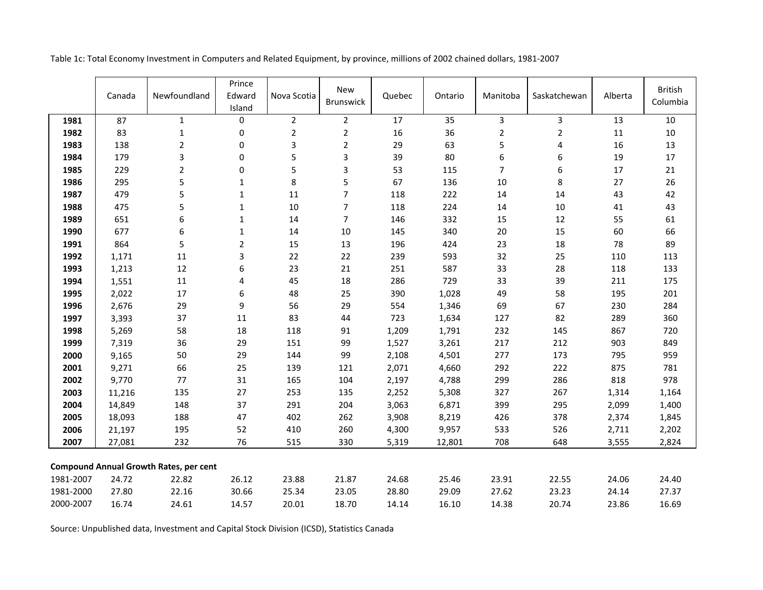Table 1c: Total Economy Investment in Computers and Related Equipment, by province, millions of 2002 chained dollars, 1981-2007

| | Canada | Newfoundland | Prince Edward Island | Nova Scotia | New Brunswick | Quebec | Ontario | Manitoba | Saskatchewan | Alberta | British Columbia |
|---|---|---|---|---|---|---|---|---|---|---|---|
| **1981** | 87 | 1 | 0 | 2 | 2 | 17 | 35 | 3 | 3 | 13 | 10 |
| **1982** | 83 | 1 | 0 | 2 | 2 | 16 | 36 | 2 | 2 | 11 | 10 |
| **1983** | 138 | 2 | 0 | 3 | 2 | 29 | 63 | 5 | 4 | 16 | 13 |
| **1984** | 179 | 3 | 0 | 5 | 3 | 39 | 80 | 6 | 6 | 19 | 17 |
| **1985** | 229 | 2 | 0 | 5 | 3 | 53 | 115 | 7 | 6 | 17 | 21 |
| **1986** | 295 | 5 | 1 | 8 | 5 | 67 | 136 | 10 | 8 | 27 | 26 |
| **1987** | 479 | 5 | 1 | 11 | 7 | 118 | 222 | 14 | 14 | 43 | 42 |
| **1988** | 475 | 5 | 1 | 10 | 7 | 118 | 224 | 14 | 10 | 41 | 43 |
| **1989** | 651 | 6 | 1 | 14 | 7 | 146 | 332 | 15 | 12 | 55 | 61 |
| **1990** | 677 | 6 | 1 | 14 | 10 | 145 | 340 | 20 | 15 | 60 | 66 |
| **1991** | 864 | 5 | 2 | 15 | 13 | 196 | 424 | 23 | 18 | 78 | 89 |
| **1992** | 1,171 | 11 | 3 | 22 | 22 | 239 | 593 | 32 | 25 | 110 | 113 |
| **1993** | 1,213 | 12 | 6 | 23 | 21 | 251 | 587 | 33 | 28 | 118 | 133 |
| **1994** | 1,551 | 11 | 4 | 45 | 18 | 286 | 729 | 33 | 39 | 211 | 175 |
| **1995** | 2,022 | 17 | 6 | 48 | 25 | 390 | 1,028 | 49 | 58 | 195 | 201 |
| **1996** | 2,676 | 29 | 9 | 56 | 29 | 554 | 1,346 | 69 | 67 | 230 | 284 |
| **1997** | 3,393 | 37 | 11 | 83 | 44 | 723 | 1,634 | 127 | 82 | 289 | 360 |
| **1998** | 5,269 | 58 | 18 | 118 | 91 | 1,209 | 1,791 | 232 | 145 | 867 | 720 |
| **1999** | 7,319 | 36 | 29 | 151 | 99 | 1,527 | 3,261 | 217 | 212 | 903 | 849 |
| **2000** | 9,165 | 50 | 29 | 144 | 99 | 2,108 | 4,501 | 277 | 173 | 795 | 959 |
| **2001** | 9,271 | 66 | 25 | 139 | 121 | 2,071 | 4,660 | 292 | 222 | 875 | 781 |
| **2002** | 9,770 | 77 | 31 | 165 | 104 | 2,197 | 4,788 | 299 | 286 | 818 | 978 |
| **2003** | 11,216 | 135 | 27 | 253 | 135 | 2,252 | 5,308 | 327 | 267 | 1,314 | 1,164 |
| **2004** | 14,849 | 148 | 37 | 291 | 204 | 3,063 | 6,871 | 399 | 295 | 2,099 | 1,400 |
| **2005** | 18,093 | 188 | 47 | 402 | 262 | 3,908 | 8,219 | 426 | 378 | 2,374 | 1,845 |
| **2006** | 21,197 | 195 | 52 | 410 | 260 | 4,300 | 9,957 | 533 | 526 | 2,711 | 2,202 |
| **2007** | 27,081 | 232 | 76 | 515 | 330 | 5,319 | 12,801 | 708 | 648 | 3,555 | 2,824 |
| **Compound Annual Growth Rates, per cent** | | | | | | | | | | | |
| 1981-2007 | 24.72 | 22.82 | 26.12 | 23.88 | 21.87 | 24.68 | 25.46 | 23.91 | 22.55 | 24.06 | 24.40 |
| 1981-2000 | 27.80 | 22.16 | 30.66 | 25.34 | 23.05 | 28.80 | 29.09 | 27.62 | 23.23 | 24.14 | 27.37 |
| 2000-2007 | 16.74 | 24.61 | 14.57 | 20.01 | 18.70 | 14.14 | 16.10 | 14.38 | 20.74 | 23.86 | 16.69 |

Source: Unpublished data, Investment and Capital Stock Division (ICSD), Statistics Canada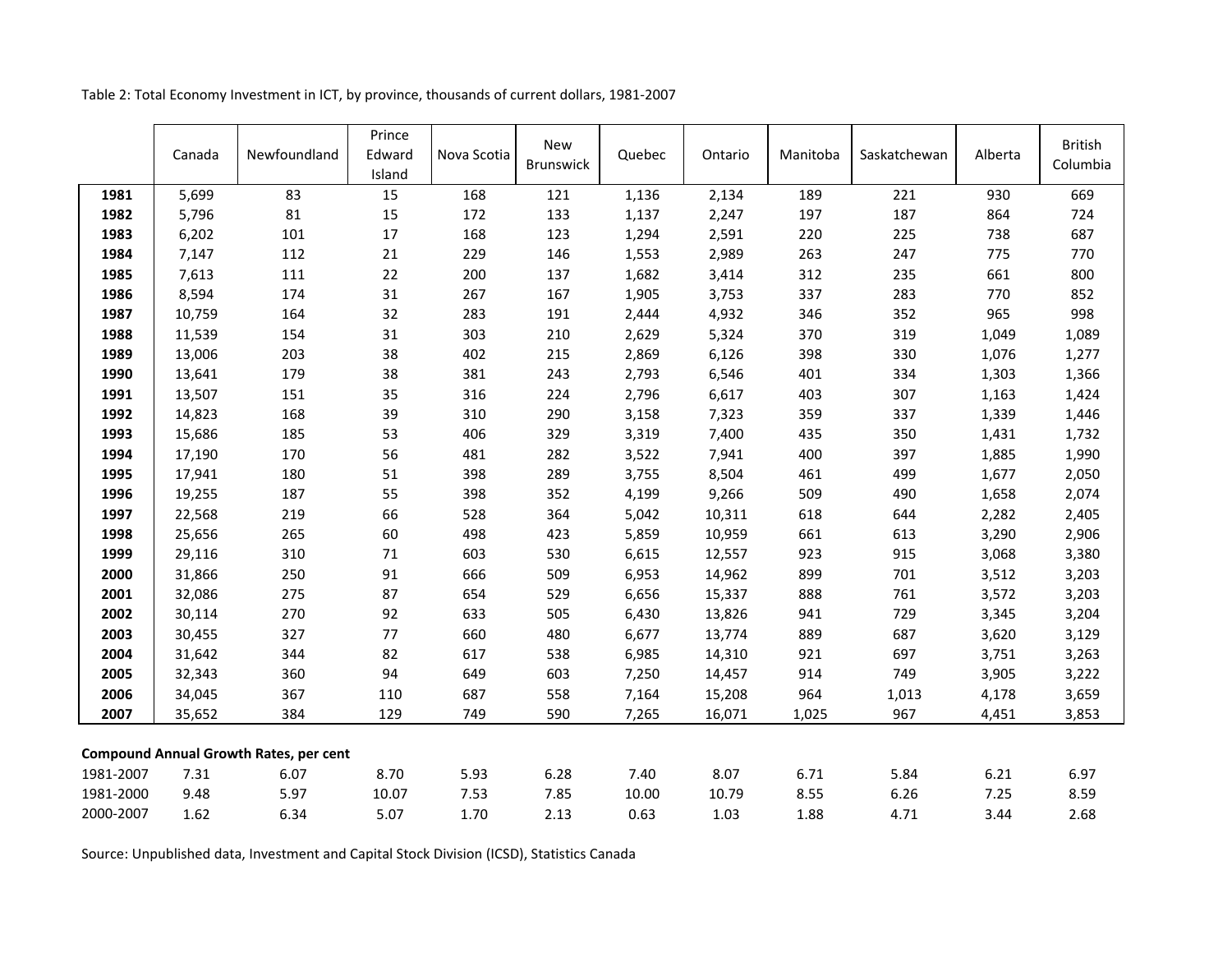Table 2: Total Economy Investment in ICT, by province, thousands of current dollars, 1981-2007

| | Canada | Newfoundland | Prince Edward Island | Nova Scotia | New Brunswick | Quebec | Ontario | Manitoba | Saskatchewan | Alberta | British Columbia |
|---|---|---|---|---|---|---|---|---|---|---|---|
| **1981** | 5,699 | 83 | 15 | 168 | 121 | 1,136 | 2,134 | 189 | 221 | 930 | 669 |
| **1982** | 5,796 | 81 | 15 | 172 | 133 | 1,137 | 2,247 | 197 | 187 | 864 | 724 |
| **1983** | 6,202 | 101 | 17 | 168 | 123 | 1,294 | 2,591 | 220 | 225 | 738 | 687 |
| **1984** | 7,147 | 112 | 21 | 229 | 146 | 1,553 | 2,989 | 263 | 247 | 775 | 770 |
| **1985** | 7,613 | 111 | 22 | 200 | 137 | 1,682 | 3,414 | 312 | 235 | 661 | 800 |
| **1986** | 8,594 | 174 | 31 | 267 | 167 | 1,905 | 3,753 | 337 | 283 | 770 | 852 |
| **1987** | 10,759 | 164 | 32 | 283 | 191 | 2,444 | 4,932 | 346 | 352 | 965 | 998 |
| **1988** | 11,539 | 154 | 31 | 303 | 210 | 2,629 | 5,324 | 370 | 319 | 1,049 | 1,089 |
| **1989** | 13,006 | 203 | 38 | 402 | 215 | 2,869 | 6,126 | 398 | 330 | 1,076 | 1,277 |
| **1990** | 13,641 | 179 | 38 | 381 | 243 | 2,793 | 6,546 | 401 | 334 | 1,303 | 1,366 |
| **1991** | 13,507 | 151 | 35 | 316 | 224 | 2,796 | 6,617 | 403 | 307 | 1,163 | 1,424 |
| **1992** | 14,823 | 168 | 39 | 310 | 290 | 3,158 | 7,323 | 359 | 337 | 1,339 | 1,446 |
| **1993** | 15,686 | 185 | 53 | 406 | 329 | 3,319 | 7,400 | 435 | 350 | 1,431 | 1,732 |
| **1994** | 17,190 | 170 | 56 | 481 | 282 | 3,522 | 7,941 | 400 | 397 | 1,885 | 1,990 |
| **1995** | 17,941 | 180 | 51 | 398 | 289 | 3,755 | 8,504 | 461 | 499 | 1,677 | 2,050 |
| **1996** | 19,255 | 187 | 55 | 398 | 352 | 4,199 | 9,266 | 509 | 490 | 1,658 | 2,074 |
| **1997** | 22,568 | 219 | 66 | 528 | 364 | 5,042 | 10,311 | 618 | 644 | 2,282 | 2,405 |
| **1998** | 25,656 | 265 | 60 | 498 | 423 | 5,859 | 10,959 | 661 | 613 | 3,290 | 2,906 |
| **1999** | 29,116 | 310 | 71 | 603 | 530 | 6,615 | 12,557 | 923 | 915 | 3,068 | 3,380 |
| **2000** | 31,866 | 250 | 91 | 666 | 509 | 6,953 | 14,962 | 899 | 701 | 3,512 | 3,203 |
| **2001** | 32,086 | 275 | 87 | 654 | 529 | 6,656 | 15,337 | 888 | 761 | 3,572 | 3,203 |
| **2002** | 30,114 | 270 | 92 | 633 | 505 | 6,430 | 13,826 | 941 | 729 | 3,345 | 3,204 |
| **2003** | 30,455 | 327 | 77 | 660 | 480 | 6,677 | 13,774 | 889 | 687 | 3,620 | 3,129 |
| **2004** | 31,642 | 344 | 82 | 617 | 538 | 6,985 | 14,310 | 921 | 697 | 3,751 | 3,263 |
| **2005** | 32,343 | 360 | 94 | 649 | 603 | 7,250 | 14,457 | 914 | 749 | 3,905 | 3,222 |
| **2006** | 34,045 | 367 | 110 | 687 | 558 | 7,164 | 15,208 | 964 | 1,013 | 4,178 | 3,659 |
| **2007** | 35,652 | 384 | 129 | 749 | 590 | 7,265 | 16,071 | 1,025 | 967 | 4,451 | 3,853 |
| **Compound Annual Growth Rates, per cent** | | | | | | | | | | | |
| 1981-2007 | 7.31 | 6.07 | 8.70 | 5.93 | 6.28 | 7.40 | 8.07 | 6.71 | 5.84 | 6.21 | 6.97 |
| 1981-2000 | 9.48 | 5.97 | 10.07 | 7.53 | 7.85 | 10.00 | 10.79 | 8.55 | 6.26 | 7.25 | 8.59 |
| 2000-2007 | 1.62 | 6.34 | 5.07 | 1.70 | 2.13 | 0.63 | 1.03 | 1.88 | 4.71 | 3.44 | 2.68 |

Source: Unpublished data, Investment and Capital Stock Division (ICSD), Statistics Canada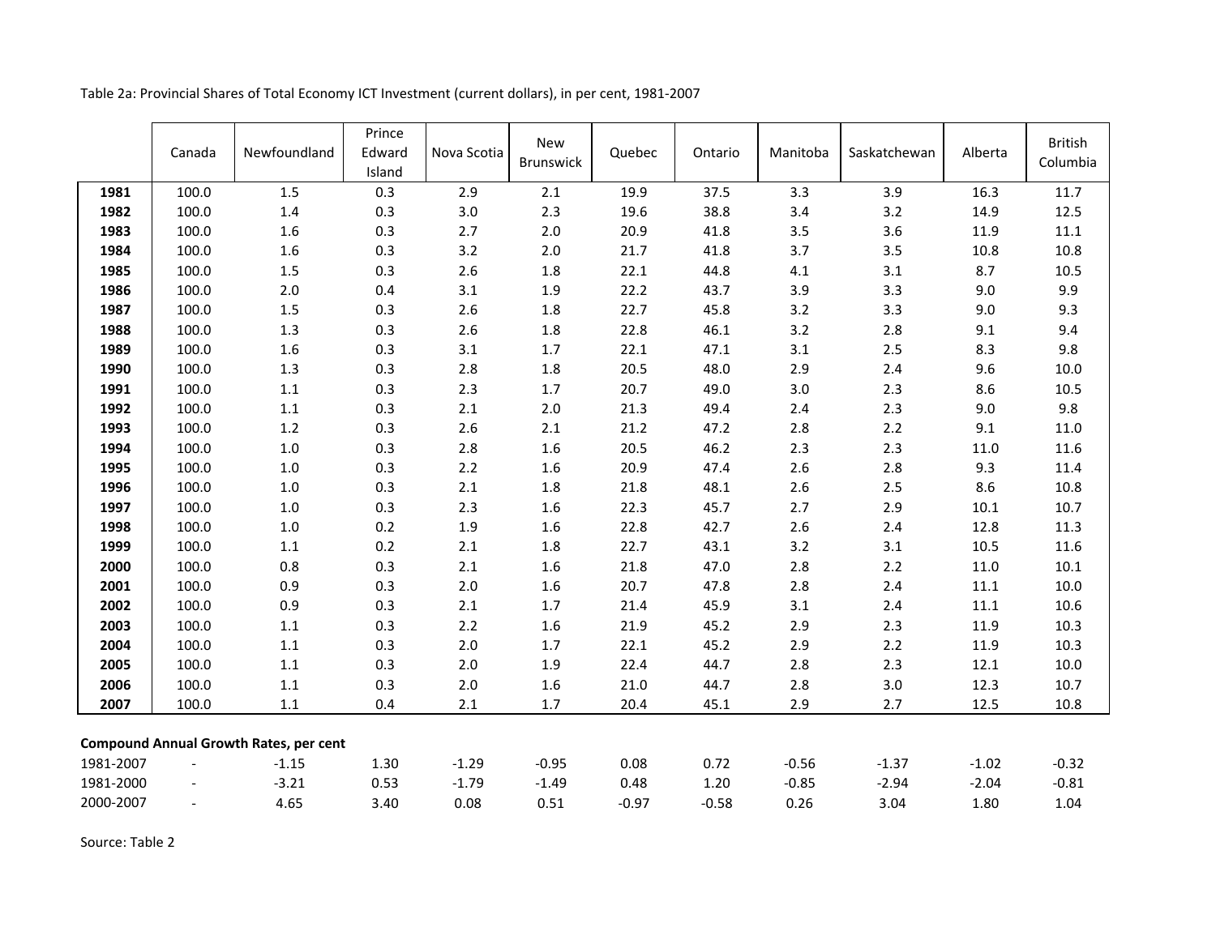Table 2a: Provincial Shares of Total Economy ICT Investment (current dollars), in per cent, 1981-2007

| | Canada | Newfoundland | Prince Edward Island | Nova Scotia | New Brunswick | Quebec | Ontario | Manitoba | Saskatchewan | Alberta | British Columbia |
|---|---|---|---|---|---|---|---|---|---|---|---|
| **1981** | 100.0 | 1.5 | 0.3 | 2.9 | 2.1 | 19.9 | 37.5 | 3.3 | 3.9 | 16.3 | 11.7 |
| **1982** | 100.0 | 1.4 | 0.3 | 3.0 | 2.3 | 19.6 | 38.8 | 3.4 | 3.2 | 14.9 | 12.5 |
| **1983** | 100.0 | 1.6 | 0.3 | 2.7 | 2.0 | 20.9 | 41.8 | 3.5 | 3.6 | 11.9 | 11.1 |
| **1984** | 100.0 | 1.6 | 0.3 | 3.2 | 2.0 | 21.7 | 41.8 | 3.7 | 3.5 | 10.8 | 10.8 |
| **1985** | 100.0 | 1.5 | 0.3 | 2.6 | 1.8 | 22.1 | 44.8 | 4.1 | 3.1 | 8.7 | 10.5 |
| **1986** | 100.0 | 2.0 | 0.4 | 3.1 | 1.9 | 22.2 | 43.7 | 3.9 | 3.3 | 9.0 | 9.9 |
| **1987** | 100.0 | 1.5 | 0.3 | 2.6 | 1.8 | 22.7 | 45.8 | 3.2 | 3.3 | 9.0 | 9.3 |
| **1988** | 100.0 | 1.3 | 0.3 | 2.6 | 1.8 | 22.8 | 46.1 | 3.2 | 2.8 | 9.1 | 9.4 |
| **1989** | 100.0 | 1.6 | 0.3 | 3.1 | 1.7 | 22.1 | 47.1 | 3.1 | 2.5 | 8.3 | 9.8 |
| **1990** | 100.0 | 1.3 | 0.3 | 2.8 | 1.8 | 20.5 | 48.0 | 2.9 | 2.4 | 9.6 | 10.0 |
| **1991** | 100.0 | 1.1 | 0.3 | 2.3 | 1.7 | 20.7 | 49.0 | 3.0 | 2.3 | 8.6 | 10.5 |
| **1992** | 100.0 | 1.1 | 0.3 | 2.1 | 2.0 | 21.3 | 49.4 | 2.4 | 2.3 | 9.0 | 9.8 |
| **1993** | 100.0 | 1.2 | 0.3 | 2.6 | 2.1 | 21.2 | 47.2 | 2.8 | 2.2 | 9.1 | 11.0 |
| **1994** | 100.0 | 1.0 | 0.3 | 2.8 | 1.6 | 20.5 | 46.2 | 2.3 | 2.3 | 11.0 | 11.6 |
| **1995** | 100.0 | 1.0 | 0.3 | 2.2 | 1.6 | 20.9 | 47.4 | 2.6 | 2.8 | 9.3 | 11.4 |
| **1996** | 100.0 | 1.0 | 0.3 | 2.1 | 1.8 | 21.8 | 48.1 | 2.6 | 2.5 | 8.6 | 10.8 |
| **1997** | 100.0 | 1.0 | 0.3 | 2.3 | 1.6 | 22.3 | 45.7 | 2.7 | 2.9 | 10.1 | 10.7 |
| **1998** | 100.0 | 1.0 | 0.2 | 1.9 | 1.6 | 22.8 | 42.7 | 2.6 | 2.4 | 12.8 | 11.3 |
| **1999** | 100.0 | 1.1 | 0.2 | 2.1 | 1.8 | 22.7 | 43.1 | 3.2 | 3.1 | 10.5 | 11.6 |
| **2000** | 100.0 | 0.8 | 0.3 | 2.1 | 1.6 | 21.8 | 47.0 | 2.8 | 2.2 | 11.0 | 10.1 |
| **2001** | 100.0 | 0.9 | 0.3 | 2.0 | 1.6 | 20.7 | 47.8 | 2.8 | 2.4 | 11.1 | 10.0 |
| **2002** | 100.0 | 0.9 | 0.3 | 2.1 | 1.7 | 21.4 | 45.9 | 3.1 | 2.4 | 11.1 | 10.6 |
| **2003** | 100.0 | 1.1 | 0.3 | 2.2 | 1.6 | 21.9 | 45.2 | 2.9 | 2.3 | 11.9 | 10.3 |
| **2004** | 100.0 | 1.1 | 0.3 | 2.0 | 1.7 | 22.1 | 45.2 | 2.9 | 2.2 | 11.9 | 10.3 |
| **2005** | 100.0 | 1.1 | 0.3 | 2.0 | 1.9 | 22.4 | 44.7 | 2.8 | 2.3 | 12.1 | 10.0 |
| **2006** | 100.0 | 1.1 | 0.3 | 2.0 | 1.6 | 21.0 | 44.7 | 2.8 | 3.0 | 12.3 | 10.7 |
| **2007** | 100.0 | 1.1 | 0.4 | 2.1 | 1.7 | 20.4 | 45.1 | 2.9 | 2.7 | 12.5 | 10.8 |
| **Compound Annual Growth Rates, per cent** | | | | | | | | | | | |
| 1981-2007 | - | -1.15 | 1.30 | -1.29 | -0.95 | 0.08 | 0.72 | -0.56 | -1.37 | -1.02 | -0.32 |
| 1981-2000 | - | -3.21 | 0.53 | -1.79 | -1.49 | 0.48 | 1.20 | -0.85 | -2.94 | -2.04 | -0.81 |
| 2000-2007 | - | 4.65 | 3.40 | 0.08 | 0.51 | -0.97 | -0.58 | 0.26 | 3.04 | 1.80 | 1.04 |

Source: Table 2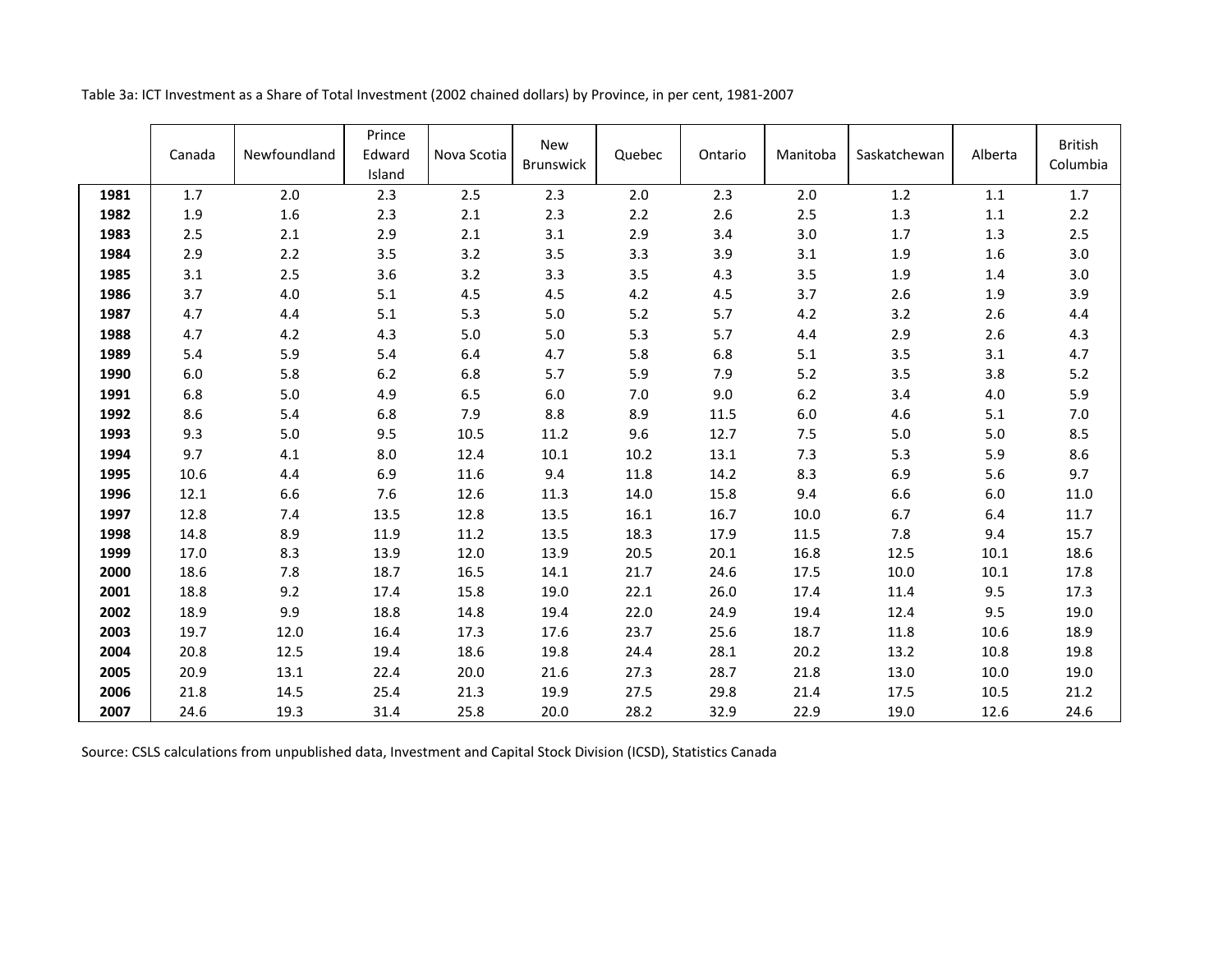Table 3a: ICT Investment as a Share of Total Investment (2002 chained dollars) by Province, in per cent, 1981-2007

| | Canada | Newfoundland | Prince Edward Island | Nova Scotia | New Brunswick | Quebec | Ontario | Manitoba | Saskatchewan | Alberta | British Columbia |
|---|---|---|---|---|---|---|---|---|---|---|---|
| **1981** | 1.7 | 2.0 | 2.3 | 2.5 | 2.3 | 2.0 | 2.3 | 2.0 | 1.2 | 1.1 | 1.7 |
| **1982** | 1.9 | 1.6 | 2.3 | 2.1 | 2.3 | 2.2 | 2.6 | 2.5 | 1.3 | 1.1 | 2.2 |
| **1983** | 2.5 | 2.1 | 2.9 | 2.1 | 3.1 | 2.9 | 3.4 | 3.0 | 1.7 | 1.3 | 2.5 |
| **1984** | 2.9 | 2.2 | 3.5 | 3.2 | 3.5 | 3.3 | 3.9 | 3.1 | 1.9 | 1.6 | 3.0 |
| **1985** | 3.1 | 2.5 | 3.6 | 3.2 | 3.3 | 3.5 | 4.3 | 3.5 | 1.9 | 1.4 | 3.0 |
| **1986** | 3.7 | 4.0 | 5.1 | 4.5 | 4.5 | 4.2 | 4.5 | 3.7 | 2.6 | 1.9 | 3.9 |
| **1987** | 4.7 | 4.4 | 5.1 | 5.3 | 5.0 | 5.2 | 5.7 | 4.2 | 3.2 | 2.6 | 4.4 |
| **1988** | 4.7 | 4.2 | 4.3 | 5.0 | 5.0 | 5.3 | 5.7 | 4.4 | 2.9 | 2.6 | 4.3 |
| **1989** | 5.4 | 5.9 | 5.4 | 6.4 | 4.7 | 5.8 | 6.8 | 5.1 | 3.5 | 3.1 | 4.7 |
| **1990** | 6.0 | 5.8 | 6.2 | 6.8 | 5.7 | 5.9 | 7.9 | 5.2 | 3.5 | 3.8 | 5.2 |
| **1991** | 6.8 | 5.0 | 4.9 | 6.5 | 6.0 | 7.0 | 9.0 | 6.2 | 3.4 | 4.0 | 5.9 |
| **1992** | 8.6 | 5.4 | 6.8 | 7.9 | 8.8 | 8.9 | 11.5 | 6.0 | 4.6 | 5.1 | 7.0 |
| **1993** | 9.3 | 5.0 | 9.5 | 10.5 | 11.2 | 9.6 | 12.7 | 7.5 | 5.0 | 5.0 | 8.5 |
| **1994** | 9.7 | 4.1 | 8.0 | 12.4 | 10.1 | 10.2 | 13.1 | 7.3 | 5.3 | 5.9 | 8.6 |
| **1995** | 10.6 | 4.4 | 6.9 | 11.6 | 9.4 | 11.8 | 14.2 | 8.3 | 6.9 | 5.6 | 9.7 |
| **1996** | 12.1 | 6.6 | 7.6 | 12.6 | 11.3 | 14.0 | 15.8 | 9.4 | 6.6 | 6.0 | 11.0 |
| **1997** | 12.8 | 7.4 | 13.5 | 12.8 | 13.5 | 16.1 | 16.7 | 10.0 | 6.7 | 6.4 | 11.7 |
| **1998** | 14.8 | 8.9 | 11.9 | 11.2 | 13.5 | 18.3 | 17.9 | 11.5 | 7.8 | 9.4 | 15.7 |
| **1999** | 17.0 | 8.3 | 13.9 | 12.0 | 13.9 | 20.5 | 20.1 | 16.8 | 12.5 | 10.1 | 18.6 |
| **2000** | 18.6 | 7.8 | 18.7 | 16.5 | 14.1 | 21.7 | 24.6 | 17.5 | 10.0 | 10.1 | 17.8 |
| **2001** | 18.8 | 9.2 | 17.4 | 15.8 | 19.0 | 22.1 | 26.0 | 17.4 | 11.4 | 9.5 | 17.3 |
| **2002** | 18.9 | 9.9 | 18.8 | 14.8 | 19.4 | 22.0 | 24.9 | 19.4 | 12.4 | 9.5 | 19.0 |
| **2003** | 19.7 | 12.0 | 16.4 | 17.3 | 17.6 | 23.7 | 25.6 | 18.7 | 11.8 | 10.6 | 18.9 |
| **2004** | 20.8 | 12.5 | 19.4 | 18.6 | 19.8 | 24.4 | 28.1 | 20.2 | 13.2 | 10.8 | 19.8 |
| **2005** | 20.9 | 13.1 | 22.4 | 20.0 | 21.6 | 27.3 | 28.7 | 21.8 | 13.0 | 10.0 | 19.0 |
| **2006** | 21.8 | 14.5 | 25.4 | 21.3 | 19.9 | 27.5 | 29.8 | 21.4 | 17.5 | 10.5 | 21.2 |
| **2007** | 24.6 | 19.3 | 31.4 | 25.8 | 20.0 | 28.2 | 32.9 | 22.9 | 19.0 | 12.6 | 24.6 |

Source: CSLS calculations from unpublished data, Investment and Capital Stock Division (ICSD), Statistics Canada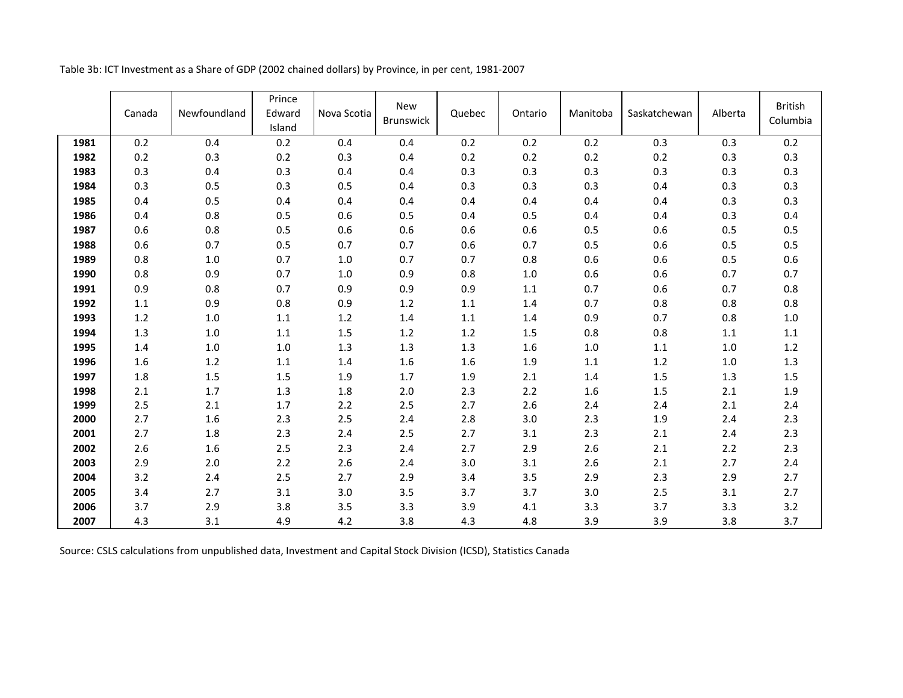Table 3b: ICT Investment as a Share of GDP (2002 chained dollars) by Province, in per cent, 1981-2007

| | Canada | Newfoundland | Prince Edward Island | Nova Scotia | New Brunswick | Quebec | Ontario | Manitoba | Saskatchewan | Alberta | British Columbia |
|---|---|---|---|---|---|---|---|---|---|---|---|
| **1981** | 0.2 | 0.4 | 0.2 | 0.4 | 0.4 | 0.2 | 0.2 | 0.2 | 0.3 | 0.3 | 0.2 |
| **1982** | 0.2 | 0.3 | 0.2 | 0.3 | 0.4 | 0.2 | 0.2 | 0.2 | 0.2 | 0.3 | 0.3 |
| **1983** | 0.3 | 0.4 | 0.3 | 0.4 | 0.4 | 0.3 | 0.3 | 0.3 | 0.3 | 0.3 | 0.3 |
| **1984** | 0.3 | 0.5 | 0.3 | 0.5 | 0.4 | 0.3 | 0.3 | 0.3 | 0.4 | 0.3 | 0.3 |
| **1985** | 0.4 | 0.5 | 0.4 | 0.4 | 0.4 | 0.4 | 0.4 | 0.4 | 0.4 | 0.3 | 0.3 |
| **1986** | 0.4 | 0.8 | 0.5 | 0.6 | 0.5 | 0.4 | 0.5 | 0.4 | 0.4 | 0.3 | 0.4 |
| **1987** | 0.6 | 0.8 | 0.5 | 0.6 | 0.6 | 0.6 | 0.6 | 0.5 | 0.6 | 0.5 | 0.5 |
| **1988** | 0.6 | 0.7 | 0.5 | 0.7 | 0.7 | 0.6 | 0.7 | 0.5 | 0.6 | 0.5 | 0.5 |
| **1989** | 0.8 | 1.0 | 0.7 | 1.0 | 0.7 | 0.7 | 0.8 | 0.6 | 0.6 | 0.5 | 0.6 |
| **1990** | 0.8 | 0.9 | 0.7 | 1.0 | 0.9 | 0.8 | 1.0 | 0.6 | 0.6 | 0.7 | 0.7 |
| **1991** | 0.9 | 0.8 | 0.7 | 0.9 | 0.9 | 0.9 | 1.1 | 0.7 | 0.6 | 0.7 | 0.8 |
| **1992** | 1.1 | 0.9 | 0.8 | 0.9 | 1.2 | 1.1 | 1.4 | 0.7 | 0.8 | 0.8 | 0.8 |
| **1993** | 1.2 | 1.0 | 1.1 | 1.2 | 1.4 | 1.1 | 1.4 | 0.9 | 0.7 | 0.8 | 1.0 |
| **1994** | 1.3 | 1.0 | 1.1 | 1.5 | 1.2 | 1.2 | 1.5 | 0.8 | 0.8 | 1.1 | 1.1 |
| **1995** | 1.4 | 1.0 | 1.0 | 1.3 | 1.3 | 1.3 | 1.6 | 1.0 | 1.1 | 1.0 | 1.2 |
| **1996** | 1.6 | 1.2 | 1.1 | 1.4 | 1.6 | 1.6 | 1.9 | 1.1 | 1.2 | 1.0 | 1.3 |
| **1997** | 1.8 | 1.5 | 1.5 | 1.9 | 1.7 | 1.9 | 2.1 | 1.4 | 1.5 | 1.3 | 1.5 |
| **1998** | 2.1 | 1.7 | 1.3 | 1.8 | 2.0 | 2.3 | 2.2 | 1.6 | 1.5 | 2.1 | 1.9 |
| **1999** | 2.5 | 2.1 | 1.7 | 2.2 | 2.5 | 2.5 | 2.7 | 2.6 | 2.4 | 2.1 | 2.4 |
| **2000** | 2.7 | 1.6 | 2.3 | 2.5 | 2.4 | 2.8 | 3.0 | 2.3 | 1.9 | 2.4 | 2.3 |
| **2001** | 2.7 | 1.8 | 2.3 | 2.4 | 2.5 | 2.7 | 3.1 | 2.3 | 2.1 | 2.4 | 2.3 |
| **2002** | 2.6 | 1.6 | 2.5 | 2.3 | 2.4 | 2.7 | 2.9 | 2.6 | 2.1 | 2.2 | 2.3 |
| **2003** | 2.9 | 2.0 | 2.2 | 2.6 | 2.4 | 3.0 | 3.1 | 2.6 | 2.1 | 2.7 | 2.4 |
| **2004** | 3.2 | 2.4 | 2.5 | 2.7 | 2.9 | 3.4 | 3.5 | 2.9 | 2.3 | 2.9 | 2.7 |
| **2005** | 3.4 | 2.7 | 3.1 | 3.0 | 3.5 | 3.7 | 3.7 | 3.0 | 2.5 | 3.1 | 2.7 |
| **2006** | 3.7 | 2.9 | 3.8 | 3.5 | 3.3 | 3.9 | 4.1 | 3.3 | 3.7 | 3.3 | 3.2 |
| **2007** | 4.3 | 3.1 | 4.9 | 4.2 | 3.8 | 4.3 | 4.8 | 3.9 | 3.9 | 3.8 | 3.7 |

Source: CSLS calculations from unpublished data, Investment and Capital Stock Division (ICSD), Statistics Canada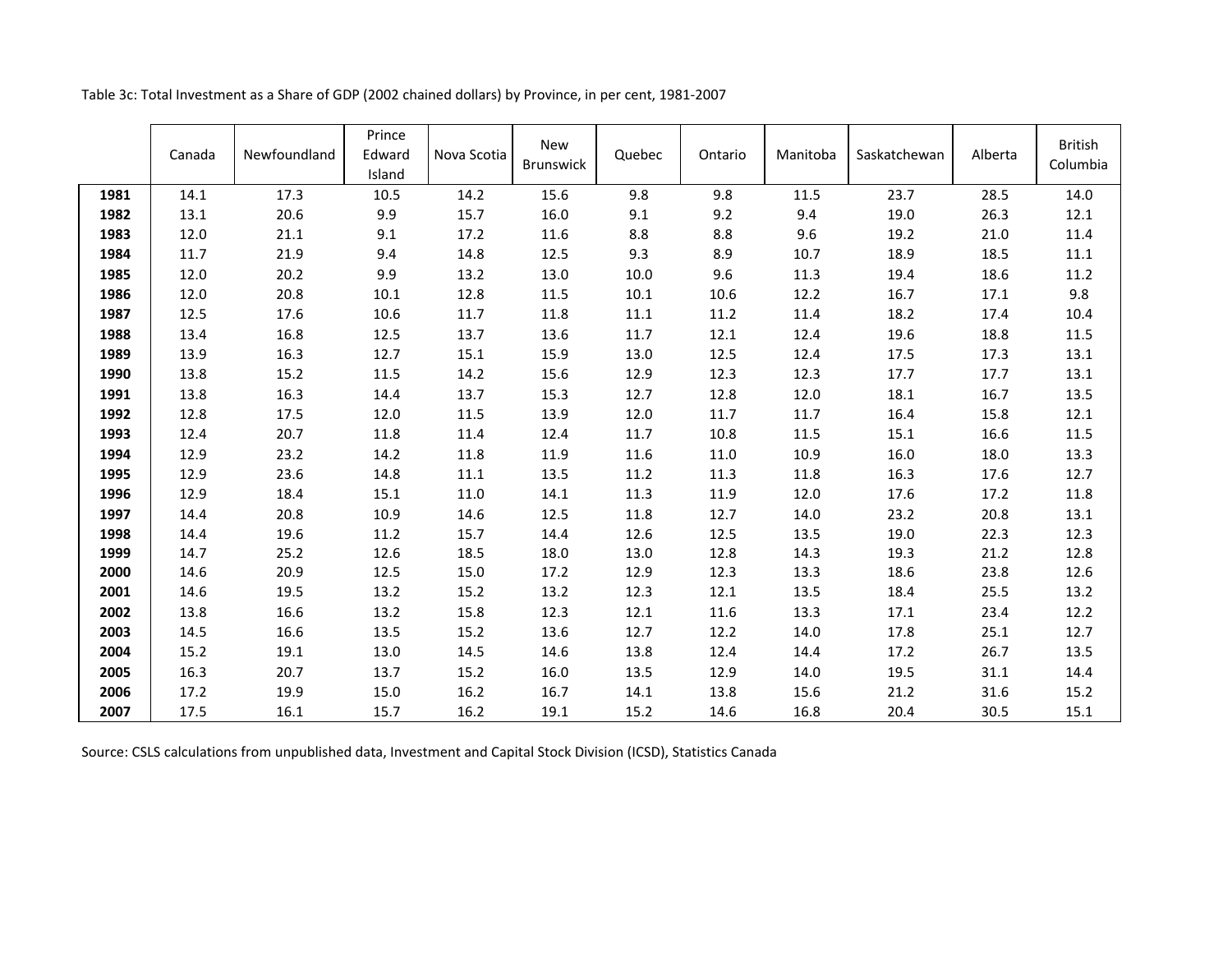Table 3c: Total Investment as a Share of GDP (2002 chained dollars) by Province, in per cent, 1981-2007

| | Canada | Newfoundland | Prince Edward Island | Nova Scotia | New Brunswick | Quebec | Ontario | Manitoba | Saskatchewan | Alberta | British Columbia |
|---|---|---|---|---|---|---|---|---|---|---|---|
| **1981** | 14.1 | 17.3 | 10.5 | 14.2 | 15.6 | 9.8 | 9.8 | 11.5 | 23.7 | 28.5 | 14.0 |
| **1982** | 13.1 | 20.6 | 9.9 | 15.7 | 16.0 | 9.1 | 9.2 | 9.4 | 19.0 | 26.3 | 12.1 |
| **1983** | 12.0 | 21.1 | 9.1 | 17.2 | 11.6 | 8.8 | 8.8 | 9.6 | 19.2 | 21.0 | 11.4 |
| **1984** | 11.7 | 21.9 | 9.4 | 14.8 | 12.5 | 9.3 | 8.9 | 10.7 | 18.9 | 18.5 | 11.1 |
| **1985** | 12.0 | 20.2 | 9.9 | 13.2 | 13.0 | 10.0 | 9.6 | 11.3 | 19.4 | 18.6 | 11.2 |
| **1986** | 12.0 | 20.8 | 10.1 | 12.8 | 11.5 | 10.1 | 10.6 | 12.2 | 16.7 | 17.1 | 9.8 |
| **1987** | 12.5 | 17.6 | 10.6 | 11.7 | 11.8 | 11.1 | 11.2 | 11.4 | 18.2 | 17.4 | 10.4 |
| **1988** | 13.4 | 16.8 | 12.5 | 13.7 | 13.6 | 11.7 | 12.1 | 12.4 | 19.6 | 18.8 | 11.5 |
| **1989** | 13.9 | 16.3 | 12.7 | 15.1 | 15.9 | 13.0 | 12.5 | 12.4 | 17.5 | 17.3 | 13.1 |
| **1990** | 13.8 | 15.2 | 11.5 | 14.2 | 15.6 | 12.9 | 12.3 | 12.3 | 17.7 | 17.7 | 13.1 |
| **1991** | 13.8 | 16.3 | 14.4 | 13.7 | 15.3 | 12.7 | 12.8 | 12.0 | 18.1 | 16.7 | 13.5 |
| **1992** | 12.8 | 17.5 | 12.0 | 11.5 | 13.9 | 12.0 | 11.7 | 11.7 | 16.4 | 15.8 | 12.1 |
| **1993** | 12.4 | 20.7 | 11.8 | 11.4 | 12.4 | 11.7 | 10.8 | 11.5 | 15.1 | 16.6 | 11.5 |
| **1994** | 12.9 | 23.2 | 14.2 | 11.8 | 11.9 | 11.6 | 11.0 | 10.9 | 16.0 | 18.0 | 13.3 |
| **1995** | 12.9 | 23.6 | 14.8 | 11.1 | 13.5 | 11.2 | 11.3 | 11.8 | 16.3 | 17.6 | 12.7 |
| **1996** | 12.9 | 18.4 | 15.1 | 11.0 | 14.1 | 11.3 | 11.9 | 12.0 | 17.6 | 17.2 | 11.8 |
| **1997** | 14.4 | 20.8 | 10.9 | 14.6 | 12.5 | 11.8 | 12.7 | 14.0 | 23.2 | 20.8 | 13.1 |
| **1998** | 14.4 | 19.6 | 11.2 | 15.7 | 14.4 | 12.6 | 12.5 | 13.5 | 19.0 | 22.3 | 12.3 |
| **1999** | 14.7 | 25.2 | 12.6 | 18.5 | 18.0 | 13.0 | 12.8 | 14.3 | 19.3 | 21.2 | 12.8 |
| **2000** | 14.6 | 20.9 | 12.5 | 15.0 | 17.2 | 12.9 | 12.3 | 13.3 | 18.6 | 23.8 | 12.6 |
| **2001** | 14.6 | 19.5 | 13.2 | 15.2 | 13.2 | 12.3 | 12.1 | 13.5 | 18.4 | 25.5 | 13.2 |
| **2002** | 13.8 | 16.6 | 13.2 | 15.8 | 12.3 | 12.1 | 11.6 | 13.3 | 17.1 | 23.4 | 12.2 |
| **2003** | 14.5 | 16.6 | 13.5 | 15.2 | 13.6 | 12.7 | 12.2 | 14.0 | 17.8 | 25.1 | 12.7 |
| **2004** | 15.2 | 19.1 | 13.0 | 14.5 | 14.6 | 13.8 | 12.4 | 14.4 | 17.2 | 26.7 | 13.5 |
| **2005** | 16.3 | 20.7 | 13.7 | 15.2 | 16.0 | 13.5 | 12.9 | 14.0 | 19.5 | 31.1 | 14.4 |
| **2006** | 17.2 | 19.9 | 15.0 | 16.2 | 16.7 | 14.1 | 13.8 | 15.6 | 21.2 | 31.6 | 15.2 |
| **2007** | 17.5 | 16.1 | 15.7 | 16.2 | 19.1 | 15.2 | 14.6 | 16.8 | 20.4 | 30.5 | 15.1 |

Source: CSLS calculations from unpublished data, Investment and Capital Stock Division (ICSD), Statistics Canada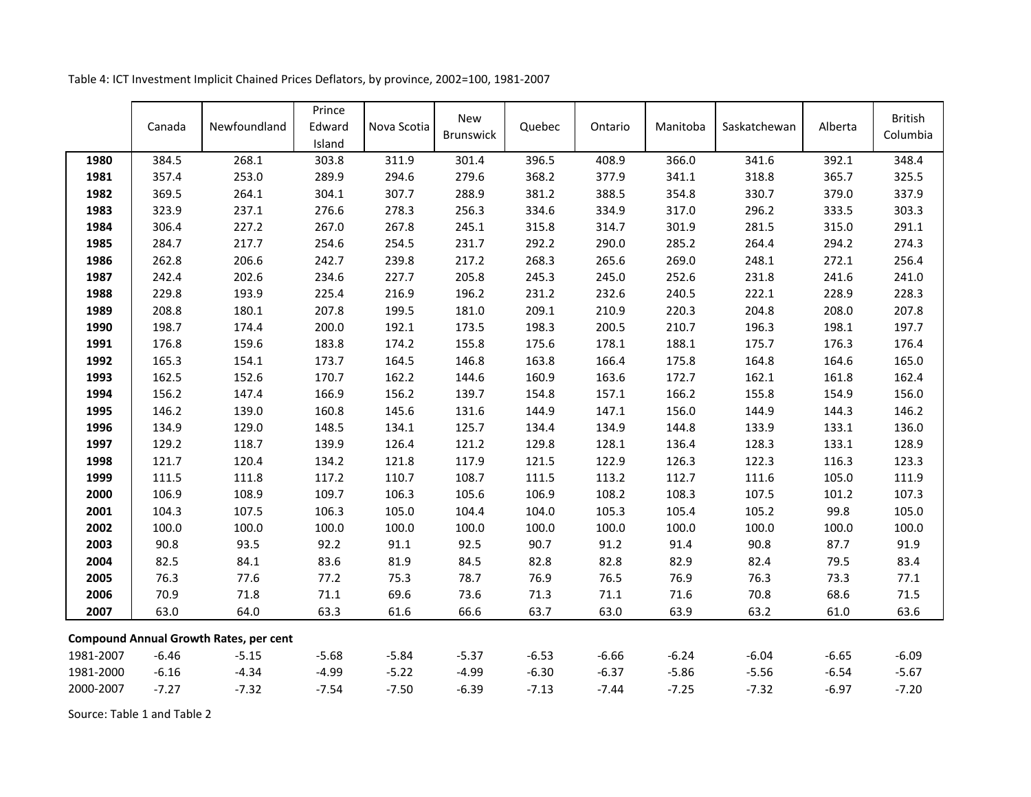Table 4: ICT Investment Implicit Chained Prices Deflators, by province, 2002=100, 1981-2007

| | Canada | Newfoundland | Prince Edward Island | Nova Scotia | New Brunswick | Quebec | Ontario | Manitoba | Saskatchewan | Alberta | British Columbia |
|---|---|---|---|---|---|---|---|---|---|---|---|
| **1980** | 384.5 | 268.1 | 303.8 | 311.9 | 301.4 | 396.5 | 408.9 | 366.0 | 341.6 | 392.1 | 348.4 |
| **1981** | 357.4 | 253.0 | 289.9 | 294.6 | 279.6 | 368.2 | 377.9 | 341.1 | 318.8 | 365.7 | 325.5 |
| **1982** | 369.5 | 264.1 | 304.1 | 307.7 | 288.9 | 381.2 | 388.5 | 354.8 | 330.7 | 379.0 | 337.9 |
| **1983** | 323.9 | 237.1 | 276.6 | 278.3 | 256.3 | 334.6 | 334.9 | 317.0 | 296.2 | 333.5 | 303.3 |
| **1984** | 306.4 | 227.2 | 267.0 | 267.8 | 245.1 | 315.8 | 314.7 | 301.9 | 281.5 | 315.0 | 291.1 |
| **1985** | 284.7 | 217.7 | 254.6 | 254.5 | 231.7 | 292.2 | 290.0 | 285.2 | 264.4 | 294.2 | 274.3 |
| **1986** | 262.8 | 206.6 | 242.7 | 239.8 | 217.2 | 268.3 | 265.6 | 269.0 | 248.1 | 272.1 | 256.4 |
| **1987** | 242.4 | 202.6 | 234.6 | 227.7 | 205.8 | 245.3 | 245.0 | 252.6 | 231.8 | 241.6 | 241.0 |
| **1988** | 229.8 | 193.9 | 225.4 | 216.9 | 196.2 | 231.2 | 232.6 | 240.5 | 222.1 | 228.9 | 228.3 |
| **1989** | 208.8 | 180.1 | 207.8 | 199.5 | 181.0 | 209.1 | 210.9 | 220.3 | 204.8 | 208.0 | 207.8 |
| **1990** | 198.7 | 174.4 | 200.0 | 192.1 | 173.5 | 198.3 | 200.5 | 210.7 | 196.3 | 198.1 | 197.7 |
| **1991** | 176.8 | 159.6 | 183.8 | 174.2 | 155.8 | 175.6 | 178.1 | 188.1 | 175.7 | 176.3 | 176.4 |
| **1992** | 165.3 | 154.1 | 173.7 | 164.5 | 146.8 | 163.8 | 166.4 | 175.8 | 164.8 | 164.6 | 165.0 |
| **1993** | 162.5 | 152.6 | 170.7 | 162.2 | 144.6 | 160.9 | 163.6 | 172.7 | 162.1 | 161.8 | 162.4 |
| **1994** | 156.2 | 147.4 | 166.9 | 156.2 | 139.7 | 154.8 | 157.1 | 166.2 | 155.8 | 154.9 | 156.0 |
| **1995** | 146.2 | 139.0 | 160.8 | 145.6 | 131.6 | 144.9 | 147.1 | 156.0 | 144.9 | 144.3 | 146.2 |
| **1996** | 134.9 | 129.0 | 148.5 | 134.1 | 125.7 | 134.4 | 134.9 | 144.8 | 133.9 | 133.1 | 136.0 |
| **1997** | 129.2 | 118.7 | 139.9 | 126.4 | 121.2 | 129.8 | 128.1 | 136.4 | 128.3 | 133.1 | 128.9 |
| **1998** | 121.7 | 120.4 | 134.2 | 121.8 | 117.9 | 121.5 | 122.9 | 126.3 | 122.3 | 116.3 | 123.3 |
| **1999** | 111.5 | 111.8 | 117.2 | 110.7 | 108.7 | 111.5 | 113.2 | 112.7 | 111.6 | 105.0 | 111.9 |
| **2000** | 106.9 | 108.9 | 109.7 | 106.3 | 105.6 | 106.9 | 108.2 | 108.3 | 107.5 | 101.2 | 107.3 |
| **2001** | 104.3 | 107.5 | 106.3 | 105.0 | 104.4 | 104.0 | 105.3 | 105.4 | 105.2 | 99.8 | 105.0 |
| **2002** | 100.0 | 100.0 | 100.0 | 100.0 | 100.0 | 100.0 | 100.0 | 100.0 | 100.0 | 100.0 | 100.0 |
| **2003** | 90.8 | 93.5 | 92.2 | 91.1 | 92.5 | 90.7 | 91.2 | 91.4 | 90.8 | 87.7 | 91.9 |
| **2004** | 82.5 | 84.1 | 83.6 | 81.9 | 84.5 | 82.8 | 82.8 | 82.9 | 82.4 | 79.5 | 83.4 |
| **2005** | 76.3 | 77.6 | 77.2 | 75.3 | 78.7 | 76.9 | 76.5 | 76.9 | 76.3 | 73.3 | 77.1 |
| **2006** | 70.9 | 71.8 | 71.1 | 69.6 | 73.6 | 71.3 | 71.1 | 71.6 | 70.8 | 68.6 | 71.5 |
| **2007** | 63.0 | 64.0 | 63.3 | 61.6 | 66.6 | 63.7 | 63.0 | 63.9 | 63.2 | 61.0 | 63.6 |
| **Compound Annual Growth Rates, per cent** | | | | | | | | | | | |
| 1981-2007 | -6.46 | -5.15 | -5.68 | -5.84 | -5.37 | -6.53 | -6.66 | -6.24 | -6.04 | -6.65 | -6.09 |
| 1981-2000 | -6.16 | -4.34 | -4.99 | -5.22 | -4.99 | -6.30 | -6.37 | -5.86 | -5.56 | -6.54 | -5.67 |
| 2000-2007 | -7.27 | -7.32 | -7.54 | -7.50 | -6.39 | -7.13 | -7.44 | -7.25 | -7.32 | -6.97 | -7.20 |

Source: Table 1 and Table 2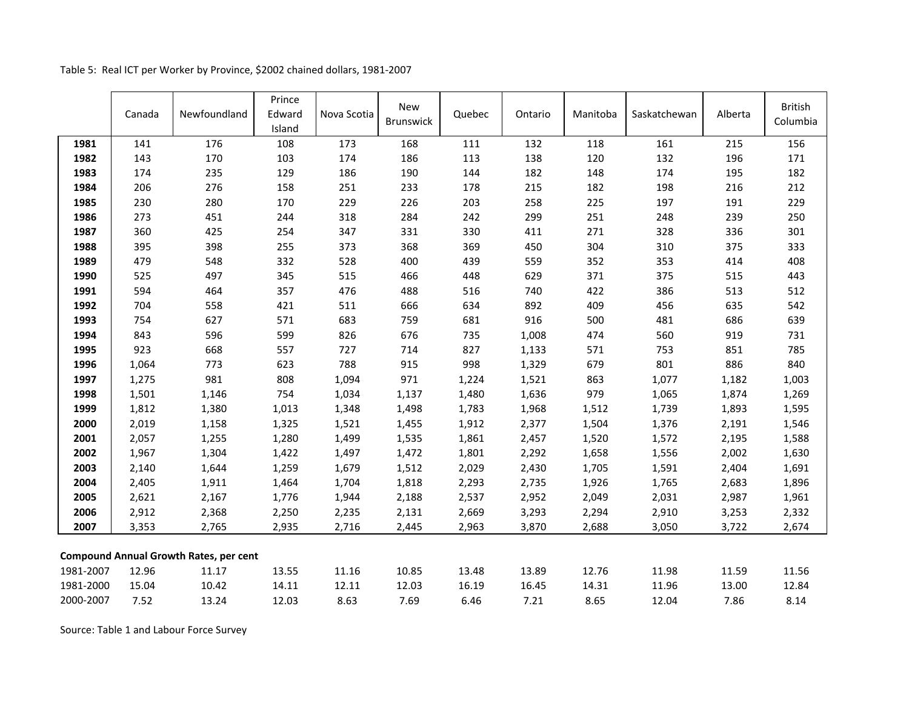Table 5: Real ICT per Worker by Province, $2002 chained dollars, 1981-2007

| | Canada | Newfoundland | Prince Edward Island | Nova Scotia | New Brunswick | Quebec | Ontario | Manitoba | Saskatchewan | Alberta | British Columbia |
|---|---|---|---|---|---|---|---|---|---|---|---|
| **1981** | 141 | 176 | 108 | 173 | 168 | 111 | 132 | 118 | 161 | 215 | 156 |
| **1982** | 143 | 170 | 103 | 174 | 186 | 113 | 138 | 120 | 132 | 196 | 171 |
| **1983** | 174 | 235 | 129 | 186 | 190 | 144 | 182 | 148 | 174 | 195 | 182 |
| **1984** | 206 | 276 | 158 | 251 | 233 | 178 | 215 | 182 | 198 | 216 | 212 |
| **1985** | 230 | 280 | 170 | 229 | 226 | 203 | 258 | 225 | 197 | 191 | 229 |
| **1986** | 273 | 451 | 244 | 318 | 284 | 242 | 299 | 251 | 248 | 239 | 250 |
| **1987** | 360 | 425 | 254 | 347 | 331 | 330 | 411 | 271 | 328 | 336 | 301 |
| **1988** | 395 | 398 | 255 | 373 | 368 | 369 | 450 | 304 | 310 | 375 | 333 |
| **1989** | 479 | 548 | 332 | 528 | 400 | 439 | 559 | 352 | 353 | 414 | 408 |
| **1990** | 525 | 497 | 345 | 515 | 466 | 448 | 629 | 371 | 375 | 515 | 443 |
| **1991** | 594 | 464 | 357 | 476 | 488 | 516 | 740 | 422 | 386 | 513 | 512 |
| **1992** | 704 | 558 | 421 | 511 | 666 | 634 | 892 | 409 | 456 | 635 | 542 |
| **1993** | 754 | 627 | 571 | 683 | 759 | 681 | 916 | 500 | 481 | 686 | 639 |
| **1994** | 843 | 596 | 599 | 826 | 676 | 735 | 1,008 | 474 | 560 | 919 | 731 |
| **1995** | 923 | 668 | 557 | 727 | 714 | 827 | 1,133 | 571 | 753 | 851 | 785 |
| **1996** | 1,064 | 773 | 623 | 788 | 915 | 998 | 1,329 | 679 | 801 | 886 | 840 |
| **1997** | 1,275 | 981 | 808 | 1,094 | 971 | 1,224 | 1,521 | 863 | 1,077 | 1,182 | 1,003 |
| **1998** | 1,501 | 1,146 | 754 | 1,034 | 1,137 | 1,480 | 1,636 | 979 | 1,065 | 1,874 | 1,269 |
| **1999** | 1,812 | 1,380 | 1,013 | 1,348 | 1,498 | 1,783 | 1,968 | 1,512 | 1,739 | 1,893 | 1,595 |
| **2000** | 2,019 | 1,158 | 1,325 | 1,521 | 1,455 | 1,912 | 2,377 | 1,504 | 1,376 | 2,191 | 1,546 |
| **2001** | 2,057 | 1,255 | 1,280 | 1,499 | 1,535 | 1,861 | 2,457 | 1,520 | 1,572 | 2,195 | 1,588 |
| **2002** | 1,967 | 1,304 | 1,422 | 1,497 | 1,472 | 1,801 | 2,292 | 1,658 | 1,556 | 2,002 | 1,630 |
| **2003** | 2,140 | 1,644 | 1,259 | 1,679 | 1,512 | 2,029 | 2,430 | 1,705 | 1,591 | 2,404 | 1,691 |
| **2004** | 2,405 | 1,911 | 1,464 | 1,704 | 1,818 | 2,293 | 2,735 | 1,926 | 1,765 | 2,683 | 1,896 |
| **2005** | 2,621 | 2,167 | 1,776 | 1,944 | 2,188 | 2,537 | 2,952 | 2,049 | 2,031 | 2,987 | 1,961 |
| **2006** | 2,912 | 2,368 | 2,250 | 2,235 | 2,131 | 2,669 | 3,293 | 2,294 | 2,910 | 3,253 | 2,332 |
| **2007** | 3,353 | 2,765 | 2,935 | 2,716 | 2,445 | 2,963 | 3,870 | 2,688 | 3,050 | 3,722 | 2,674 |
| **Compound Annual Growth Rates, per cent** | | | | | | | | | | | |
| 1981-2007 | 12.96 | 11.17 | 13.55 | 11.16 | 10.85 | 13.48 | 13.89 | 12.76 | 11.98 | 11.59 | 11.56 |
| 1981-2000 | 15.04 | 10.42 | 14.11 | 12.11 | 12.03 | 16.19 | 16.45 | 14.31 | 11.96 | 13.00 | 12.84 |
| 2000-2007 | 7.52 | 13.24 | 12.03 | 8.63 | 7.69 | 6.46 | 7.21 | 8.65 | 12.04 | 7.86 | 8.14 |

Source: Table 1 and Labour Force Survey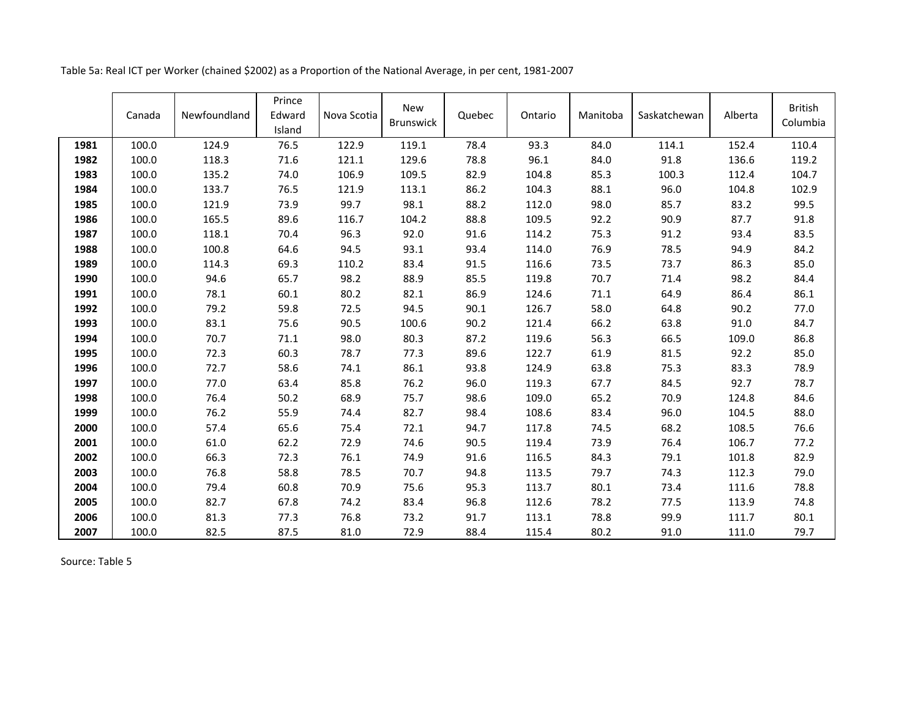Table 5a: Real ICT per Worker (chained $2002) as a Proportion of the National Average, in per cent, 1981-2007

| | Canada | Newfoundland | Prince Edward Island | Nova Scotia | New Brunswick | Quebec | Ontario | Manitoba | Saskatchewan | Alberta | British Columbia |
|---|---|---|---|---|---|---|---|---|---|---|---|
| **1981** | 100.0 | 124.9 | 76.5 | 122.9 | 119.1 | 78.4 | 93.3 | 84.0 | 114.1 | 152.4 | 110.4 |
| **1982** | 100.0 | 118.3 | 71.6 | 121.1 | 129.6 | 78.8 | 96.1 | 84.0 | 91.8 | 136.6 | 119.2 |
| **1983** | 100.0 | 135.2 | 74.0 | 106.9 | 109.5 | 82.9 | 104.8 | 85.3 | 100.3 | 112.4 | 104.7 |
| **1984** | 100.0 | 133.7 | 76.5 | 121.9 | 113.1 | 86.2 | 104.3 | 88.1 | 96.0 | 104.8 | 102.9 |
| **1985** | 100.0 | 121.9 | 73.9 | 99.7 | 98.1 | 88.2 | 112.0 | 98.0 | 85.7 | 83.2 | 99.5 |
| **1986** | 100.0 | 165.5 | 89.6 | 116.7 | 104.2 | 88.8 | 109.5 | 92.2 | 90.9 | 87.7 | 91.8 |
| **1987** | 100.0 | 118.1 | 70.4 | 96.3 | 92.0 | 91.6 | 114.2 | 75.3 | 91.2 | 93.4 | 83.5 |
| **1988** | 100.0 | 100.8 | 64.6 | 94.5 | 93.1 | 93.4 | 114.0 | 76.9 | 78.5 | 94.9 | 84.2 |
| **1989** | 100.0 | 114.3 | 69.3 | 110.2 | 83.4 | 91.5 | 116.6 | 73.5 | 73.7 | 86.3 | 85.0 |
| **1990** | 100.0 | 94.6 | 65.7 | 98.2 | 88.9 | 85.5 | 119.8 | 70.7 | 71.4 | 98.2 | 84.4 |
| **1991** | 100.0 | 78.1 | 60.1 | 80.2 | 82.1 | 86.9 | 124.6 | 71.1 | 64.9 | 86.4 | 86.1 |
| **1992** | 100.0 | 79.2 | 59.8 | 72.5 | 94.5 | 90.1 | 126.7 | 58.0 | 64.8 | 90.2 | 77.0 |
| **1993** | 100.0 | 83.1 | 75.6 | 90.5 | 100.6 | 90.2 | 121.4 | 66.2 | 63.8 | 91.0 | 84.7 |
| **1994** | 100.0 | 70.7 | 71.1 | 98.0 | 80.3 | 87.2 | 119.6 | 56.3 | 66.5 | 109.0 | 86.8 |
| **1995** | 100.0 | 72.3 | 60.3 | 78.7 | 77.3 | 89.6 | 122.7 | 61.9 | 81.5 | 92.2 | 85.0 |
| **1996** | 100.0 | 72.7 | 58.6 | 74.1 | 86.1 | 93.8 | 124.9 | 63.8 | 75.3 | 83.3 | 78.9 |
| **1997** | 100.0 | 77.0 | 63.4 | 85.8 | 76.2 | 96.0 | 119.3 | 67.7 | 84.5 | 92.7 | 78.7 |
| **1998** | 100.0 | 76.4 | 50.2 | 68.9 | 75.7 | 98.6 | 109.0 | 65.2 | 70.9 | 124.8 | 84.6 |
| **1999** | 100.0 | 76.2 | 55.9 | 74.4 | 82.7 | 98.4 | 108.6 | 83.4 | 96.0 | 104.5 | 88.0 |
| **2000** | 100.0 | 57.4 | 65.6 | 75.4 | 72.1 | 94.7 | 117.8 | 74.5 | 68.2 | 108.5 | 76.6 |
| **2001** | 100.0 | 61.0 | 62.2 | 72.9 | 74.6 | 90.5 | 119.4 | 73.9 | 76.4 | 106.7 | 77.2 |
| **2002** | 100.0 | 66.3 | 72.3 | 76.1 | 74.9 | 91.6 | 116.5 | 84.3 | 79.1 | 101.8 | 82.9 |
| **2003** | 100.0 | 76.8 | 58.8 | 78.5 | 70.7 | 94.8 | 113.5 | 79.7 | 74.3 | 112.3 | 79.0 |
| **2004** | 100.0 | 79.4 | 60.8 | 70.9 | 75.6 | 95.3 | 113.7 | 80.1 | 73.4 | 111.6 | 78.8 |
| **2005** | 100.0 | 82.7 | 67.8 | 74.2 | 83.4 | 96.8 | 112.6 | 78.2 | 77.5 | 113.9 | 74.8 |
| **2006** | 100.0 | 81.3 | 77.3 | 76.8 | 73.2 | 91.7 | 113.1 | 78.8 | 99.9 | 111.7 | 80.1 |
| **2007** | 100.0 | 82.5 | 87.5 | 81.0 | 72.9 | 88.4 | 115.4 | 80.2 | 91.0 | 111.0 | 79.7 |

Source: Table 5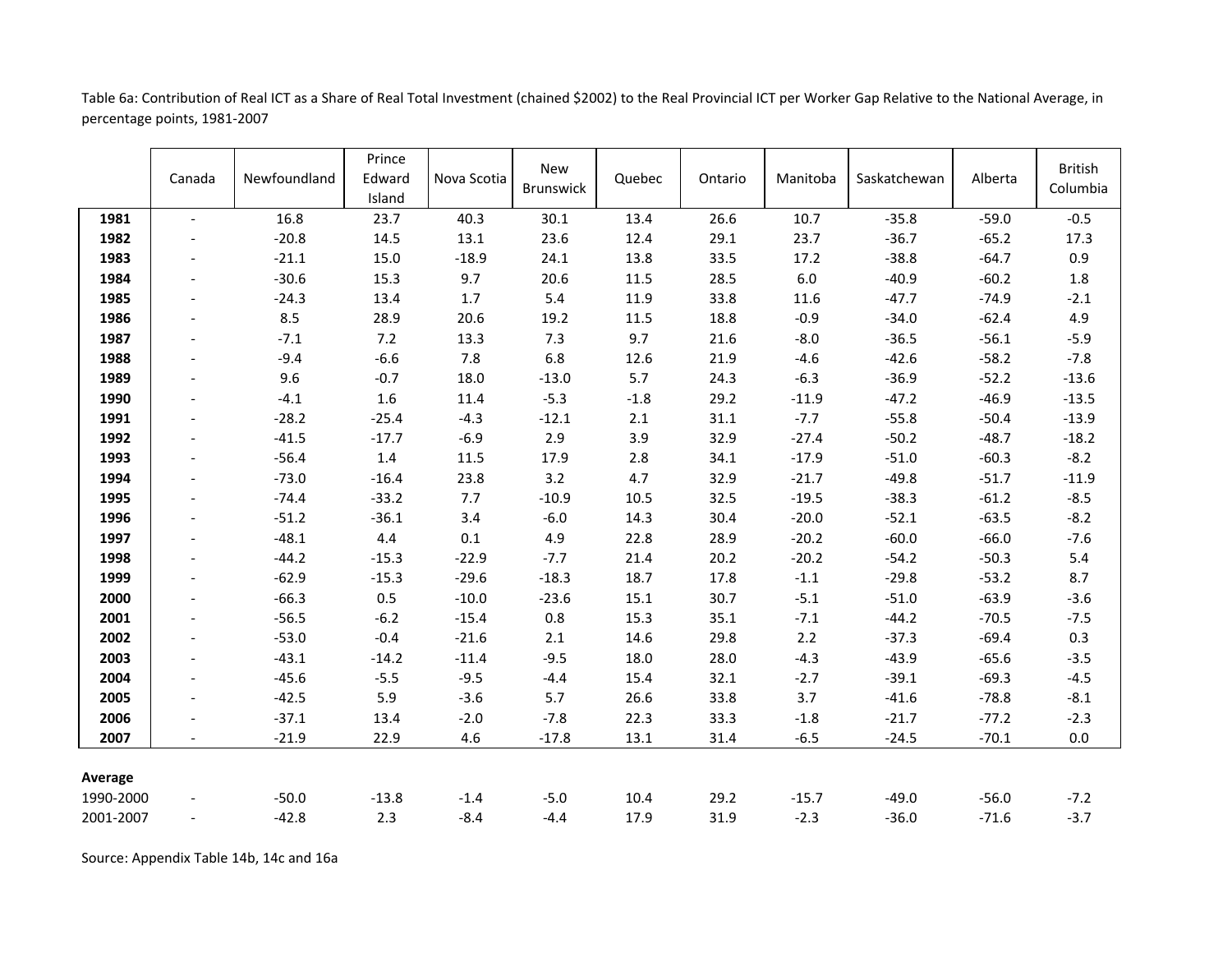Table 6a: Contribution of Real ICT as a Share of Real Total Investment (chained $2002) to the Real Provincial ICT per Worker Gap Relative to the National Average, in percentage points, 1981-2007

| | Canada | Newfoundland | Prince Edward Island | Nova Scotia | New Brunswick | Quebec | Ontario | Manitoba | Saskatchewan | Alberta | British Columbia |
|---|---|---|---|---|---|---|---|---|---|---|---|
| **1981** | - | 16.8 | 23.7 | 40.3 | 30.1 | 13.4 | 26.6 | 10.7 | -35.8 | -59.0 | -0.5 |
| **1982** | - | -20.8 | 14.5 | 13.1 | 23.6 | 12.4 | 29.1 | 23.7 | -36.7 | -65.2 | 17.3 |
| **1983** | - | -21.1 | 15.0 | -18.9 | 24.1 | 13.8 | 33.5 | 17.2 | -38.8 | -64.7 | 0.9 |
| **1984** | - | -30.6 | 15.3 | 9.7 | 20.6 | 11.5 | 28.5 | 6.0 | -40.9 | -60.2 | 1.8 |
| **1985** | - | -24.3 | 13.4 | 1.7 | 5.4 | 11.9 | 33.8 | 11.6 | -47.7 | -74.9 | -2.1 |
| **1986** | - | 8.5 | 28.9 | 20.6 | 19.2 | 11.5 | 18.8 | -0.9 | -34.0 | -62.4 | 4.9 |
| **1987** | - | -7.1 | 7.2 | 13.3 | 7.3 | 9.7 | 21.6 | -8.0 | -36.5 | -56.1 | -5.9 |
| **1988** | - | -9.4 | -6.6 | 7.8 | 6.8 | 12.6 | 21.9 | -4.6 | -42.6 | -58.2 | -7.8 |
| **1989** | - | 9.6 | -0.7 | 18.0 | -13.0 | 5.7 | 24.3 | -6.3 | -36.9 | -52.2 | -13.6 |
| **1990** | - | -4.1 | 1.6 | 11.4 | -5.3 | -1.8 | 29.2 | -11.9 | -47.2 | -46.9 | -13.5 |
| **1991** | - | -28.2 | -25.4 | -4.3 | -12.1 | 2.1 | 31.1 | -7.7 | -55.8 | -50.4 | -13.9 |
| **1992** | - | -41.5 | -17.7 | -6.9 | 2.9 | 3.9 | 32.9 | -27.4 | -50.2 | -48.7 | -18.2 |
| **1993** | - | -56.4 | 1.4 | 11.5 | 17.9 | 2.8 | 34.1 | -17.9 | -51.0 | -60.3 | -8.2 |
| **1994** | - | -73.0 | -16.4 | 23.8 | 3.2 | 4.7 | 32.9 | -21.7 | -49.8 | -51.7 | -11.9 |
| **1995** | - | -74.4 | -33.2 | 7.7 | -10.9 | 10.5 | 32.5 | -19.5 | -38.3 | -61.2 | -8.5 |
| **1996** | - | -51.2 | -36.1 | 3.4 | -6.0 | 14.3 | 30.4 | -20.0 | -52.1 | -63.5 | -8.2 |
| **1997** | - | -48.1 | 4.4 | 0.1 | 4.9 | 22.8 | 28.9 | -20.2 | -60.0 | -66.0 | -7.6 |
| **1998** | - | -44.2 | -15.3 | -22.9 | -7.7 | 21.4 | 20.2 | -20.2 | -54.2 | -50.3 | 5.4 |
| **1999** | - | -62.9 | -15.3 | -29.6 | -18.3 | 18.7 | 17.8 | -1.1 | -29.8 | -53.2 | 8.7 |
| **2000** | - | -66.3 | 0.5 | -10.0 | -23.6 | 15.1 | 30.7 | -5.1 | -51.0 | -63.9 | -3.6 |
| **2001** | - | -56.5 | -6.2 | -15.4 | 0.8 | 15.3 | 35.1 | -7.1 | -44.2 | -70.5 | -7.5 |
| **2002** | - | -53.0 | -0.4 | -21.6 | 2.1 | 14.6 | 29.8 | 2.2 | -37.3 | -69.4 | 0.3 |
| **2003** | - | -43.1 | -14.2 | -11.4 | -9.5 | 18.0 | 28.0 | -4.3 | -43.9 | -65.6 | -3.5 |
| **2004** | - | -45.6 | -5.5 | -9.5 | -4.4 | 15.4 | 32.1 | -2.7 | -39.1 | -69.3 | -4.5 |
| **2005** | - | -42.5 | 5.9 | -3.6 | 5.7 | 26.6 | 33.8 | 3.7 | -41.6 | -78.8 | -8.1 |
| **2006** | - | -37.1 | 13.4 | -2.0 | -7.8 | 22.3 | 33.3 | -1.8 | -21.7 | -77.2 | -2.3 |
| **2007** | - | -21.9 | 22.9 | 4.6 | -17.8 | 13.1 | 31.4 | -6.5 | -24.5 | -70.1 | 0.0 |
| **Average** | | | | | | | | | | | |
| 1990-2000 | - | -50.0 | -13.8 | -1.4 | -5.0 | 10.4 | 29.2 | -15.7 | -49.0 | -56.0 | -7.2 |
| 2001-2007 | - | -42.8 | 2.3 | -8.4 | -4.4 | 17.9 | 31.9 | -2.3 | -36.0 | -71.6 | -3.7 |

Source: Appendix Table 14b, 14c and 16a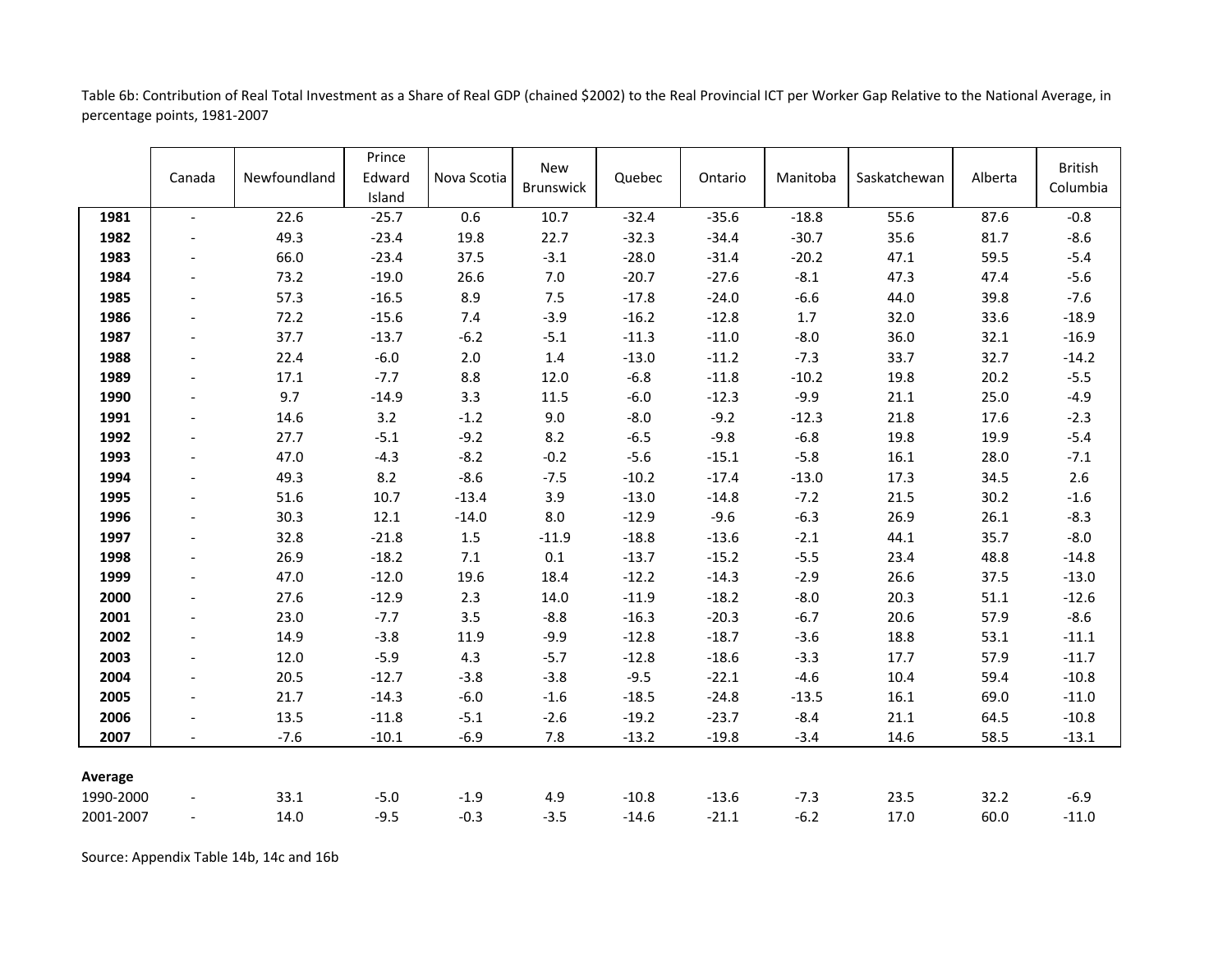Table 6b: Contribution of Real Total Investment as a Share of Real GDP (chained $2002) to the Real Provincial ICT per Worker Gap Relative to the National Average, in percentage points, 1981-2007

| | Canada | Newfoundland | Prince Edward Island | Nova Scotia | New Brunswick | Quebec | Ontario | Manitoba | Saskatchewan | Alberta | British Columbia |
|---|---|---|---|---|---|---|---|---|---|---|---|
| **1981** | - | 22.6 | -25.7 | 0.6 | 10.7 | -32.4 | -35.6 | -18.8 | 55.6 | 87.6 | -0.8 |
| **1982** | - | 49.3 | -23.4 | 19.8 | 22.7 | -32.3 | -34.4 | -30.7 | 35.6 | 81.7 | -8.6 |
| **1983** | - | 66.0 | -23.4 | 37.5 | -3.1 | -28.0 | -31.4 | -20.2 | 47.1 | 59.5 | -5.4 |
| **1984** | - | 73.2 | -19.0 | 26.6 | 7.0 | -20.7 | -27.6 | -8.1 | 47.3 | 47.4 | -5.6 |
| **1985** | - | 57.3 | -16.5 | 8.9 | 7.5 | -17.8 | -24.0 | -6.6 | 44.0 | 39.8 | -7.6 |
| **1986** | - | 72.2 | -15.6 | 7.4 | -3.9 | -16.2 | -12.8 | 1.7 | 32.0 | 33.6 | -18.9 |
| **1987** | - | 37.7 | -13.7 | -6.2 | -5.1 | -11.3 | -11.0 | -8.0 | 36.0 | 32.1 | -16.9 |
| **1988** | - | 22.4 | -6.0 | 2.0 | 1.4 | -13.0 | -11.2 | -7.3 | 33.7 | 32.7 | -14.2 |
| **1989** | - | 17.1 | -7.7 | 8.8 | 12.0 | -6.8 | -11.8 | -10.2 | 19.8 | 20.2 | -5.5 |
| **1990** | - | 9.7 | -14.9 | 3.3 | 11.5 | -6.0 | -12.3 | -9.9 | 21.1 | 25.0 | -4.9 |
| **1991** | - | 14.6 | 3.2 | -1.2 | 9.0 | -8.0 | -9.2 | -12.3 | 21.8 | 17.6 | -2.3 |
| **1992** | - | 27.7 | -5.1 | -9.2 | 8.2 | -6.5 | -9.8 | -6.8 | 19.8 | 19.9 | -5.4 |
| **1993** | - | 47.0 | -4.3 | -8.2 | -0.2 | -5.6 | -15.1 | -5.8 | 16.1 | 28.0 | -7.1 |
| **1994** | - | 49.3 | 8.2 | -8.6 | -7.5 | -10.2 | -17.4 | -13.0 | 17.3 | 34.5 | 2.6 |
| **1995** | - | 51.6 | 10.7 | -13.4 | 3.9 | -13.0 | -14.8 | -7.2 | 21.5 | 30.2 | -1.6 |
| **1996** | - | 30.3 | 12.1 | -14.0 | 8.0 | -12.9 | -9.6 | -6.3 | 26.9 | 26.1 | -8.3 |
| **1997** | - | 32.8 | -21.8 | 1.5 | -11.9 | -18.8 | -13.6 | -2.1 | 44.1 | 35.7 | -8.0 |
| **1998** | - | 26.9 | -18.2 | 7.1 | 0.1 | -13.7 | -15.2 | -5.5 | 23.4 | 48.8 | -14.8 |
| **1999** | - | 47.0 | -12.0 | 19.6 | 18.4 | -12.2 | -14.3 | -2.9 | 26.6 | 37.5 | -13.0 |
| **2000** | - | 27.6 | -12.9 | 2.3 | 14.0 | -11.9 | -18.2 | -8.0 | 20.3 | 51.1 | -12.6 |
| **2001** | - | 23.0 | -7.7 | 3.5 | -8.8 | -16.3 | -20.3 | -6.7 | 20.6 | 57.9 | -8.6 |
| **2002** | - | 14.9 | -3.8 | 11.9 | -9.9 | -12.8 | -18.7 | -3.6 | 18.8 | 53.1 | -11.1 |
| **2003** | - | 12.0 | -5.9 | 4.3 | -5.7 | -12.8 | -18.6 | -3.3 | 17.7 | 57.9 | -11.7 |
| **2004** | - | 20.5 | -12.7 | -3.8 | -3.8 | -9.5 | -22.1 | -4.6 | 10.4 | 59.4 | -10.8 |
| **2005** | - | 21.7 | -14.3 | -6.0 | -1.6 | -18.5 | -24.8 | -13.5 | 16.1 | 69.0 | -11.0 |
| **2006** | - | 13.5 | -11.8 | -5.1 | -2.6 | -19.2 | -23.7 | -8.4 | 21.1 | 64.5 | -10.8 |
| **2007** | - | -7.6 | -10.1 | -6.9 | 7.8 | -13.2 | -19.8 | -3.4 | 14.6 | 58.5 | -13.1 |
| **Average** | | | | | | | | | | | |
| 1990-2000 | - | 33.1 | -5.0 | -1.9 | 4.9 | -10.8 | -13.6 | -7.3 | 23.5 | 32.2 | -6.9 |
| 2001-2007 | - | 14.0 | -9.5 | -0.3 | -3.5 | -14.6 | -21.1 | -6.2 | 17.0 | 60.0 | -11.0 |

Source: Appendix Table 14b, 14c and 16b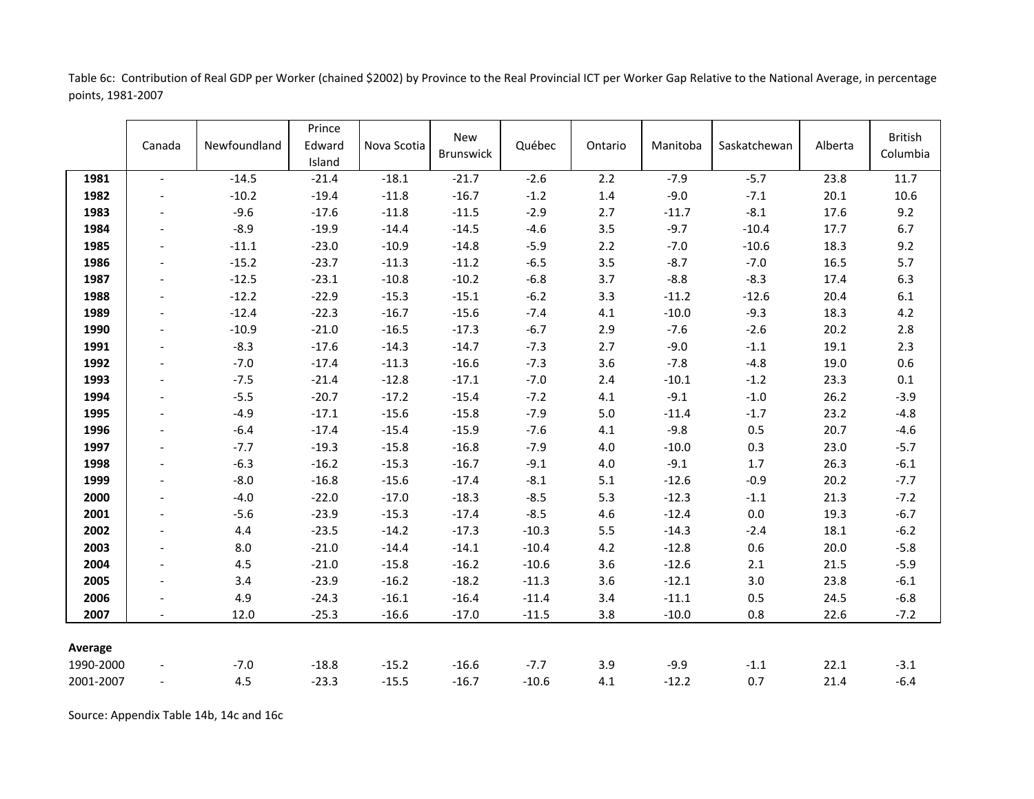Table 6c: Contribution of Real GDP per Worker (chained $2002) by Province to the Real Provincial ICT per Worker Gap Relative to the National Average, in percentage points, 1981-2007

| | Canada | Newfoundland | Prince Edward Island | Nova Scotia | New Brunswick | Québec | Ontario | Manitoba | Saskatchewan | Alberta | British Columbia |
|---|---|---|---|---|---|---|---|---|---|---|---|
| **1981** | - | -14.5 | -21.4 | -18.1 | -21.7 | -2.6 | 2.2 | -7.9 | -5.7 | 23.8 | 11.7 |
| **1982** | - | -10.2 | -19.4 | -11.8 | -16.7 | -1.2 | 1.4 | -9.0 | -7.1 | 20.1 | 10.6 |
| **1983** | - | -9.6 | -17.6 | -11.8 | -11.5 | -2.9 | 2.7 | -11.7 | -8.1 | 17.6 | 9.2 |
| **1984** | - | -8.9 | -19.9 | -14.4 | -14.5 | -4.6 | 3.5 | -9.7 | -10.4 | 17.7 | 6.7 |
| **1985** | - | -11.1 | -23.0 | -10.9 | -14.8 | -5.9 | 2.2 | -7.0 | -10.6 | 18.3 | 9.2 |
| **1986** | - | -15.2 | -23.7 | -11.3 | -11.2 | -6.5 | 3.5 | -8.7 | -7.0 | 16.5 | 5.7 |
| **1987** | - | -12.5 | -23.1 | -10.8 | -10.2 | -6.8 | 3.7 | -8.8 | -8.3 | 17.4 | 6.3 |
| **1988** | - | -12.2 | -22.9 | -15.3 | -15.1 | -6.2 | 3.3 | -11.2 | -12.6 | 20.4 | 6.1 |
| **1989** | - | -12.4 | -22.3 | -16.7 | -15.6 | -7.4 | 4.1 | -10.0 | -9.3 | 18.3 | 4.2 |
| **1990** | - | -10.9 | -21.0 | -16.5 | -17.3 | -6.7 | 2.9 | -7.6 | -2.6 | 20.2 | 2.8 |
| **1991** | - | -8.3 | -17.6 | -14.3 | -14.7 | -7.3 | 2.7 | -9.0 | -1.1 | 19.1 | 2.3 |
| **1992** | - | -7.0 | -17.4 | -11.3 | -16.6 | -7.3 | 3.6 | -7.8 | -4.8 | 19.0 | 0.6 |
| **1993** | - | -7.5 | -21.4 | -12.8 | -17.1 | -7.0 | 2.4 | -10.1 | -1.2 | 23.3 | 0.1 |
| **1994** | - | -5.5 | -20.7 | -17.2 | -15.4 | -7.2 | 4.1 | -9.1 | -1.0 | 26.2 | -3.9 |
| **1995** | - | -4.9 | -17.1 | -15.6 | -15.8 | -7.9 | 5.0 | -11.4 | -1.7 | 23.2 | -4.8 |
| **1996** | - | -6.4 | -17.4 | -15.4 | -15.9 | -7.6 | 4.1 | -9.8 | 0.5 | 20.7 | -4.6 |
| **1997** | - | -7.7 | -19.3 | -15.8 | -16.8 | -7.9 | 4.0 | -10.0 | 0.3 | 23.0 | -5.7 |
| **1998** | - | -6.3 | -16.2 | -15.3 | -16.7 | -9.1 | 4.0 | -9.1 | 1.7 | 26.3 | -6.1 |
| **1999** | - | -8.0 | -16.8 | -15.6 | -17.4 | -8.1 | 5.1 | -12.6 | -0.9 | 20.2 | -7.7 |
| **2000** | - | -4.0 | -22.0 | -17.0 | -18.3 | -8.5 | 5.3 | -12.3 | -1.1 | 21.3 | -7.2 |
| **2001** | - | -5.6 | -23.9 | -15.3 | -17.4 | -8.5 | 4.6 | -12.4 | 0.0 | 19.3 | -6.7 |
| **2002** | - | 4.4 | -23.5 | -14.2 | -17.3 | -10.3 | 5.5 | -14.3 | -2.4 | 18.1 | -6.2 |
| **2003** | - | 8.0 | -21.0 | -14.4 | -14.1 | -10.4 | 4.2 | -12.8 | 0.6 | 20.0 | -5.8 |
| **2004** | - | 4.5 | -21.0 | -15.8 | -16.2 | -10.6 | 3.6 | -12.6 | 2.1 | 21.5 | -5.9 |
| **2005** | - | 3.4 | -23.9 | -16.2 | -18.2 | -11.3 | 3.6 | -12.1 | 3.0 | 23.8 | -6.1 |
| **2006** | - | 4.9 | -24.3 | -16.1 | -16.4 | -11.4 | 3.4 | -11.1 | 0.5 | 24.5 | -6.8 |
| **2007** | - | 12.0 | -25.3 | -16.6 | -17.0 | -11.5 | 3.8 | -10.0 | 0.8 | 22.6 | -7.2 |
| **Average** | | | | | | | | | | | |
| 1990-2000 | - | -7.0 | -18.8 | -15.2 | -16.6 | -7.7 | 3.9 | -9.9 | -1.1 | 22.1 | -3.1 |
| 2001-2007 | - | 4.5 | -23.3 | -15.5 | -16.7 | -10.6 | 4.1 | -12.2 | 0.7 | 21.4 | -6.4 |

Source: Appendix Table 14b, 14c and 16c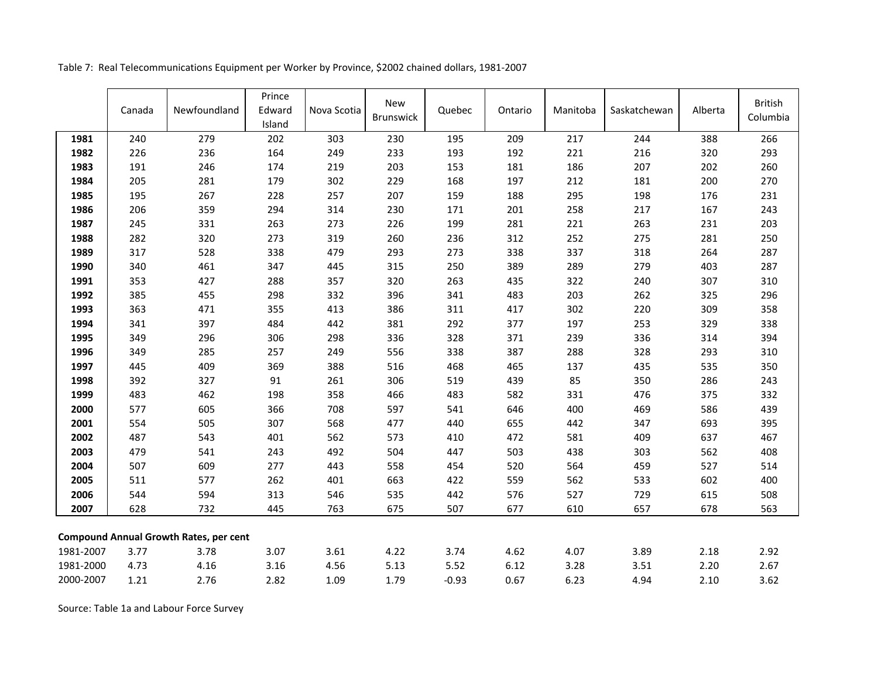Table 7: Real Telecommunications Equipment per Worker by Province, $2002 chained dollars, 1981-2007

| | Canada | Newfoundland | Prince Edward Island | Nova Scotia | New Brunswick | Quebec | Ontario | Manitoba | Saskatchewan | Alberta | British Columbia |
|---|---|---|---|---|---|---|---|---|---|---|---|
| **1981** | 240 | 279 | 202 | 303 | 230 | 195 | 209 | 217 | 244 | 388 | 266 |
| **1982** | 226 | 236 | 164 | 249 | 233 | 193 | 192 | 221 | 216 | 320 | 293 |
| **1983** | 191 | 246 | 174 | 219 | 203 | 153 | 181 | 186 | 207 | 202 | 260 |
| **1984** | 205 | 281 | 179 | 302 | 229 | 168 | 197 | 212 | 181 | 200 | 270 |
| **1985** | 195 | 267 | 228 | 257 | 207 | 159 | 188 | 295 | 198 | 176 | 231 |
| **1986** | 206 | 359 | 294 | 314 | 230 | 171 | 201 | 258 | 217 | 167 | 243 |
| **1987** | 245 | 331 | 263 | 273 | 226 | 199 | 281 | 221 | 263 | 231 | 203 |
| **1988** | 282 | 320 | 273 | 319 | 260 | 236 | 312 | 252 | 275 | 281 | 250 |
| **1989** | 317 | 528 | 338 | 479 | 293 | 273 | 338 | 337 | 318 | 264 | 287 |
| **1990** | 340 | 461 | 347 | 445 | 315 | 250 | 389 | 289 | 279 | 403 | 287 |
| **1991** | 353 | 427 | 288 | 357 | 320 | 263 | 435 | 322 | 240 | 307 | 310 |
| **1992** | 385 | 455 | 298 | 332 | 396 | 341 | 483 | 203 | 262 | 325 | 296 |
| **1993** | 363 | 471 | 355 | 413 | 386 | 311 | 417 | 302 | 220 | 309 | 358 |
| **1994** | 341 | 397 | 484 | 442 | 381 | 292 | 377 | 197 | 253 | 329 | 338 |
| **1995** | 349 | 296 | 306 | 298 | 336 | 328 | 371 | 239 | 336 | 314 | 394 |
| **1996** | 349 | 285 | 257 | 249 | 556 | 338 | 387 | 288 | 328 | 293 | 310 |
| **1997** | 445 | 409 | 369 | 388 | 516 | 468 | 465 | 137 | 435 | 535 | 350 |
| **1998** | 392 | 327 | 91 | 261 | 306 | 519 | 439 | 85 | 350 | 286 | 243 |
| **1999** | 483 | 462 | 198 | 358 | 466 | 483 | 582 | 331 | 476 | 375 | 332 |
| **2000** | 577 | 605 | 366 | 708 | 597 | 541 | 646 | 400 | 469 | 586 | 439 |
| **2001** | 554 | 505 | 307 | 568 | 477 | 440 | 655 | 442 | 347 | 693 | 395 |
| **2002** | 487 | 543 | 401 | 562 | 573 | 410 | 472 | 581 | 409 | 637 | 467 |
| **2003** | 479 | 541 | 243 | 492 | 504 | 447 | 503 | 438 | 303 | 562 | 408 |
| **2004** | 507 | 609 | 277 | 443 | 558 | 454 | 520 | 564 | 459 | 527 | 514 |
| **2005** | 511 | 577 | 262 | 401 | 663 | 422 | 559 | 562 | 533 | 602 | 400 |
| **2006** | 544 | 594 | 313 | 546 | 535 | 442 | 576 | 527 | 729 | 615 | 508 |
| **2007** | 628 | 732 | 445 | 763 | 675 | 507 | 677 | 610 | 657 | 678 | 563 |
| **Compound Annual Growth Rates, per cent** | | | | | | | | | | | |
| 1981-2007 | 3.77 | 3.78 | 3.07 | 3.61 | 4.22 | 3.74 | 4.62 | 4.07 | 3.89 | 2.18 | 2.92 |
| 1981-2000 | 4.73 | 4.16 | 3.16 | 4.56 | 5.13 | 5.52 | 6.12 | 3.28 | 3.51 | 2.20 | 2.67 |
| 2000-2007 | 1.21 | 2.76 | 2.82 | 1.09 | 1.79 | -0.93 | 0.67 | 6.23 | 4.94 | 2.10 | 3.62 |

Source: Table 1a and Labour Force Survey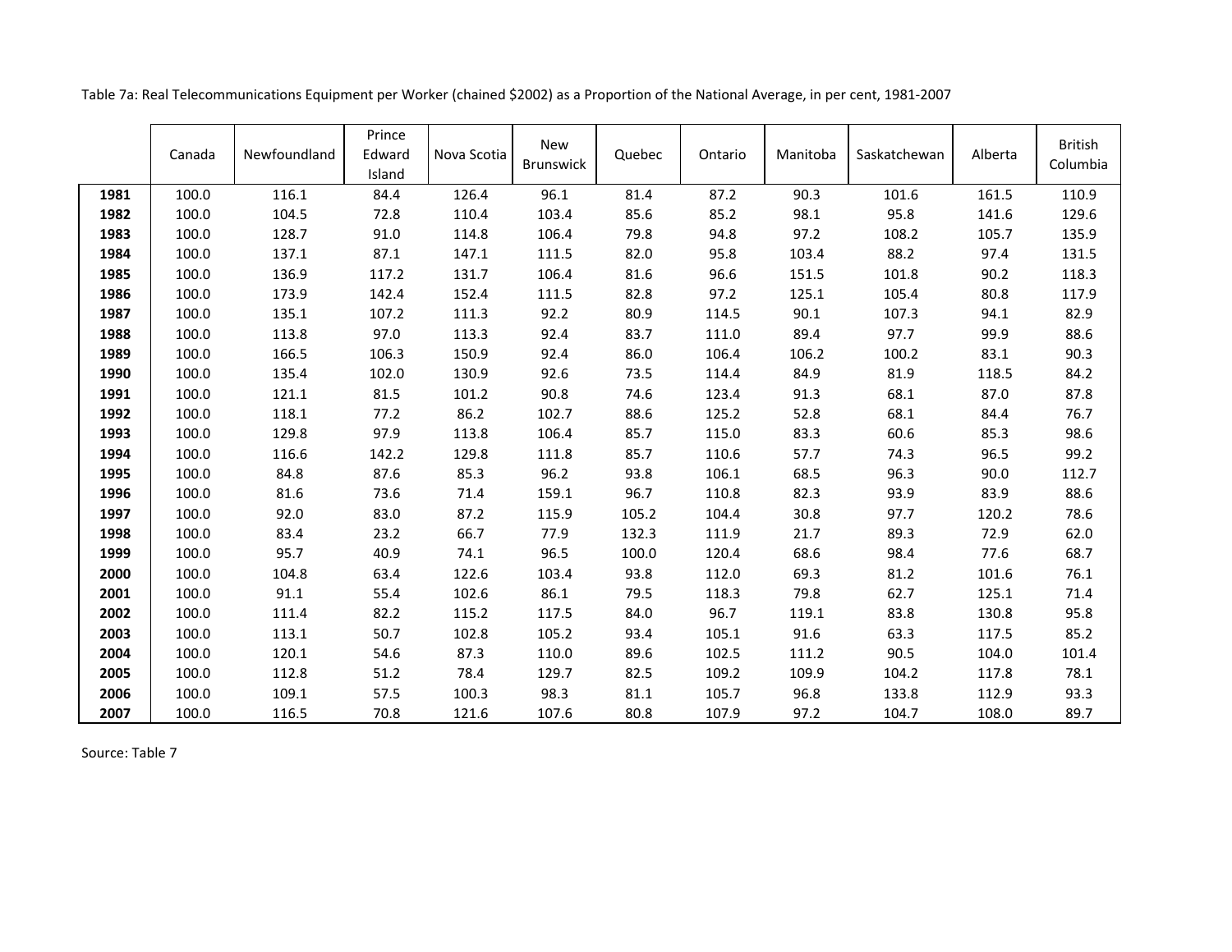Table 7a: Real Telecommunications Equipment per Worker (chained $2002) as a Proportion of the National Average, in per cent, 1981-2007

| | Canada | Newfoundland | Prince Edward Island | Nova Scotia | New Brunswick | Quebec | Ontario | Manitoba | Saskatchewan | Alberta | British Columbia |
|---|---|---|---|---|---|---|---|---|---|---|---|
| **1981** | 100.0 | 116.1 | 84.4 | 126.4 | 96.1 | 81.4 | 87.2 | 90.3 | 101.6 | 161.5 | 110.9 |
| **1982** | 100.0 | 104.5 | 72.8 | 110.4 | 103.4 | 85.6 | 85.2 | 98.1 | 95.8 | 141.6 | 129.6 |
| **1983** | 100.0 | 128.7 | 91.0 | 114.8 | 106.4 | 79.8 | 94.8 | 97.2 | 108.2 | 105.7 | 135.9 |
| **1984** | 100.0 | 137.1 | 87.1 | 147.1 | 111.5 | 82.0 | 95.8 | 103.4 | 88.2 | 97.4 | 131.5 |
| **1985** | 100.0 | 136.9 | 117.2 | 131.7 | 106.4 | 81.6 | 96.6 | 151.5 | 101.8 | 90.2 | 118.3 |
| **1986** | 100.0 | 173.9 | 142.4 | 152.4 | 111.5 | 82.8 | 97.2 | 125.1 | 105.4 | 80.8 | 117.9 |
| **1987** | 100.0 | 135.1 | 107.2 | 111.3 | 92.2 | 80.9 | 114.5 | 90.1 | 107.3 | 94.1 | 82.9 |
| **1988** | 100.0 | 113.8 | 97.0 | 113.3 | 92.4 | 83.7 | 111.0 | 89.4 | 97.7 | 99.9 | 88.6 |
| **1989** | 100.0 | 166.5 | 106.3 | 150.9 | 92.4 | 86.0 | 106.4 | 106.2 | 100.2 | 83.1 | 90.3 |
| **1990** | 100.0 | 135.4 | 102.0 | 130.9 | 92.6 | 73.5 | 114.4 | 84.9 | 81.9 | 118.5 | 84.2 |
| **1991** | 100.0 | 121.1 | 81.5 | 101.2 | 90.8 | 74.6 | 123.4 | 91.3 | 68.1 | 87.0 | 87.8 |
| **1992** | 100.0 | 118.1 | 77.2 | 86.2 | 102.7 | 88.6 | 125.2 | 52.8 | 68.1 | 84.4 | 76.7 |
| **1993** | 100.0 | 129.8 | 97.9 | 113.8 | 106.4 | 85.7 | 115.0 | 83.3 | 60.6 | 85.3 | 98.6 |
| **1994** | 100.0 | 116.6 | 142.2 | 129.8 | 111.8 | 85.7 | 110.6 | 57.7 | 74.3 | 96.5 | 99.2 |
| **1995** | 100.0 | 84.8 | 87.6 | 85.3 | 96.2 | 93.8 | 106.1 | 68.5 | 96.3 | 90.0 | 112.7 |
| **1996** | 100.0 | 81.6 | 73.6 | 71.4 | 159.1 | 96.7 | 110.8 | 82.3 | 93.9 | 83.9 | 88.6 |
| **1997** | 100.0 | 92.0 | 83.0 | 87.2 | 115.9 | 105.2 | 104.4 | 30.8 | 97.7 | 120.2 | 78.6 |
| **1998** | 100.0 | 83.4 | 23.2 | 66.7 | 77.9 | 132.3 | 111.9 | 21.7 | 89.3 | 72.9 | 62.0 |
| **1999** | 100.0 | 95.7 | 40.9 | 74.1 | 96.5 | 100.0 | 120.4 | 68.6 | 98.4 | 77.6 | 68.7 |
| **2000** | 100.0 | 104.8 | 63.4 | 122.6 | 103.4 | 93.8 | 112.0 | 69.3 | 81.2 | 101.6 | 76.1 |
| **2001** | 100.0 | 91.1 | 55.4 | 102.6 | 86.1 | 79.5 | 118.3 | 79.8 | 62.7 | 125.1 | 71.4 |
| **2002** | 100.0 | 111.4 | 82.2 | 115.2 | 117.5 | 84.0 | 96.7 | 119.1 | 83.8 | 130.8 | 95.8 |
| **2003** | 100.0 | 113.1 | 50.7 | 102.8 | 105.2 | 93.4 | 105.1 | 91.6 | 63.3 | 117.5 | 85.2 |
| **2004** | 100.0 | 120.1 | 54.6 | 87.3 | 110.0 | 89.6 | 102.5 | 111.2 | 90.5 | 104.0 | 101.4 |
| **2005** | 100.0 | 112.8 | 51.2 | 78.4 | 129.7 | 82.5 | 109.2 | 109.9 | 104.2 | 117.8 | 78.1 |
| **2006** | 100.0 | 109.1 | 57.5 | 100.3 | 98.3 | 81.1 | 105.7 | 96.8 | 133.8 | 112.9 | 93.3 |
| **2007** | 100.0 | 116.5 | 70.8 | 121.6 | 107.6 | 80.8 | 107.9 | 97.2 | 104.7 | 108.0 | 89.7 |

Source: Table 7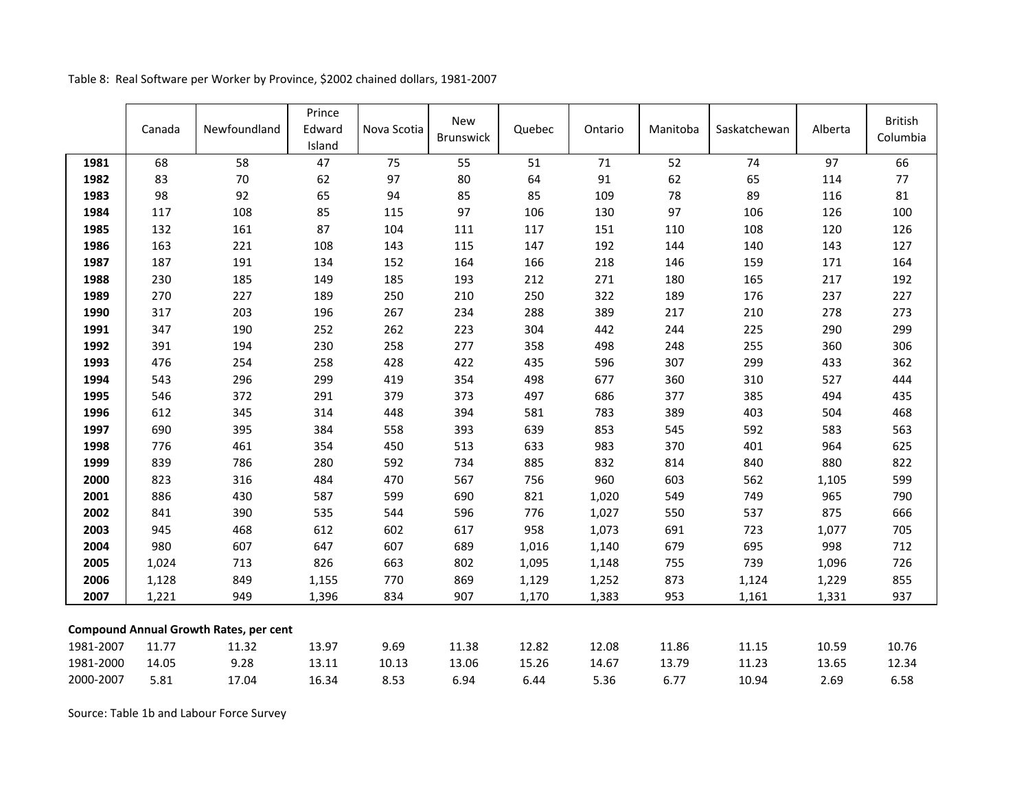Table 8: Real Software per Worker by Province, $2002 chained dollars, 1981-2007

| | Canada | Newfoundland | Prince Edward Island | Nova Scotia | New Brunswick | Quebec | Ontario | Manitoba | Saskatchewan | Alberta | British Columbia |
|---|---|---|---|---|---|---|---|---|---|---|---|
| **1981** | 68 | 58 | 47 | 75 | 55 | 51 | 71 | 52 | 74 | 97 | 66 |
| **1982** | 83 | 70 | 62 | 97 | 80 | 64 | 91 | 62 | 65 | 114 | 77 |
| **1983** | 98 | 92 | 65 | 94 | 85 | 85 | 109 | 78 | 89 | 116 | 81 |
| **1984** | 117 | 108 | 85 | 115 | 97 | 106 | 130 | 97 | 106 | 126 | 100 |
| **1985** | 132 | 161 | 87 | 104 | 111 | 117 | 151 | 110 | 108 | 120 | 126 |
| **1986** | 163 | 221 | 108 | 143 | 115 | 147 | 192 | 144 | 140 | 143 | 127 |
| **1987** | 187 | 191 | 134 | 152 | 164 | 166 | 218 | 146 | 159 | 171 | 164 |
| **1988** | 230 | 185 | 149 | 185 | 193 | 212 | 271 | 180 | 165 | 217 | 192 |
| **1989** | 270 | 227 | 189 | 250 | 210 | 250 | 322 | 189 | 176 | 237 | 227 |
| **1990** | 317 | 203 | 196 | 267 | 234 | 288 | 389 | 217 | 210 | 278 | 273 |
| **1991** | 347 | 190 | 252 | 262 | 223 | 304 | 442 | 244 | 225 | 290 | 299 |
| **1992** | 391 | 194 | 230 | 258 | 277 | 358 | 498 | 248 | 255 | 360 | 306 |
| **1993** | 476 | 254 | 258 | 428 | 422 | 435 | 596 | 307 | 299 | 433 | 362 |
| **1994** | 543 | 296 | 299 | 419 | 354 | 498 | 677 | 360 | 310 | 527 | 444 |
| **1995** | 546 | 372 | 291 | 379 | 373 | 497 | 686 | 377 | 385 | 494 | 435 |
| **1996** | 612 | 345 | 314 | 448 | 394 | 581 | 783 | 389 | 403 | 504 | 468 |
| **1997** | 690 | 395 | 384 | 558 | 393 | 639 | 853 | 545 | 592 | 583 | 563 |
| **1998** | 776 | 461 | 354 | 450 | 513 | 633 | 983 | 370 | 401 | 964 | 625 |
| **1999** | 839 | 786 | 280 | 592 | 734 | 885 | 832 | 814 | 840 | 880 | 822 |
| **2000** | 823 | 316 | 484 | 470 | 567 | 756 | 960 | 603 | 562 | 1,105 | 599 |
| **2001** | 886 | 430 | 587 | 599 | 690 | 821 | 1,020 | 549 | 749 | 965 | 790 |
| **2002** | 841 | 390 | 535 | 544 | 596 | 776 | 1,027 | 550 | 537 | 875 | 666 |
| **2003** | 945 | 468 | 612 | 602 | 617 | 958 | 1,073 | 691 | 723 | 1,077 | 705 |
| **2004** | 980 | 607 | 647 | 607 | 689 | 1,016 | 1,140 | 679 | 695 | 998 | 712 |
| **2005** | 1,024 | 713 | 826 | 663 | 802 | 1,095 | 1,148 | 755 | 739 | 1,096 | 726 |
| **2006** | 1,128 | 849 | 1,155 | 770 | 869 | 1,129 | 1,252 | 873 | 1,124 | 1,229 | 855 |
| **2007** | 1,221 | 949 | 1,396 | 834 | 907 | 1,170 | 1,383 | 953 | 1,161 | 1,331 | 937 |
| **Compound Annual Growth Rates, per cent** | | | | | | | | | | | |
| 1981-2007 | 11.77 | 11.32 | 13.97 | 9.69 | 11.38 | 12.82 | 12.08 | 11.86 | 11.15 | 10.59 | 10.76 |
| 1981-2000 | 14.05 | 9.28 | 13.11 | 10.13 | 13.06 | 15.26 | 14.67 | 13.79 | 11.23 | 13.65 | 12.34 |
| 2000-2007 | 5.81 | 17.04 | 16.34 | 8.53 | 6.94 | 6.44 | 5.36 | 6.77 | 10.94 | 2.69 | 6.58 |

Source: Table 1b and Labour Force Survey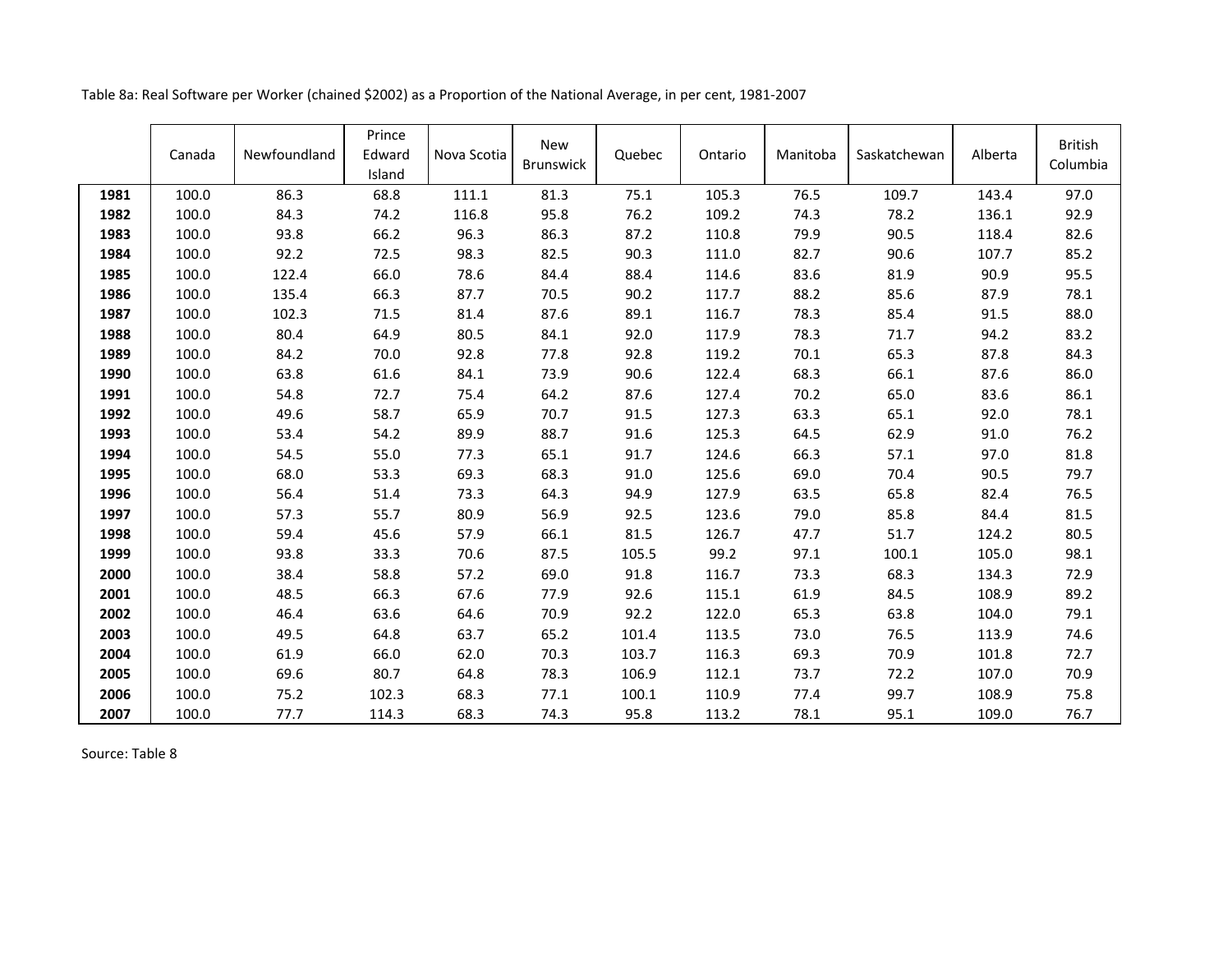Table 8a: Real Software per Worker (chained $2002) as a Proportion of the National Average, in per cent, 1981-2007

| | Canada | Newfoundland | Prince Edward Island | Nova Scotia | New Brunswick | Quebec | Ontario | Manitoba | Saskatchewan | Alberta | British Columbia |
|---|---|---|---|---|---|---|---|---|---|---|---|
| **1981** | 100.0 | 86.3 | 68.8 | 111.1 | 81.3 | 75.1 | 105.3 | 76.5 | 109.7 | 143.4 | 97.0 |
| **1982** | 100.0 | 84.3 | 74.2 | 116.8 | 95.8 | 76.2 | 109.2 | 74.3 | 78.2 | 136.1 | 92.9 |
| **1983** | 100.0 | 93.8 | 66.2 | 96.3 | 86.3 | 87.2 | 110.8 | 79.9 | 90.5 | 118.4 | 82.6 |
| **1984** | 100.0 | 92.2 | 72.5 | 98.3 | 82.5 | 90.3 | 111.0 | 82.7 | 90.6 | 107.7 | 85.2 |
| **1985** | 100.0 | 122.4 | 66.0 | 78.6 | 84.4 | 88.4 | 114.6 | 83.6 | 81.9 | 90.9 | 95.5 |
| **1986** | 100.0 | 135.4 | 66.3 | 87.7 | 70.5 | 90.2 | 117.7 | 88.2 | 85.6 | 87.9 | 78.1 |
| **1987** | 100.0 | 102.3 | 71.5 | 81.4 | 87.6 | 89.1 | 116.7 | 78.3 | 85.4 | 91.5 | 88.0 |
| **1988** | 100.0 | 80.4 | 64.9 | 80.5 | 84.1 | 92.0 | 117.9 | 78.3 | 71.7 | 94.2 | 83.2 |
| **1989** | 100.0 | 84.2 | 70.0 | 92.8 | 77.8 | 92.8 | 119.2 | 70.1 | 65.3 | 87.8 | 84.3 |
| **1990** | 100.0 | 63.8 | 61.6 | 84.1 | 73.9 | 90.6 | 122.4 | 68.3 | 66.1 | 87.6 | 86.0 |
| **1991** | 100.0 | 54.8 | 72.7 | 75.4 | 64.2 | 87.6 | 127.4 | 70.2 | 65.0 | 83.6 | 86.1 |
| **1992** | 100.0 | 49.6 | 58.7 | 65.9 | 70.7 | 91.5 | 127.3 | 63.3 | 65.1 | 92.0 | 78.1 |
| **1993** | 100.0 | 53.4 | 54.2 | 89.9 | 88.7 | 91.6 | 125.3 | 64.5 | 62.9 | 91.0 | 76.2 |
| **1994** | 100.0 | 54.5 | 55.0 | 77.3 | 65.1 | 91.7 | 124.6 | 66.3 | 57.1 | 97.0 | 81.8 |
| **1995** | 100.0 | 68.0 | 53.3 | 69.3 | 68.3 | 91.0 | 125.6 | 69.0 | 70.4 | 90.5 | 79.7 |
| **1996** | 100.0 | 56.4 | 51.4 | 73.3 | 64.3 | 94.9 | 127.9 | 63.5 | 65.8 | 82.4 | 76.5 |
| **1997** | 100.0 | 57.3 | 55.7 | 80.9 | 56.9 | 92.5 | 123.6 | 79.0 | 85.8 | 84.4 | 81.5 |
| **1998** | 100.0 | 59.4 | 45.6 | 57.9 | 66.1 | 81.5 | 126.7 | 47.7 | 51.7 | 124.2 | 80.5 |
| **1999** | 100.0 | 93.8 | 33.3 | 70.6 | 87.5 | 105.5 | 99.2 | 97.1 | 100.1 | 105.0 | 98.1 |
| **2000** | 100.0 | 38.4 | 58.8 | 57.2 | 69.0 | 91.8 | 116.7 | 73.3 | 68.3 | 134.3 | 72.9 |
| **2001** | 100.0 | 48.5 | 66.3 | 67.6 | 77.9 | 92.6 | 115.1 | 61.9 | 84.5 | 108.9 | 89.2 |
| **2002** | 100.0 | 46.4 | 63.6 | 64.6 | 70.9 | 92.2 | 122.0 | 65.3 | 63.8 | 104.0 | 79.1 |
| **2003** | 100.0 | 49.5 | 64.8 | 63.7 | 65.2 | 101.4 | 113.5 | 73.0 | 76.5 | 113.9 | 74.6 |
| **2004** | 100.0 | 61.9 | 66.0 | 62.0 | 70.3 | 103.7 | 116.3 | 69.3 | 70.9 | 101.8 | 72.7 |
| **2005** | 100.0 | 69.6 | 80.7 | 64.8 | 78.3 | 106.9 | 112.1 | 73.7 | 72.2 | 107.0 | 70.9 |
| **2006** | 100.0 | 75.2 | 102.3 | 68.3 | 77.1 | 100.1 | 110.9 | 77.4 | 99.7 | 108.9 | 75.8 |
| **2007** | 100.0 | 77.7 | 114.3 | 68.3 | 74.3 | 95.8 | 113.2 | 78.1 | 95.1 | 109.0 | 76.7 |

Source: Table 8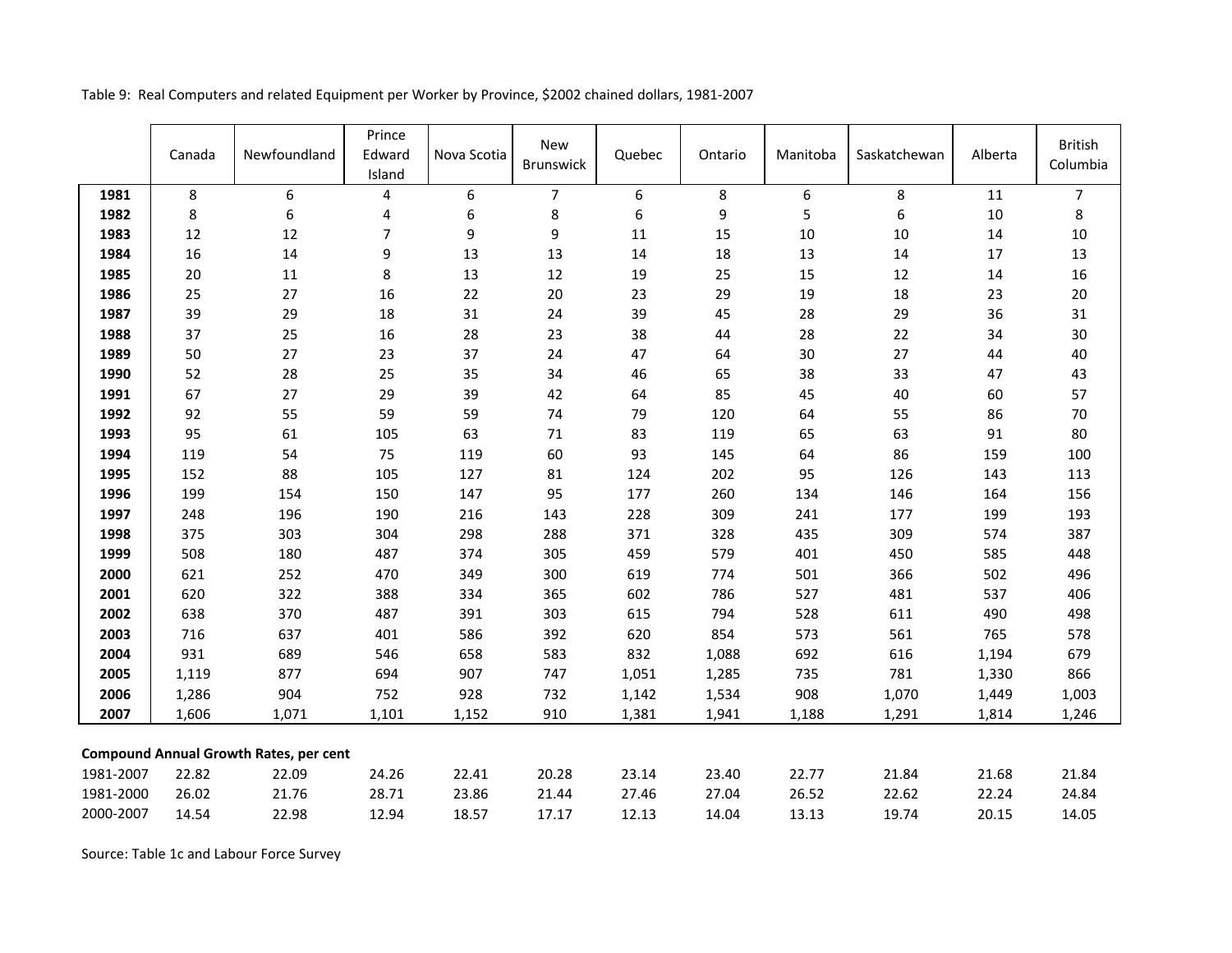Table 9: Real Computers and related Equipment per Worker by Province, $2002 chained dollars, 1981-2007

| | Canada | Newfoundland | Prince Edward Island | Nova Scotia | New Brunswick | Quebec | Ontario | Manitoba | Saskatchewan | Alberta | British Columbia |
|---|---|---|---|---|---|---|---|---|---|---|---|
| **1981** | 8 | 6 | 4 | 6 | 7 | 6 | 8 | 6 | 8 | 11 | 7 |
| **1982** | 8 | 6 | 4 | 6 | 8 | 6 | 9 | 5 | 6 | 10 | 8 |
| **1983** | 12 | 12 | 7 | 9 | 9 | 11 | 15 | 10 | 10 | 14 | 10 |
| **1984** | 16 | 14 | 9 | 13 | 13 | 14 | 18 | 13 | 14 | 17 | 13 |
| **1985** | 20 | 11 | 8 | 13 | 12 | 19 | 25 | 15 | 12 | 14 | 16 |
| **1986** | 25 | 27 | 16 | 22 | 20 | 23 | 29 | 19 | 18 | 23 | 20 |
| **1987** | 39 | 29 | 18 | 31 | 24 | 39 | 45 | 28 | 29 | 36 | 31 |
| **1988** | 37 | 25 | 16 | 28 | 23 | 38 | 44 | 28 | 22 | 34 | 30 |
| **1989** | 50 | 27 | 23 | 37 | 24 | 47 | 64 | 30 | 27 | 44 | 40 |
| **1990** | 52 | 28 | 25 | 35 | 34 | 46 | 65 | 38 | 33 | 47 | 43 |
| **1991** | 67 | 27 | 29 | 39 | 42 | 64 | 85 | 45 | 40 | 60 | 57 |
| **1992** | 92 | 55 | 59 | 59 | 74 | 79 | 120 | 64 | 55 | 86 | 70 |
| **1993** | 95 | 61 | 105 | 63 | 71 | 83 | 119 | 65 | 63 | 91 | 80 |
| **1994** | 119 | 54 | 75 | 119 | 60 | 93 | 145 | 64 | 86 | 159 | 100 |
| **1995** | 152 | 88 | 105 | 127 | 81 | 124 | 202 | 95 | 126 | 143 | 113 |
| **1996** | 199 | 154 | 150 | 147 | 95 | 177 | 260 | 134 | 146 | 164 | 156 |
| **1997** | 248 | 196 | 190 | 216 | 143 | 228 | 309 | 241 | 177 | 199 | 193 |
| **1998** | 375 | 303 | 304 | 298 | 288 | 371 | 328 | 435 | 309 | 574 | 387 |
| **1999** | 508 | 180 | 487 | 374 | 305 | 459 | 579 | 401 | 450 | 585 | 448 |
| **2000** | 621 | 252 | 470 | 349 | 300 | 619 | 774 | 501 | 366 | 502 | 496 |
| **2001** | 620 | 322 | 388 | 334 | 365 | 602 | 786 | 527 | 481 | 537 | 406 |
| **2002** | 638 | 370 | 487 | 391 | 303 | 615 | 794 | 528 | 611 | 490 | 498 |
| **2003** | 716 | 637 | 401 | 586 | 392 | 620 | 854 | 573 | 561 | 765 | 578 |
| **2004** | 931 | 689 | 546 | 658 | 583 | 832 | 1,088 | 692 | 616 | 1,194 | 679 |
| **2005** | 1,119 | 877 | 694 | 907 | 747 | 1,051 | 1,285 | 735 | 781 | 1,330 | 866 |
| **2006** | 1,286 | 904 | 752 | 928 | 732 | 1,142 | 1,534 | 908 | 1,070 | 1,449 | 1,003 |
| **2007** | 1,606 | 1,071 | 1,101 | 1,152 | 910 | 1,381 | 1,941 | 1,188 | 1,291 | 1,814 | 1,246 |
| **Compound Annual Growth Rates, per cent** | | | | | | | | | | | |
| 1981-2007 | 22.82 | 22.09 | 24.26 | 22.41 | 20.28 | 23.14 | 23.40 | 22.77 | 21.84 | 21.68 | 21.84 |
| 1981-2000 | 26.02 | 21.76 | 28.71 | 23.86 | 21.44 | 27.46 | 27.04 | 26.52 | 22.62 | 22.24 | 24.84 |
| 2000-2007 | 14.54 | 22.98 | 12.94 | 18.57 | 17.17 | 12.13 | 14.04 | 13.13 | 19.74 | 20.15 | 14.05 |

Source: Table 1c and Labour Force Survey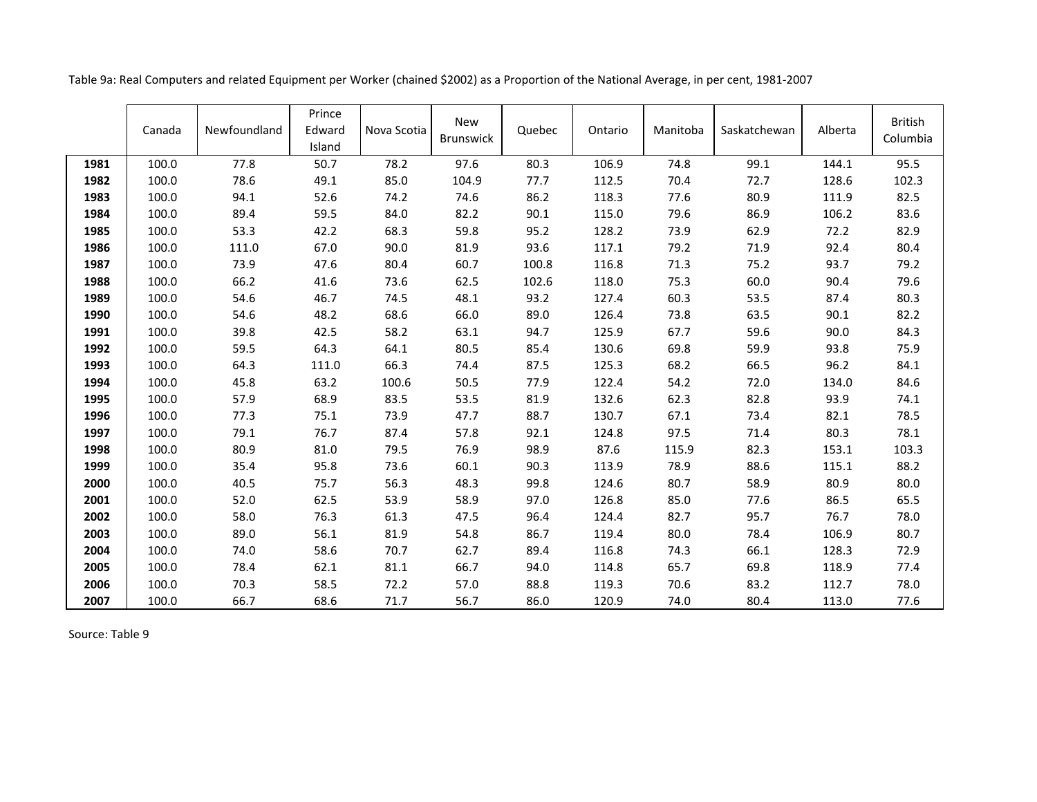Table 9a: Real Computers and related Equipment per Worker (chained $2002) as a Proportion of the National Average, in per cent, 1981-2007

| | Canada | Newfoundland | Prince Edward Island | Nova Scotia | New Brunswick | Quebec | Ontario | Manitoba | Saskatchewan | Alberta | British Columbia |
|---|---|---|---|---|---|---|---|---|---|---|---|
| **1981** | 100.0 | 77.8 | 50.7 | 78.2 | 97.6 | 80.3 | 106.9 | 74.8 | 99.1 | 144.1 | 95.5 |
| **1982** | 100.0 | 78.6 | 49.1 | 85.0 | 104.9 | 77.7 | 112.5 | 70.4 | 72.7 | 128.6 | 102.3 |
| **1983** | 100.0 | 94.1 | 52.6 | 74.2 | 74.6 | 86.2 | 118.3 | 77.6 | 80.9 | 111.9 | 82.5 |
| **1984** | 100.0 | 89.4 | 59.5 | 84.0 | 82.2 | 90.1 | 115.0 | 79.6 | 86.9 | 106.2 | 83.6 |
| **1985** | 100.0 | 53.3 | 42.2 | 68.3 | 59.8 | 95.2 | 128.2 | 73.9 | 62.9 | 72.2 | 82.9 |
| **1986** | 100.0 | 111.0 | 67.0 | 90.0 | 81.9 | 93.6 | 117.1 | 79.2 | 71.9 | 92.4 | 80.4 |
| **1987** | 100.0 | 73.9 | 47.6 | 80.4 | 60.7 | 100.8 | 116.8 | 71.3 | 75.2 | 93.7 | 79.2 |
| **1988** | 100.0 | 66.2 | 41.6 | 73.6 | 62.5 | 102.6 | 118.0 | 75.3 | 60.0 | 90.4 | 79.6 |
| **1989** | 100.0 | 54.6 | 46.7 | 74.5 | 48.1 | 93.2 | 127.4 | 60.3 | 53.5 | 87.4 | 80.3 |
| **1990** | 100.0 | 54.6 | 48.2 | 68.6 | 66.0 | 89.0 | 126.4 | 73.8 | 63.5 | 90.1 | 82.2 |
| **1991** | 100.0 | 39.8 | 42.5 | 58.2 | 63.1 | 94.7 | 125.9 | 67.7 | 59.6 | 90.0 | 84.3 |
| **1992** | 100.0 | 59.5 | 64.3 | 64.1 | 80.5 | 85.4 | 130.6 | 69.8 | 59.9 | 93.8 | 75.9 |
| **1993** | 100.0 | 64.3 | 111.0 | 66.3 | 74.4 | 87.5 | 125.3 | 68.2 | 66.5 | 96.2 | 84.1 |
| **1994** | 100.0 | 45.8 | 63.2 | 100.6 | 50.5 | 77.9 | 122.4 | 54.2 | 72.0 | 134.0 | 84.6 |
| **1995** | 100.0 | 57.9 | 68.9 | 83.5 | 53.5 | 81.9 | 132.6 | 62.3 | 82.8 | 93.9 | 74.1 |
| **1996** | 100.0 | 77.3 | 75.1 | 73.9 | 47.7 | 88.7 | 130.7 | 67.1 | 73.4 | 82.1 | 78.5 |
| **1997** | 100.0 | 79.1 | 76.7 | 87.4 | 57.8 | 92.1 | 124.8 | 97.5 | 71.4 | 80.3 | 78.1 |
| **1998** | 100.0 | 80.9 | 81.0 | 79.5 | 76.9 | 98.9 | 87.6 | 115.9 | 82.3 | 153.1 | 103.3 |
| **1999** | 100.0 | 35.4 | 95.8 | 73.6 | 60.1 | 90.3 | 113.9 | 78.9 | 88.6 | 115.1 | 88.2 |
| **2000** | 100.0 | 40.5 | 75.7 | 56.3 | 48.3 | 99.8 | 124.6 | 80.7 | 58.9 | 80.9 | 80.0 |
| **2001** | 100.0 | 52.0 | 62.5 | 53.9 | 58.9 | 97.0 | 126.8 | 85.0 | 77.6 | 86.5 | 65.5 |
| **2002** | 100.0 | 58.0 | 76.3 | 61.3 | 47.5 | 96.4 | 124.4 | 82.7 | 95.7 | 76.7 | 78.0 |
| **2003** | 100.0 | 89.0 | 56.1 | 81.9 | 54.8 | 86.7 | 119.4 | 80.0 | 78.4 | 106.9 | 80.7 |
| **2004** | 100.0 | 74.0 | 58.6 | 70.7 | 62.7 | 89.4 | 116.8 | 74.3 | 66.1 | 128.3 | 72.9 |
| **2005** | 100.0 | 78.4 | 62.1 | 81.1 | 66.7 | 94.0 | 114.8 | 65.7 | 69.8 | 118.9 | 77.4 |
| **2006** | 100.0 | 70.3 | 58.5 | 72.2 | 57.0 | 88.8 | 119.3 | 70.6 | 83.2 | 112.7 | 78.0 |
| **2007** | 100.0 | 66.7 | 68.6 | 71.7 | 56.7 | 86.0 | 120.9 | 74.0 | 80.4 | 113.0 | 77.6 |

Source: Table 9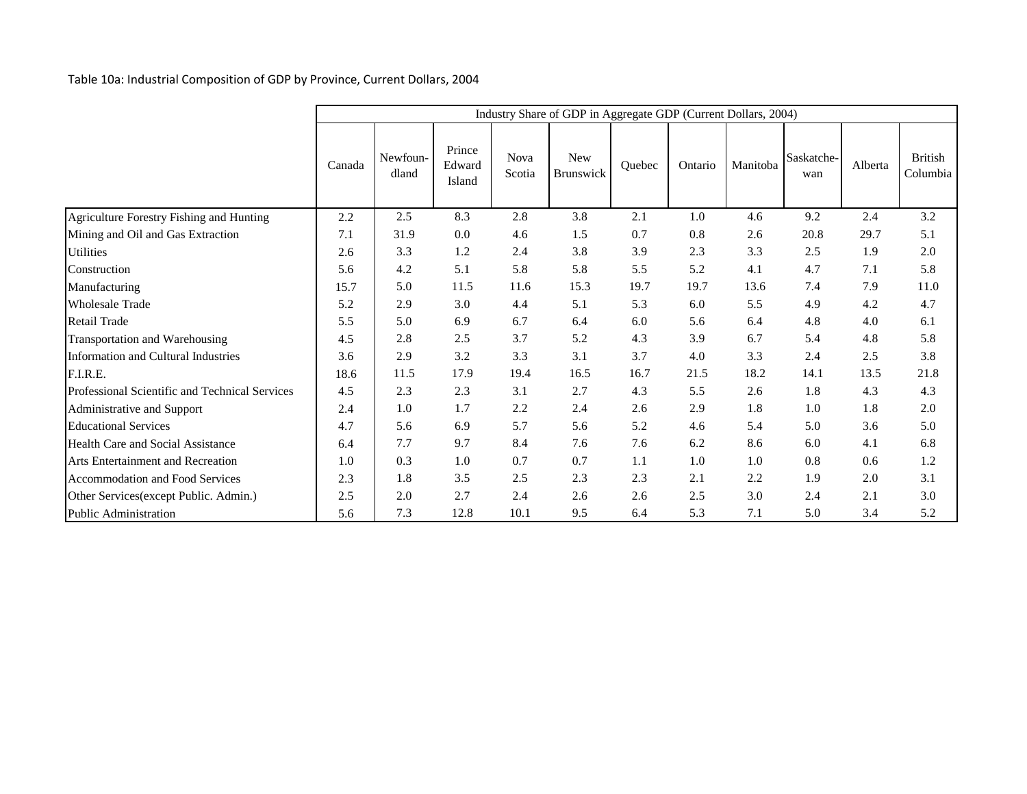Table 10a: Industrial Composition of GDP by Province, Current Dollars, 2004

| | Industry Share of GDP in Aggregate GDP (Current Dollars, 2004) | | | | | | | | | | |
|---|---|---|---|---|---|---|---|---|---|---|---|
| | Canada | Newfoun-dland | Prince Edward Island | Nova Scotia | New Brunswick | Quebec | Ontario | Manitoba | Saskatche-wan | Alberta | British Columbia |
| Agriculture Forestry Fishing and Hunting | 2.2 | 2.5 | 8.3 | 2.8 | 3.8 | 2.1 | 1.0 | 4.6 | 9.2 | 2.4 | 3.2 |
| Mining and Oil and Gas Extraction | 7.1 | 31.9 | 0.0 | 4.6 | 1.5 | 0.7 | 0.8 | 2.6 | 20.8 | 29.7 | 5.1 |
| Utilities | 2.6 | 3.3 | 1.2 | 2.4 | 3.8 | 3.9 | 2.3 | 3.3 | 2.5 | 1.9 | 2.0 |
| Construction | 5.6 | 4.2 | 5.1 | 5.8 | 5.8 | 5.5 | 5.2 | 4.1 | 4.7 | 7.1 | 5.8 |
| Manufacturing | 15.7 | 5.0 | 11.5 | 11.6 | 15.3 | 19.7 | 19.7 | 13.6 | 7.4 | 7.9 | 11.0 |
| Wholesale Trade | 5.2 | 2.9 | 3.0 | 4.4 | 5.1 | 5.3 | 6.0 | 5.5 | 4.9 | 4.2 | 4.7 |
| Retail Trade | 5.5 | 5.0 | 6.9 | 6.7 | 6.4 | 6.0 | 5.6 | 6.4 | 4.8 | 4.0 | 6.1 |
| Transportation and Warehousing | 4.5 | 2.8 | 2.5 | 3.7 | 5.2 | 4.3 | 3.9 | 6.7 | 5.4 | 4.8 | 5.8 |
| Information and Cultural Industries | 3.6 | 2.9 | 3.2 | 3.3 | 3.1 | 3.7 | 4.0 | 3.3 | 2.4 | 2.5 | 3.8 |
| F.I.R.E. | 18.6 | 11.5 | 17.9 | 19.4 | 16.5 | 16.7 | 21.5 | 18.2 | 14.1 | 13.5 | 21.8 |
| Professional Scientific and Technical Services | 4.5 | 2.3 | 2.3 | 3.1 | 2.7 | 4.3 | 5.5 | 2.6 | 1.8 | 4.3 | 4.3 |
| Administrative and Support | 2.4 | 1.0 | 1.7 | 2.2 | 2.4 | 2.6 | 2.9 | 1.8 | 1.0 | 1.8 | 2.0 |
| Educational Services | 4.7 | 5.6 | 6.9 | 5.7 | 5.6 | 5.2 | 4.6 | 5.4 | 5.0 | 3.6 | 5.0 |
| Health Care and Social Assistance | 6.4 | 7.7 | 9.7 | 8.4 | 7.6 | 7.6 | 6.2 | 8.6 | 6.0 | 4.1 | 6.8 |
| Arts Entertainment and Recreation | 1.0 | 0.3 | 1.0 | 0.7 | 0.7 | 1.1 | 1.0 | 1.0 | 0.8 | 0.6 | 1.2 |
| Accommodation and Food Services | 2.3 | 1.8 | 3.5 | 2.5 | 2.3 | 2.3 | 2.1 | 2.2 | 1.9 | 2.0 | 3.1 |
| Other Services(except Public. Admin.) | 2.5 | 2.0 | 2.7 | 2.4 | 2.6 | 2.6 | 2.5 | 3.0 | 2.4 | 2.1 | 3.0 |
| Public Administration | 5.6 | 7.3 | 12.8 | 10.1 | 9.5 | 6.4 | 5.3 | 7.1 | 5.0 | 3.4 | 5.2 |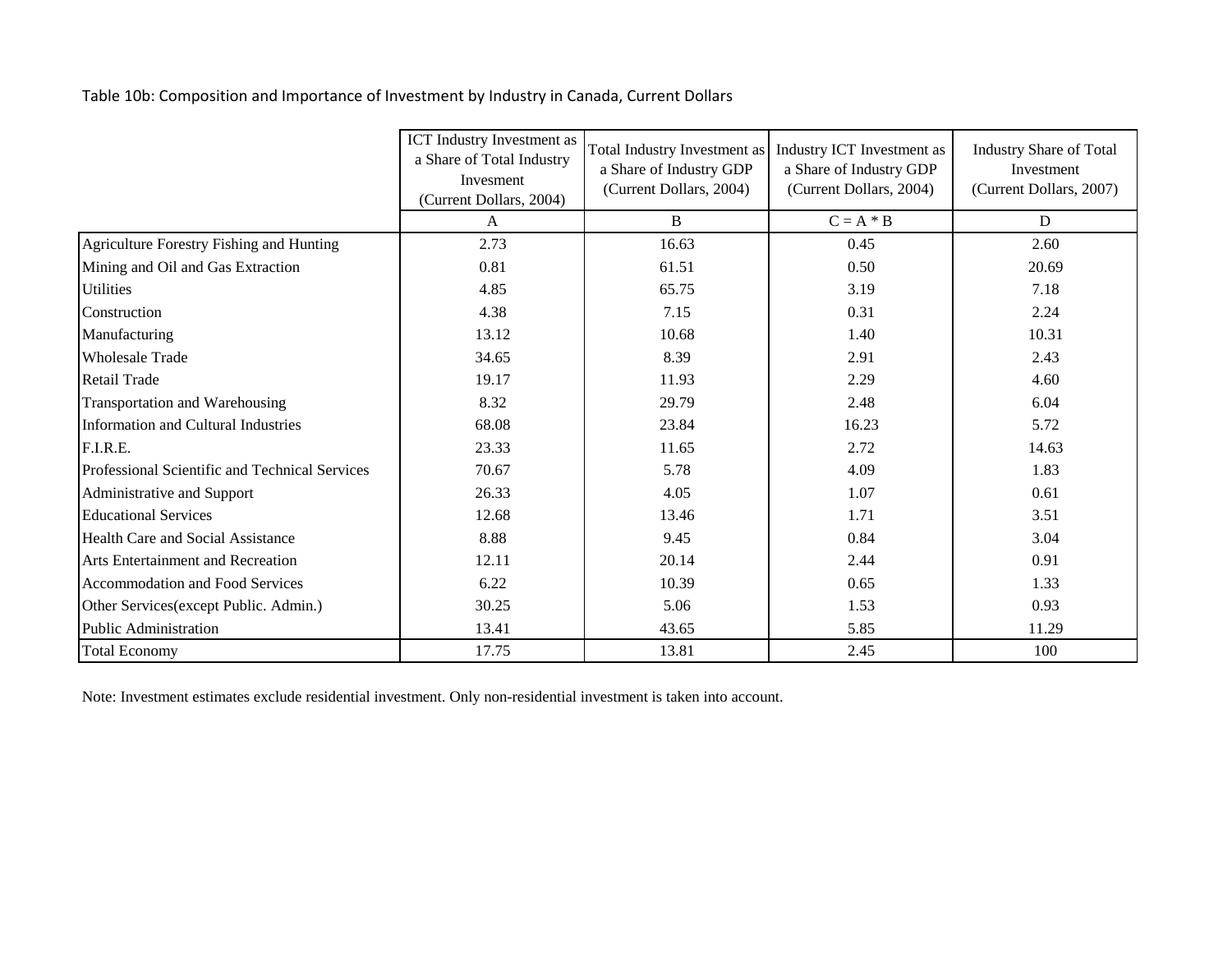Table 10b: Composition and Importance of Investment by Industry in Canada, Current Dollars

| | ICT Industry Investment as a Share of Total Industry Invesment (Current Dollars, 2004) | Total Industry Investment as a Share of Industry GDP (Current Dollars, 2004) | Industry ICT Investment as a Share of Industry GDP (Current Dollars, 2004) | Industry Share of Total Investment (Current Dollars, 2007) |
|---|---|---|---|---|
| | A | B | C = A * B | D |
| Agriculture Forestry Fishing and Hunting | 2.73 | 16.63 | 0.45 | 2.60 |
| Mining and Oil and Gas Extraction | 0.81 | 61.51 | 0.50 | 20.69 |
| Utilities | 4.85 | 65.75 | 3.19 | 7.18 |
| Construction | 4.38 | 7.15 | 0.31 | 2.24 |
| Manufacturing | 13.12 | 10.68 | 1.40 | 10.31 |
| Wholesale Trade | 34.65 | 8.39 | 2.91 | 2.43 |
| Retail Trade | 19.17 | 11.93 | 2.29 | 4.60 |
| Transportation and Warehousing | 8.32 | 29.79 | 2.48 | 6.04 |
| Information and Cultural Industries | 68.08 | 23.84 | 16.23 | 5.72 |
| F.I.R.E. | 23.33 | 11.65 | 2.72 | 14.63 |
| Professional Scientific and Technical Services | 70.67 | 5.78 | 4.09 | 1.83 |
| Administrative and Support | 26.33 | 4.05 | 1.07 | 0.61 |
| Educational Services | 12.68 | 13.46 | 1.71 | 3.51 |
| Health Care and Social Assistance | 8.88 | 9.45 | 0.84 | 3.04 |
| Arts Entertainment and Recreation | 12.11 | 20.14 | 2.44 | 0.91 |
| Accommodation and Food Services | 6.22 | 10.39 | 0.65 | 1.33 |
| Other Services(except Public. Admin.) | 30.25 | 5.06 | 1.53 | 0.93 |
| Public Administration | 13.41 | 43.65 | 5.85 | 11.29 |
| Total Economy | 17.75 | 13.81 | 2.45 | 100 |

Note: Investment estimates exclude residential investment. Only non-residential investment is taken into account.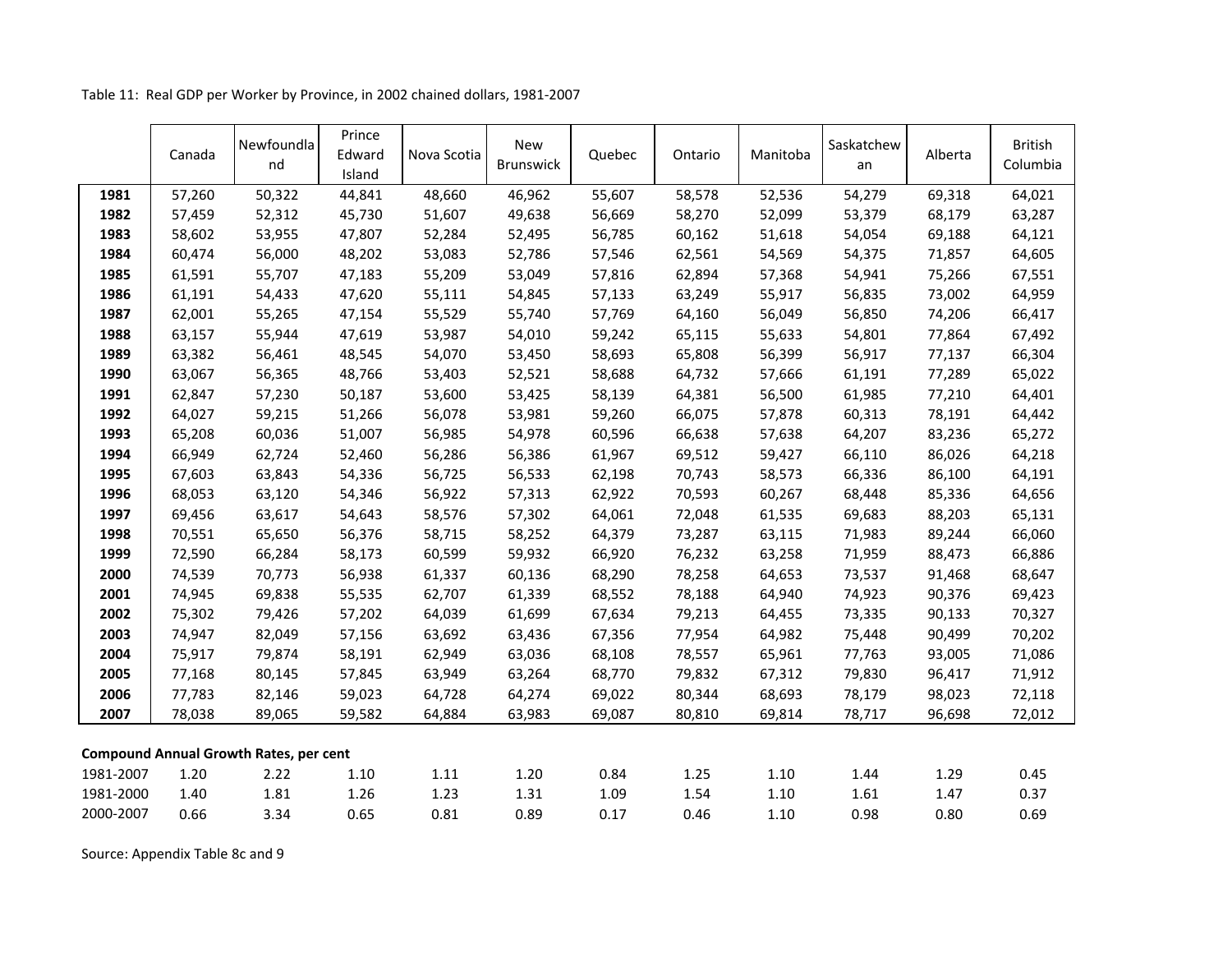Table 11: Real GDP per Worker by Province, in 2002 chained dollars, 1981-2007

| | Canada | Newfoundland | Prince Edward Island | Nova Scotia | New Brunswick | Quebec | Ontario | Manitoba | Saskatchewan | Alberta | British Columbia |
|---|---|---|---|---|---|---|---|---|---|---|---|
| **1981** | 57,260 | 50,322 | 44,841 | 48,660 | 46,962 | 55,607 | 58,578 | 52,536 | 54,279 | 69,318 | 64,021 |
| **1982** | 57,459 | 52,312 | 45,730 | 51,607 | 49,638 | 56,669 | 58,270 | 52,099 | 53,379 | 68,179 | 63,287 |
| **1983** | 58,602 | 53,955 | 47,807 | 52,284 | 52,495 | 56,785 | 60,162 | 51,618 | 54,054 | 69,188 | 64,121 |
| **1984** | 60,474 | 56,000 | 48,202 | 53,083 | 52,786 | 57,546 | 62,561 | 54,569 | 54,375 | 71,857 | 64,605 |
| **1985** | 61,591 | 55,707 | 47,183 | 55,209 | 53,049 | 57,816 | 62,894 | 57,368 | 54,941 | 75,266 | 67,551 |
| **1986** | 61,191 | 54,433 | 47,620 | 55,111 | 54,845 | 57,133 | 63,249 | 55,917 | 56,835 | 73,002 | 64,959 |
| **1987** | 62,001 | 55,265 | 47,154 | 55,529 | 55,740 | 57,769 | 64,160 | 56,049 | 56,850 | 74,206 | 66,417 |
| **1988** | 63,157 | 55,944 | 47,619 | 53,987 | 54,010 | 59,242 | 65,115 | 55,633 | 54,801 | 77,864 | 67,492 |
| **1989** | 63,382 | 56,461 | 48,545 | 54,070 | 53,450 | 58,693 | 65,808 | 56,399 | 56,917 | 77,137 | 66,304 |
| **1990** | 63,067 | 56,365 | 48,766 | 53,403 | 52,521 | 58,688 | 64,732 | 57,666 | 61,191 | 77,289 | 65,022 |
| **1991** | 62,847 | 57,230 | 50,187 | 53,600 | 53,425 | 58,139 | 64,381 | 56,500 | 61,985 | 77,210 | 64,401 |
| **1992** | 64,027 | 59,215 | 51,266 | 56,078 | 53,981 | 59,260 | 66,075 | 57,878 | 60,313 | 78,191 | 64,442 |
| **1993** | 65,208 | 60,036 | 51,007 | 56,985 | 54,978 | 60,596 | 66,638 | 57,638 | 64,207 | 83,236 | 65,272 |
| **1994** | 66,949 | 62,724 | 52,460 | 56,286 | 56,386 | 61,967 | 69,512 | 59,427 | 66,110 | 86,026 | 64,218 |
| **1995** | 67,603 | 63,843 | 54,336 | 56,725 | 56,533 | 62,198 | 70,743 | 58,573 | 66,336 | 86,100 | 64,191 |
| **1996** | 68,053 | 63,120 | 54,346 | 56,922 | 57,313 | 62,922 | 70,593 | 60,267 | 68,448 | 85,336 | 64,656 |
| **1997** | 69,456 | 63,617 | 54,643 | 58,576 | 57,302 | 64,061 | 72,048 | 61,535 | 69,683 | 88,203 | 65,131 |
| **1998** | 70,551 | 65,650 | 56,376 | 58,715 | 58,252 | 64,379 | 73,287 | 63,115 | 71,983 | 89,244 | 66,060 |
| **1999** | 72,590 | 66,284 | 58,173 | 60,599 | 59,932 | 66,920 | 76,232 | 63,258 | 71,959 | 88,473 | 66,886 |
| **2000** | 74,539 | 70,773 | 56,938 | 61,337 | 60,136 | 68,290 | 78,258 | 64,653 | 73,537 | 91,468 | 68,647 |
| **2001** | 74,945 | 69,838 | 55,535 | 62,707 | 61,339 | 68,552 | 78,188 | 64,940 | 74,923 | 90,376 | 69,423 |
| **2002** | 75,302 | 79,426 | 57,202 | 64,039 | 61,699 | 67,634 | 79,213 | 64,455 | 73,335 | 90,133 | 70,327 |
| **2003** | 74,947 | 82,049 | 57,156 | 63,692 | 63,436 | 67,356 | 77,954 | 64,982 | 75,448 | 90,499 | 70,202 |
| **2004** | 75,917 | 79,874 | 58,191 | 62,949 | 63,036 | 68,108 | 78,557 | 65,961 | 77,763 | 93,005 | 71,086 |
| **2005** | 77,168 | 80,145 | 57,845 | 63,949 | 63,264 | 68,770 | 79,832 | 67,312 | 79,830 | 96,417 | 71,912 |
| **2006** | 77,783 | 82,146 | 59,023 | 64,728 | 64,274 | 69,022 | 80,344 | 68,693 | 78,179 | 98,023 | 72,118 |
| **2007** | 78,038 | 89,065 | 59,582 | 64,884 | 63,983 | 69,087 | 80,810 | 69,814 | 78,717 | 96,698 | 72,012 |
| **Compound Annual Growth Rates, per cent** | | | | | | | | | | | |
| 1981-2007 | 1.20 | 2.22 | 1.10 | 1.11 | 1.20 | 0.84 | 1.25 | 1.10 | 1.44 | 1.29 | 0.45 |
| 1981-2000 | 1.40 | 1.81 | 1.26 | 1.23 | 1.31 | 1.09 | 1.54 | 1.10 | 1.61 | 1.47 | 0.37 |
| 2000-2007 | 0.66 | 3.34 | 0.65 | 0.81 | 0.89 | 0.17 | 0.46 | 1.10 | 0.98 | 0.80 | 0.69 |

Source: Appendix Table 8c and 9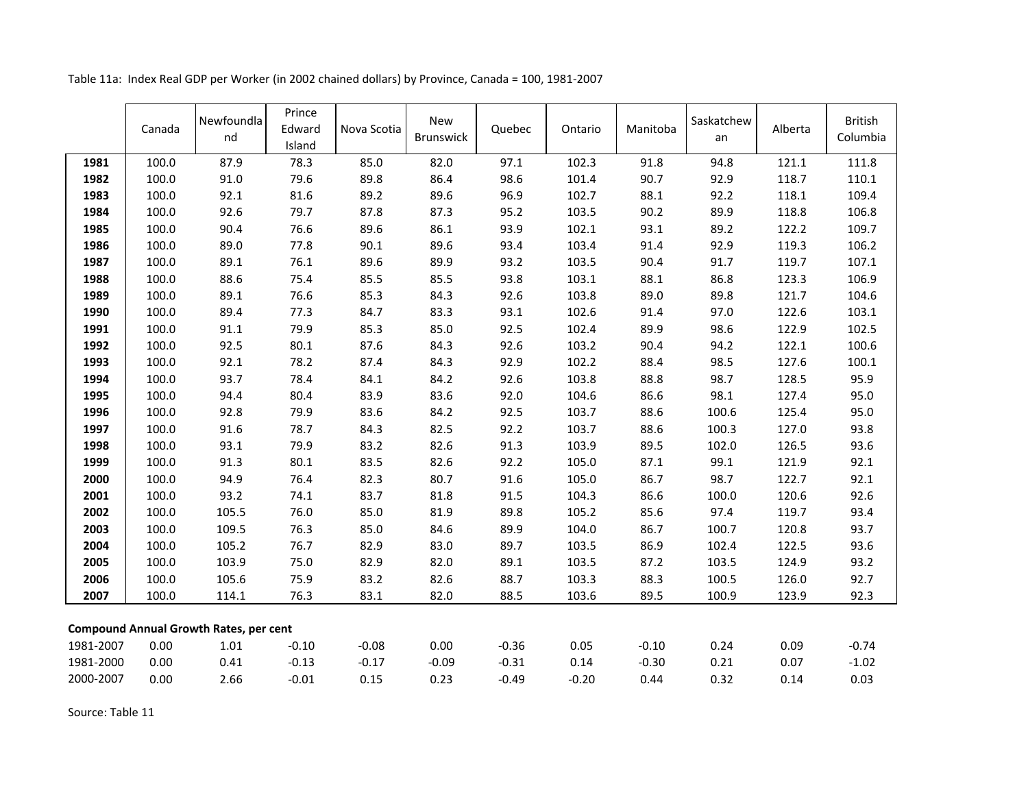Table 11a: Index Real GDP per Worker (in 2002 chained dollars) by Province, Canada = 100, 1981-2007

| | Canada | Newfoundland | Prince Edward Island | Nova Scotia | New Brunswick | Quebec | Ontario | Manitoba | Saskatchewan | Alberta | British Columbia |
|---|---|---|---|---|---|---|---|---|---|---|---|
| **1981** | 100.0 | 87.9 | 78.3 | 85.0 | 82.0 | 97.1 | 102.3 | 91.8 | 94.8 | 121.1 | 111.8 |
| **1982** | 100.0 | 91.0 | 79.6 | 89.8 | 86.4 | 98.6 | 101.4 | 90.7 | 92.9 | 118.7 | 110.1 |
| **1983** | 100.0 | 92.1 | 81.6 | 89.2 | 89.6 | 96.9 | 102.7 | 88.1 | 92.2 | 118.1 | 109.4 |
| **1984** | 100.0 | 92.6 | 79.7 | 87.8 | 87.3 | 95.2 | 103.5 | 90.2 | 89.9 | 118.8 | 106.8 |
| **1985** | 100.0 | 90.4 | 76.6 | 89.6 | 86.1 | 93.9 | 102.1 | 93.1 | 89.2 | 122.2 | 109.7 |
| **1986** | 100.0 | 89.0 | 77.8 | 90.1 | 89.6 | 93.4 | 103.4 | 91.4 | 92.9 | 119.3 | 106.2 |
| **1987** | 100.0 | 89.1 | 76.1 | 89.6 | 89.9 | 93.2 | 103.5 | 90.4 | 91.7 | 119.7 | 107.1 |
| **1988** | 100.0 | 88.6 | 75.4 | 85.5 | 85.5 | 93.8 | 103.1 | 88.1 | 86.8 | 123.3 | 106.9 |
| **1989** | 100.0 | 89.1 | 76.6 | 85.3 | 84.3 | 92.6 | 103.8 | 89.0 | 89.8 | 121.7 | 104.6 |
| **1990** | 100.0 | 89.4 | 77.3 | 84.7 | 83.3 | 93.1 | 102.6 | 91.4 | 97.0 | 122.6 | 103.1 |
| **1991** | 100.0 | 91.1 | 79.9 | 85.3 | 85.0 | 92.5 | 102.4 | 89.9 | 98.6 | 122.9 | 102.5 |
| **1992** | 100.0 | 92.5 | 80.1 | 87.6 | 84.3 | 92.6 | 103.2 | 90.4 | 94.2 | 122.1 | 100.6 |
| **1993** | 100.0 | 92.1 | 78.2 | 87.4 | 84.3 | 92.9 | 102.2 | 88.4 | 98.5 | 127.6 | 100.1 |
| **1994** | 100.0 | 93.7 | 78.4 | 84.1 | 84.2 | 92.6 | 103.8 | 88.8 | 98.7 | 128.5 | 95.9 |
| **1995** | 100.0 | 94.4 | 80.4 | 83.9 | 83.6 | 92.0 | 104.6 | 86.6 | 98.1 | 127.4 | 95.0 |
| **1996** | 100.0 | 92.8 | 79.9 | 83.6 | 84.2 | 92.5 | 103.7 | 88.6 | 100.6 | 125.4 | 95.0 |
| **1997** | 100.0 | 91.6 | 78.7 | 84.3 | 82.5 | 92.2 | 103.7 | 88.6 | 100.3 | 127.0 | 93.8 |
| **1998** | 100.0 | 93.1 | 79.9 | 83.2 | 82.6 | 91.3 | 103.9 | 89.5 | 102.0 | 126.5 | 93.6 |
| **1999** | 100.0 | 91.3 | 80.1 | 83.5 | 82.6 | 92.2 | 105.0 | 87.1 | 99.1 | 121.9 | 92.1 |
| **2000** | 100.0 | 94.9 | 76.4 | 82.3 | 80.7 | 91.6 | 105.0 | 86.7 | 98.7 | 122.7 | 92.1 |
| **2001** | 100.0 | 93.2 | 74.1 | 83.7 | 81.8 | 91.5 | 104.3 | 86.6 | 100.0 | 120.6 | 92.6 |
| **2002** | 100.0 | 105.5 | 76.0 | 85.0 | 81.9 | 89.8 | 105.2 | 85.6 | 97.4 | 119.7 | 93.4 |
| **2003** | 100.0 | 109.5 | 76.3 | 85.0 | 84.6 | 89.9 | 104.0 | 86.7 | 100.7 | 120.8 | 93.7 |
| **2004** | 100.0 | 105.2 | 76.7 | 82.9 | 83.0 | 89.7 | 103.5 | 86.9 | 102.4 | 122.5 | 93.6 |
| **2005** | 100.0 | 103.9 | 75.0 | 82.9 | 82.0 | 89.1 | 103.5 | 87.2 | 103.5 | 124.9 | 93.2 |
| **2006** | 100.0 | 105.6 | 75.9 | 83.2 | 82.6 | 88.7 | 103.3 | 88.3 | 100.5 | 126.0 | 92.7 |
| **2007** | 100.0 | 114.1 | 76.3 | 83.1 | 82.0 | 88.5 | 103.6 | 89.5 | 100.9 | 123.9 | 92.3 |
| **Compound Annual Growth Rates, per cent** | | | | | | | | | | | |
| 1981-2007 | 0.00 | 1.01 | -0.10 | -0.08 | 0.00 | -0.36 | 0.05 | -0.10 | 0.24 | 0.09 | -0.74 |
| 1981-2000 | 0.00 | 0.41 | -0.13 | -0.17 | -0.09 | -0.31 | 0.14 | -0.30 | 0.21 | 0.07 | -1.02 |
| 2000-2007 | 0.00 | 2.66 | -0.01 | 0.15 | 0.23 | -0.49 | -0.20 | 0.44 | 0.32 | 0.14 | 0.03 |

Source: Table 11